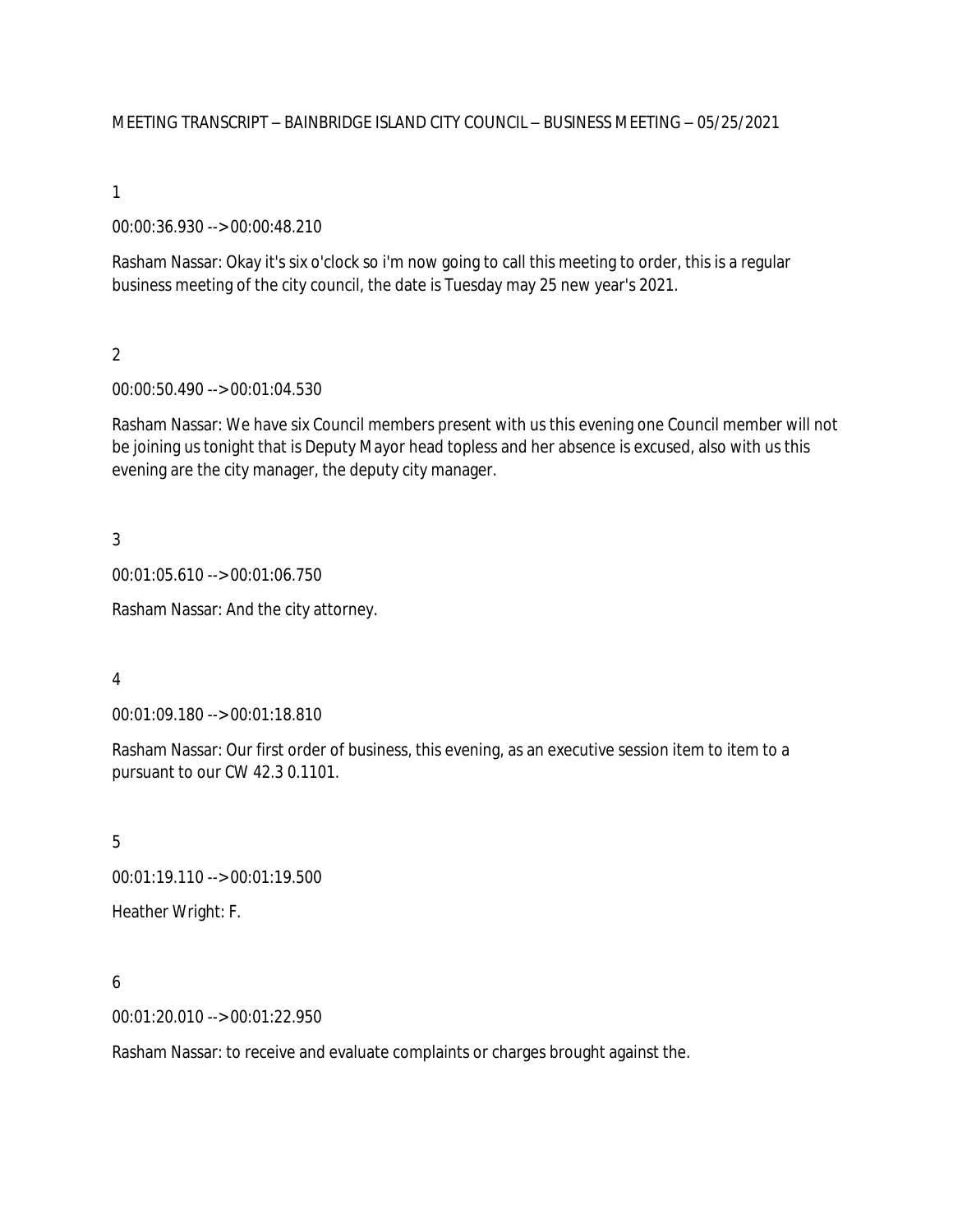MEETING TRANSCRIPT – BAINBRIDGE ISLAND CITY COUNCIL – BUSINESS MEETING – 05/25/2021

1

00:00:36.930 --> 00:00:48.210

Rasham Nassar: Okay it's six o'clock so i'm now going to call this meeting to order, this is a regular business meeting of the city council, the date is Tuesday may 25 new year's 2021.

2

00:00:50.490 --> 00:01:04.530

Rasham Nassar: We have six Council members present with us this evening one Council member will not be joining us tonight that is Deputy Mayor head topless and her absence is excused, also with us this evening are the city manager, the deputy city manager.

3

00:01:05.610 --> 00:01:06.750

Rasham Nassar: And the city attorney.

4

00:01:09.180 --> 00:01:18.810

Rasham Nassar: Our first order of business, this evening, as an executive session item to item to a pursuant to our CW 42.3 0.1101.

5

00:01:19.110 --> 00:01:19.500

Heather Wright: F.

6

00:01:20.010 --> 00:01:22.950

Rasham Nassar: to receive and evaluate complaints or charges brought against the.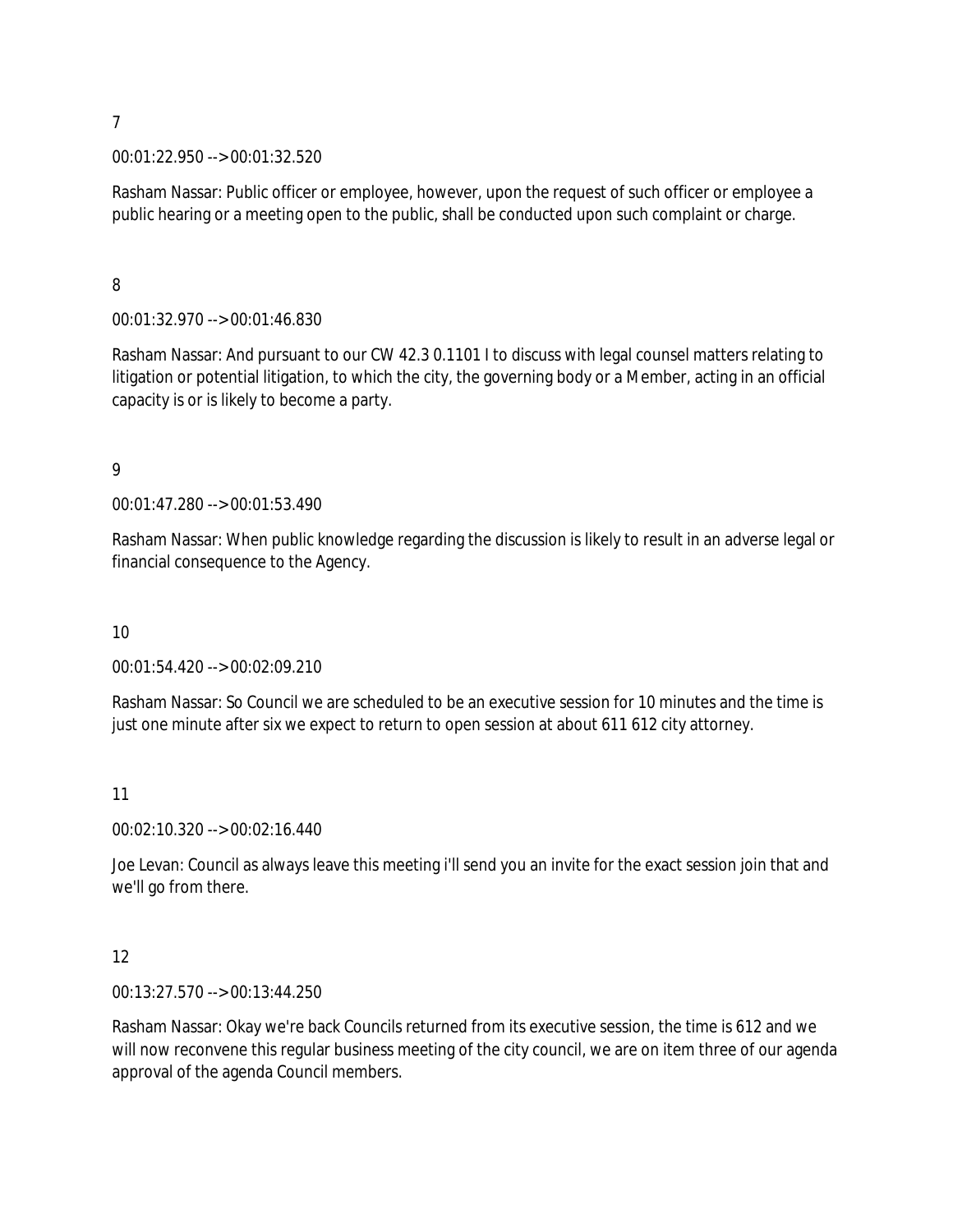7

00:01:22.950 --> 00:01:32.520

Rasham Nassar: Public officer or employee, however, upon the request of such officer or employee a public hearing or a meeting open to the public, shall be conducted upon such complaint or charge.

8

00:01:32.970 --> 00:01:46.830

Rasham Nassar: And pursuant to our CW 42.3 0.1101 I to discuss with legal counsel matters relating to litigation or potential litigation, to which the city, the governing body or a Member, acting in an official capacity is or is likely to become a party.

9

00:01:47.280 --> 00:01:53.490

Rasham Nassar: When public knowledge regarding the discussion is likely to result in an adverse legal or financial consequence to the Agency.

10

00:01:54.420 --> 00:02:09.210

Rasham Nassar: So Council we are scheduled to be an executive session for 10 minutes and the time is just one minute after six we expect to return to open session at about 611 612 city attorney.

11

00:02:10.320 --> 00:02:16.440

Joe Levan: Council as always leave this meeting i'll send you an invite for the exact session join that and we'll go from there.

12

00:13:27.570 --> 00:13:44.250

Rasham Nassar: Okay we're back Councils returned from its executive session, the time is 612 and we will now reconvene this regular business meeting of the city council, we are on item three of our agenda approval of the agenda Council members.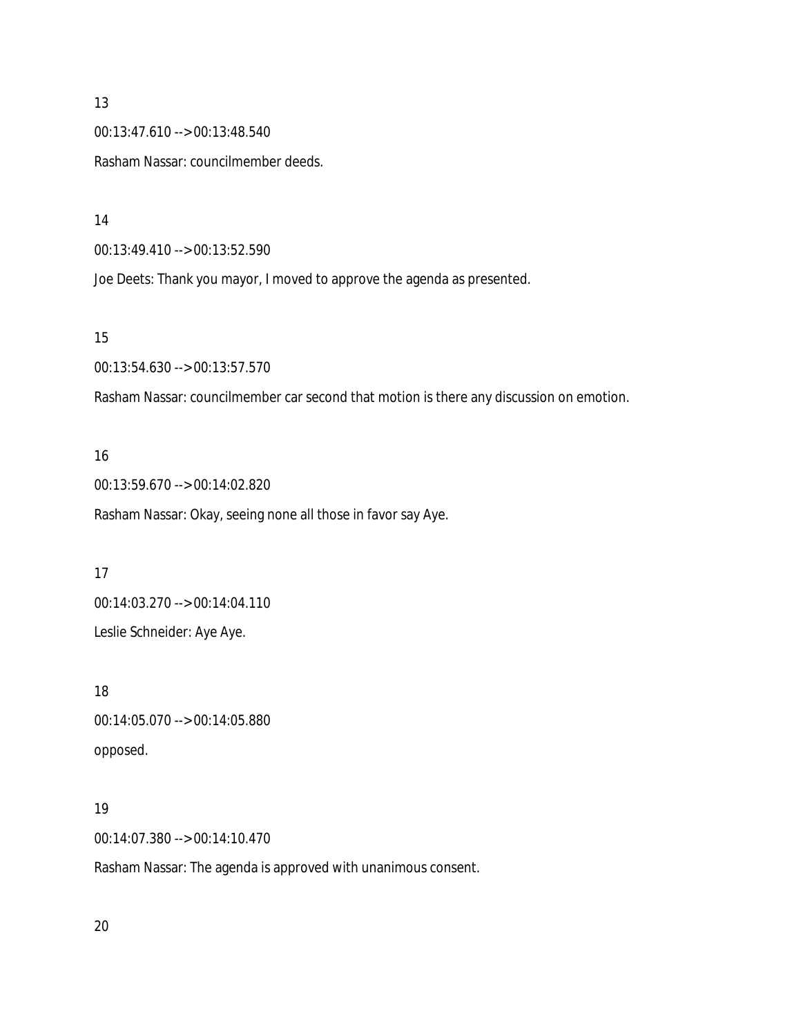13

00:13:47.610 --> 00:13:48.540

Rasham Nassar: councilmember deeds.

14

00:13:49.410 --> 00:13:52.590

Joe Deets: Thank you mayor, I moved to approve the agenda as presented.

15

00:13:54.630 --> 00:13:57.570

Rasham Nassar: councilmember car second that motion is there any discussion on emotion.

16

00:13:59.670 --> 00:14:02.820

Rasham Nassar: Okay, seeing none all those in favor say Aye.

17

00:14:03.270 --> 00:14:04.110

Leslie Schneider: Aye Aye.

18

00:14:05.070 --> 00:14:05.880

opposed.

19

00:14:07.380 --> 00:14:10.470

Rasham Nassar: The agenda is approved with unanimous consent.

20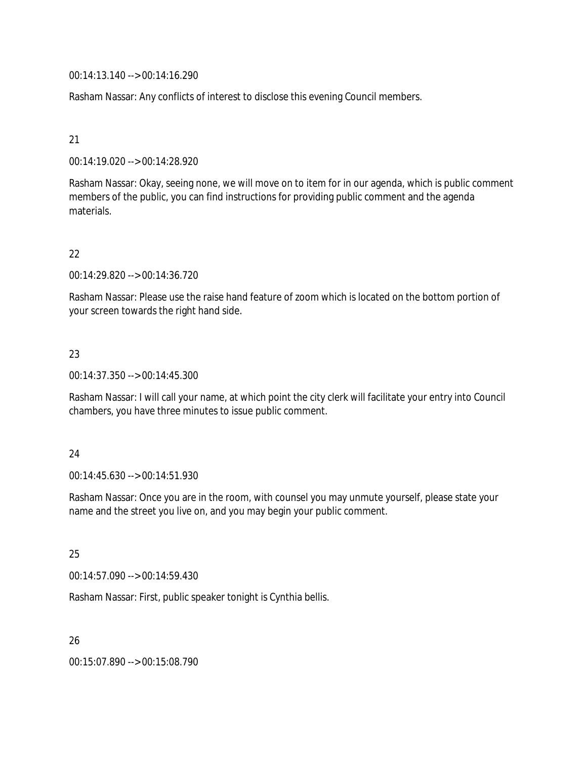00:14:13.140 --> 00:14:16.290

Rasham Nassar: Any conflicts of interest to disclose this evening Council members.

21

00:14:19.020 --> 00:14:28.920

Rasham Nassar: Okay, seeing none, we will move on to item for in our agenda, which is public comment members of the public, you can find instructions for providing public comment and the agenda materials.

22

00:14:29.820 --> 00:14:36.720

Rasham Nassar: Please use the raise hand feature of zoom which is located on the bottom portion of your screen towards the right hand side.

23

00:14:37.350 --> 00:14:45.300

Rasham Nassar: I will call your name, at which point the city clerk will facilitate your entry into Council chambers, you have three minutes to issue public comment.

24

00:14:45.630 --> 00:14:51.930

Rasham Nassar: Once you are in the room, with counsel you may unmute yourself, please state your name and the street you live on, and you may begin your public comment.

25

00:14:57.090 --> 00:14:59.430

Rasham Nassar: First, public speaker tonight is Cynthia bellis.

26

00:15:07.890 --> 00:15:08.790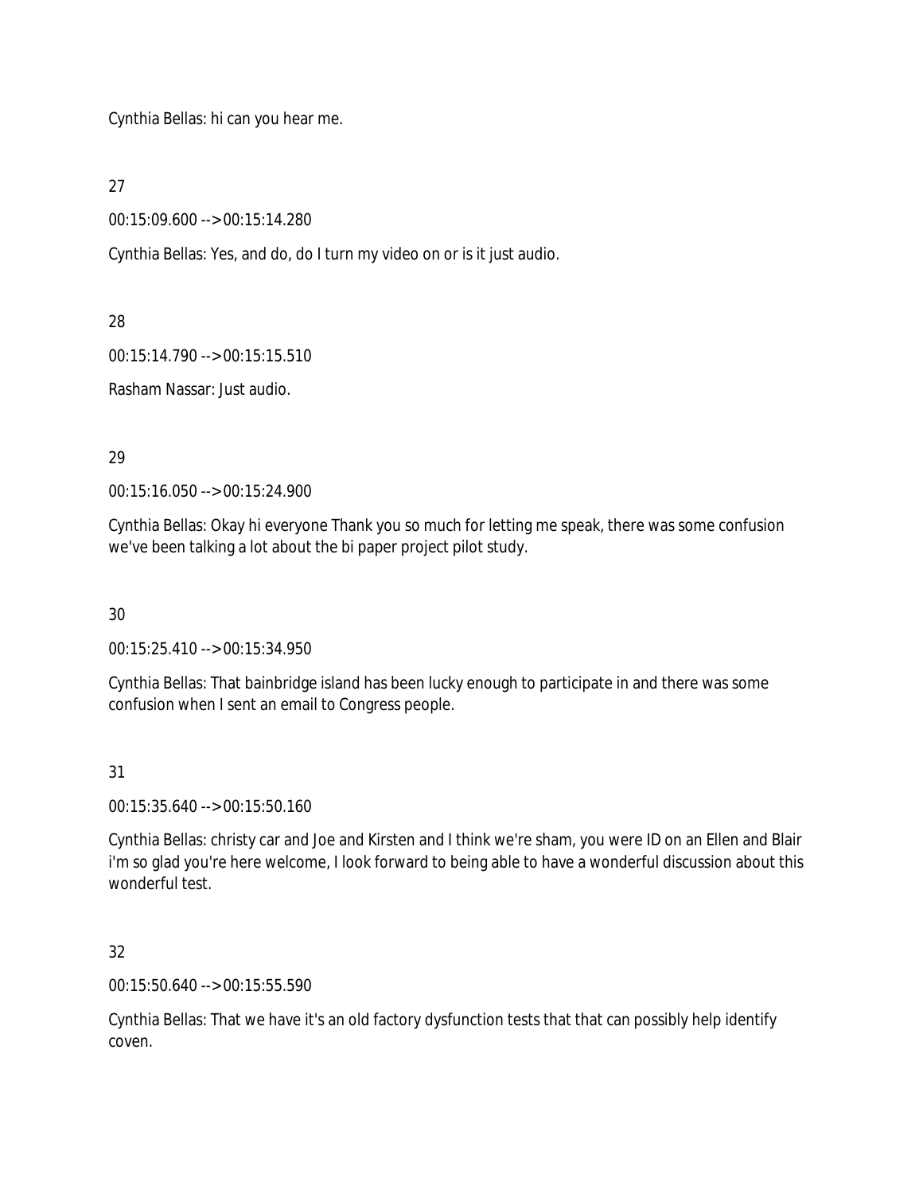Cynthia Bellas: hi can you hear me.

27

00:15:09.600 --> 00:15:14.280

Cynthia Bellas: Yes, and do, do I turn my video on or is it just audio.

28

00:15:14.790 --> 00:15:15.510

Rasham Nassar: Just audio.

29

00:15:16.050 --> 00:15:24.900

Cynthia Bellas: Okay hi everyone Thank you so much for letting me speak, there was some confusion we've been talking a lot about the bi paper project pilot study.

30

00:15:25.410 --> 00:15:34.950

Cynthia Bellas: That bainbridge island has been lucky enough to participate in and there was some confusion when I sent an email to Congress people.

31

00:15:35.640 --> 00:15:50.160

Cynthia Bellas: christy car and Joe and Kirsten and I think we're sham, you were ID on an Ellen and Blair i'm so glad you're here welcome, I look forward to being able to have a wonderful discussion about this wonderful test.

32

00:15:50.640 --> 00:15:55.590

Cynthia Bellas: That we have it's an old factory dysfunction tests that that can possibly help identify coven.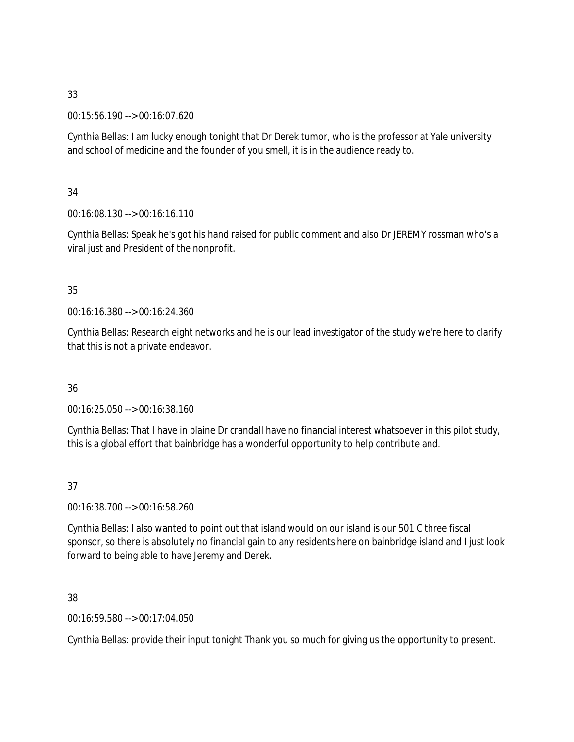33

00:15:56.190 --> 00:16:07.620

Cynthia Bellas: I am lucky enough tonight that Dr Derek tumor, who is the professor at Yale university and school of medicine and the founder of you smell, it is in the audience ready to.

34

00:16:08.130 --> 00:16:16.110

Cynthia Bellas: Speak he's got his hand raised for public comment and also Dr JEREMY rossman who's a viral just and President of the nonprofit.

35

00:16:16.380 --> 00:16:24.360

Cynthia Bellas: Research eight networks and he is our lead investigator of the study we're here to clarify that this is not a private endeavor.

36

00:16:25.050 --> 00:16:38.160

Cynthia Bellas: That I have in blaine Dr crandall have no financial interest whatsoever in this pilot study, this is a global effort that bainbridge has a wonderful opportunity to help contribute and.

37

00:16:38.700 --> 00:16:58.260

Cynthia Bellas: I also wanted to point out that island would on our island is our 501 C three fiscal sponsor, so there is absolutely no financial gain to any residents here on bainbridge island and I just look forward to being able to have Jeremy and Derek.

38

00:16:59.580 --> 00:17:04.050

Cynthia Bellas: provide their input tonight Thank you so much for giving us the opportunity to present.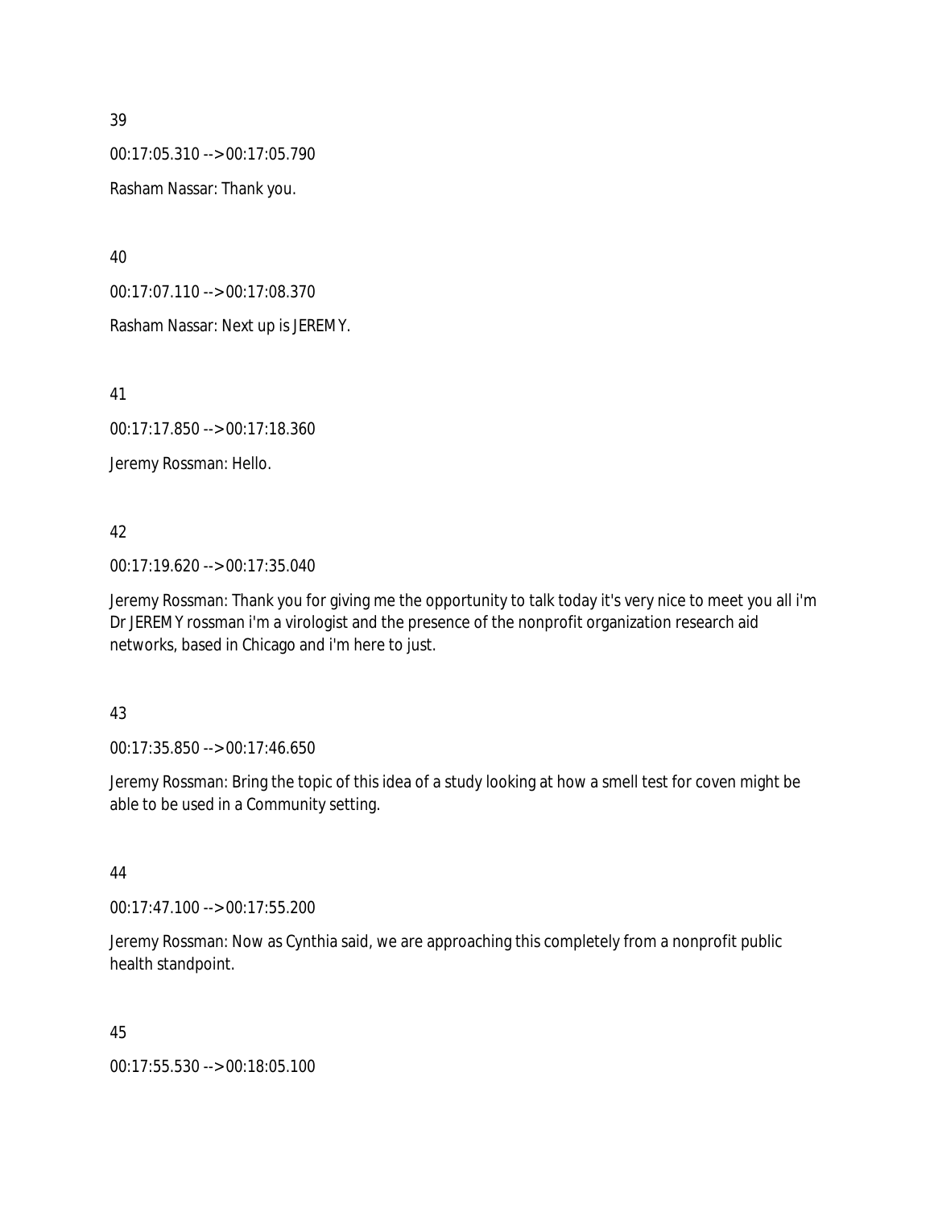39

00:17:05.310 --> 00:17:05.790

Rasham Nassar: Thank you.

40

00:17:07.110 --> 00:17:08.370

Rasham Nassar: Next up is JEREMY.

41

00:17:17.850 --> 00:17:18.360

Jeremy Rossman: Hello.

42

00:17:19.620 --> 00:17:35.040

Jeremy Rossman: Thank you for giving me the opportunity to talk today it's very nice to meet you all i'm Dr JEREMY rossman i'm a virologist and the presence of the nonprofit organization research aid networks, based in Chicago and i'm here to just.

43

00:17:35.850 --> 00:17:46.650

Jeremy Rossman: Bring the topic of this idea of a study looking at how a smell test for coven might be able to be used in a Community setting.

44

00:17:47.100 --> 00:17:55.200

Jeremy Rossman: Now as Cynthia said, we are approaching this completely from a nonprofit public health standpoint.

45

00:17:55.530 --> 00:18:05.100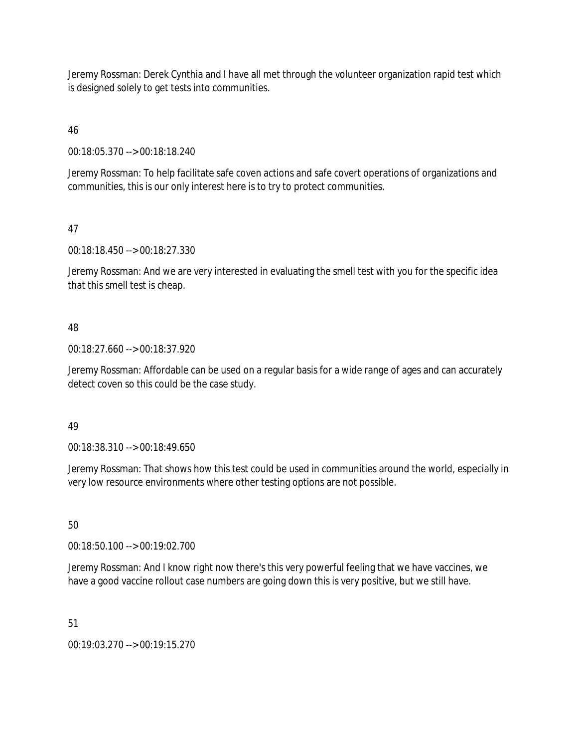Jeremy Rossman: Derek Cynthia and I have all met through the volunteer organization rapid test which is designed solely to get tests into communities.

46

00:18:05.370 --> 00:18:18.240

Jeremy Rossman: To help facilitate safe coven actions and safe covert operations of organizations and communities, this is our only interest here is to try to protect communities.

47

00:18:18.450 --> 00:18:27.330

Jeremy Rossman: And we are very interested in evaluating the smell test with you for the specific idea that this smell test is cheap.

48

00:18:27.660 --> 00:18:37.920

Jeremy Rossman: Affordable can be used on a regular basis for a wide range of ages and can accurately detect coven so this could be the case study.

49

00:18:38.310 --> 00:18:49.650

Jeremy Rossman: That shows how this test could be used in communities around the world, especially in very low resource environments where other testing options are not possible.

50

00:18:50.100 --> 00:19:02.700

Jeremy Rossman: And I know right now there's this very powerful feeling that we have vaccines, we have a good vaccine rollout case numbers are going down this is very positive, but we still have.

51

00:19:03.270 --> 00:19:15.270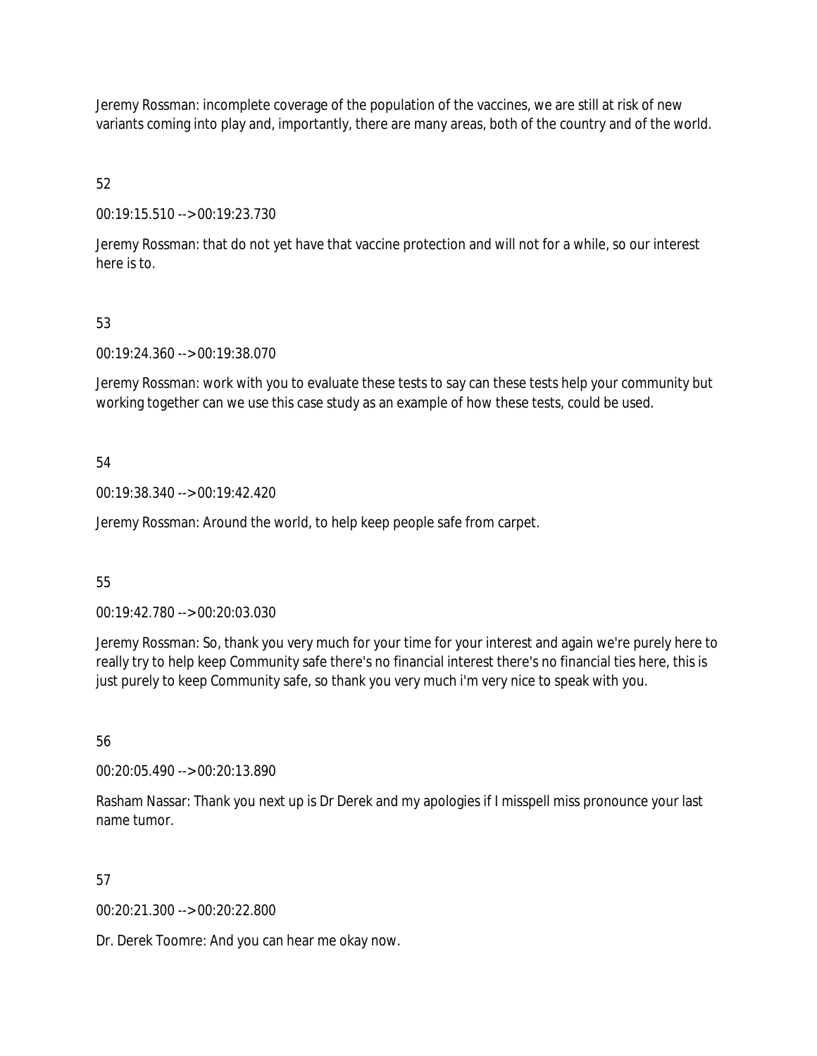Jeremy Rossman: incomplete coverage of the population of the vaccines, we are still at risk of new variants coming into play and, importantly, there are many areas, both of the country and of the world.

52

00:19:15.510 --> 00:19:23.730

Jeremy Rossman: that do not yet have that vaccine protection and will not for a while, so our interest here is to.

53

00:19:24.360 --> 00:19:38.070

Jeremy Rossman: work with you to evaluate these tests to say can these tests help your community but working together can we use this case study as an example of how these tests, could be used.

54

00:19:38.340 --> 00:19:42.420

Jeremy Rossman: Around the world, to help keep people safe from carpet.

55

00:19:42.780 --> 00:20:03.030

Jeremy Rossman: So, thank you very much for your time for your interest and again we're purely here to really try to help keep Community safe there's no financial interest there's no financial ties here, this is just purely to keep Community safe, so thank you very much i'm very nice to speak with you.

56

00:20:05.490 --> 00:20:13.890

Rasham Nassar: Thank you next up is Dr Derek and my apologies if I misspell miss pronounce your last name tumor.

57

00:20:21.300 --> 00:20:22.800

Dr. Derek Toomre: And you can hear me okay now.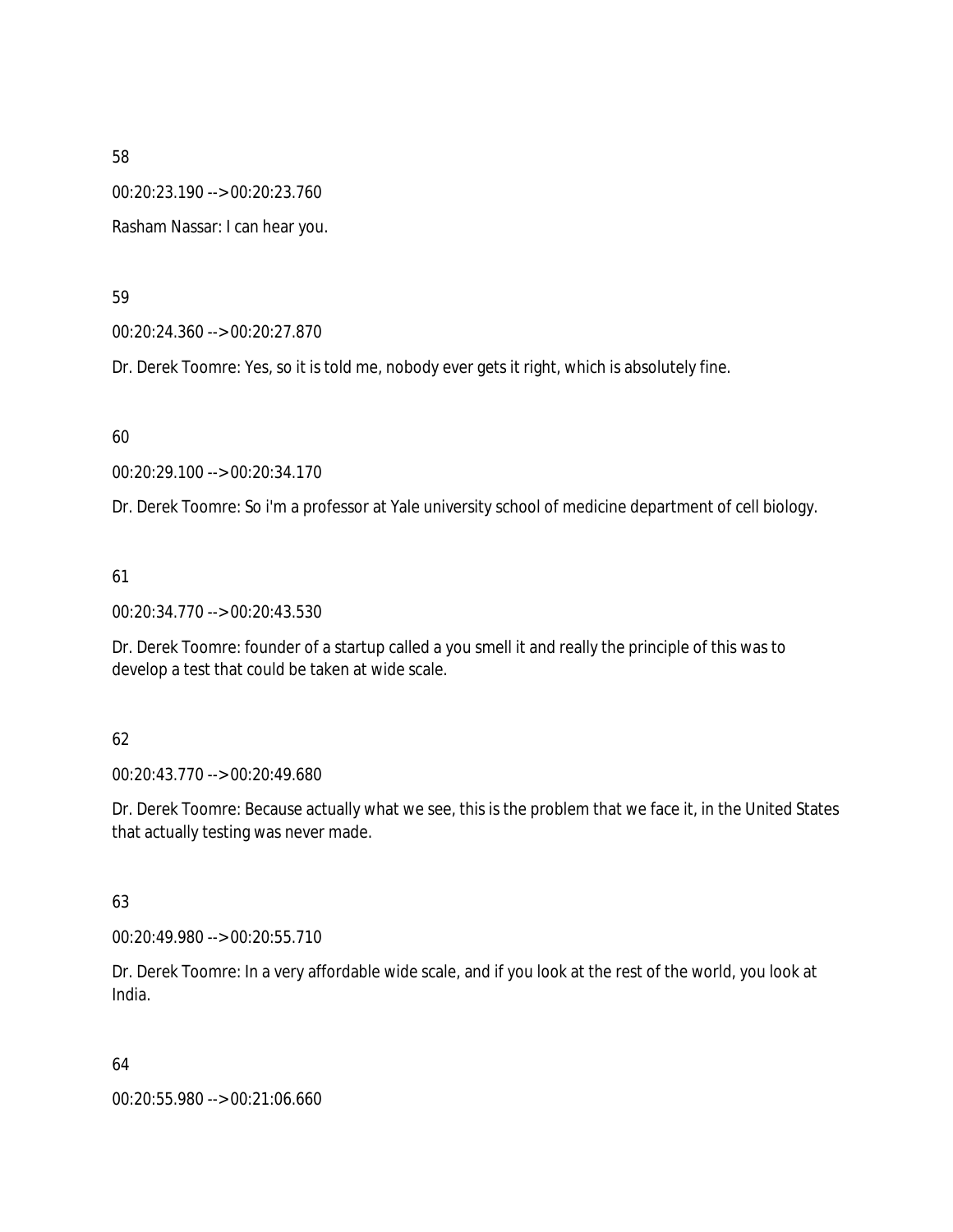58

00:20:23.190 --> 00:20:23.760

Rasham Nassar: I can hear you.

59

00:20:24.360 --> 00:20:27.870

Dr. Derek Toomre: Yes, so it is told me, nobody ever gets it right, which is absolutely fine.

60

00:20:29.100 --> 00:20:34.170

Dr. Derek Toomre: So i'm a professor at Yale university school of medicine department of cell biology.

61

00:20:34.770 --> 00:20:43.530

Dr. Derek Toomre: founder of a startup called a you smell it and really the principle of this was to develop a test that could be taken at wide scale.

62

00:20:43.770 --> 00:20:49.680

Dr. Derek Toomre: Because actually what we see, this is the problem that we face it, in the United States that actually testing was never made.

63

00:20:49.980 --> 00:20:55.710

Dr. Derek Toomre: In a very affordable wide scale, and if you look at the rest of the world, you look at India.

64

00:20:55.980 --> 00:21:06.660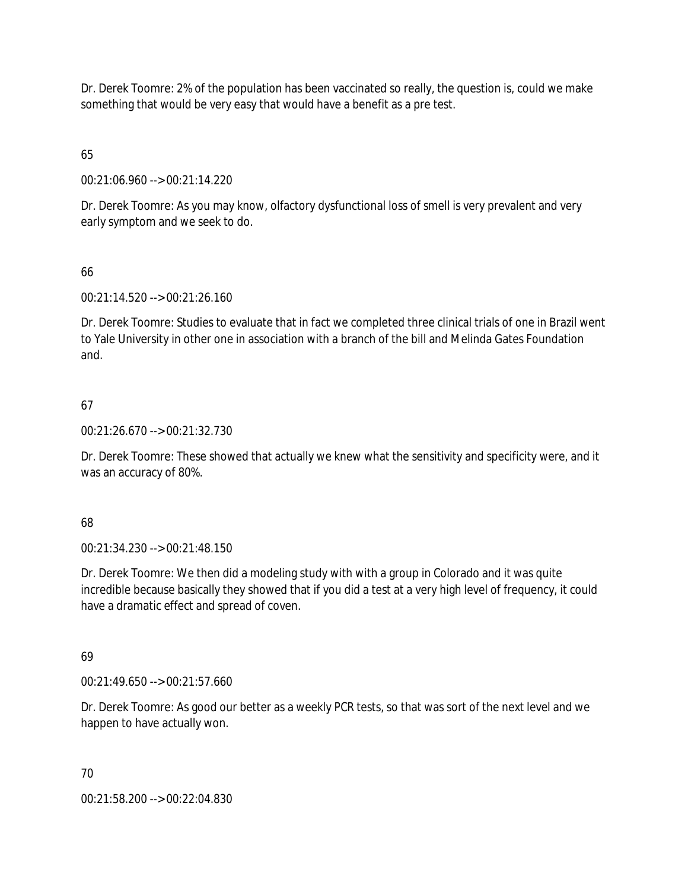Dr. Derek Toomre: 2% of the population has been vaccinated so really, the question is, could we make something that would be very easy that would have a benefit as a pre test.

65

00:21:06.960 --> 00:21:14.220

Dr. Derek Toomre: As you may know, olfactory dysfunctional loss of smell is very prevalent and very early symptom and we seek to do.

66

00:21:14.520 --> 00:21:26.160

Dr. Derek Toomre: Studies to evaluate that in fact we completed three clinical trials of one in Brazil went to Yale University in other one in association with a branch of the bill and Melinda Gates Foundation and.

67

00:21:26.670 --> 00:21:32.730

Dr. Derek Toomre: These showed that actually we knew what the sensitivity and specificity were, and it was an accuracy of 80%.

68

00:21:34.230 --> 00:21:48.150

Dr. Derek Toomre: We then did a modeling study with with a group in Colorado and it was quite incredible because basically they showed that if you did a test at a very high level of frequency, it could have a dramatic effect and spread of coven.

69

00:21:49.650 --> 00:21:57.660

Dr. Derek Toomre: As good our better as a weekly PCR tests, so that was sort of the next level and we happen to have actually won.

70

00:21:58.200 --> 00:22:04.830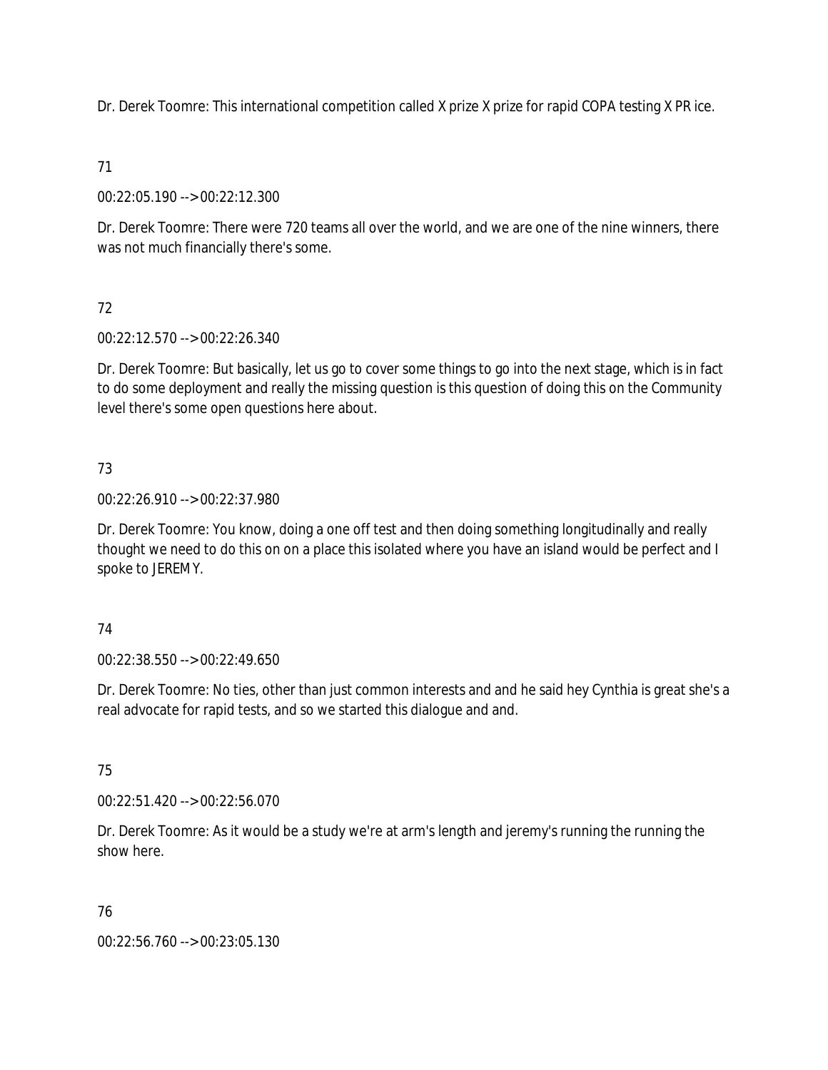Dr. Derek Toomre: This international competition called X prize X prize for rapid COPA testing X PR ice.

71

00:22:05.190 --> 00:22:12.300

Dr. Derek Toomre: There were 720 teams all over the world, and we are one of the nine winners, there was not much financially there's some.

72

00:22:12.570 --> 00:22:26.340

Dr. Derek Toomre: But basically, let us go to cover some things to go into the next stage, which is in fact to do some deployment and really the missing question is this question of doing this on the Community level there's some open questions here about.

73

00:22:26.910 --> 00:22:37.980

Dr. Derek Toomre: You know, doing a one off test and then doing something longitudinally and really thought we need to do this on on a place this isolated where you have an island would be perfect and I spoke to JEREMY.

74

00:22:38.550 --> 00:22:49.650

Dr. Derek Toomre: No ties, other than just common interests and and he said hey Cynthia is great she's a real advocate for rapid tests, and so we started this dialogue and and.

75

00:22:51.420 --> 00:22:56.070

Dr. Derek Toomre: As it would be a study we're at arm's length and jeremy's running the running the show here.

76

00:22:56.760 --> 00:23:05.130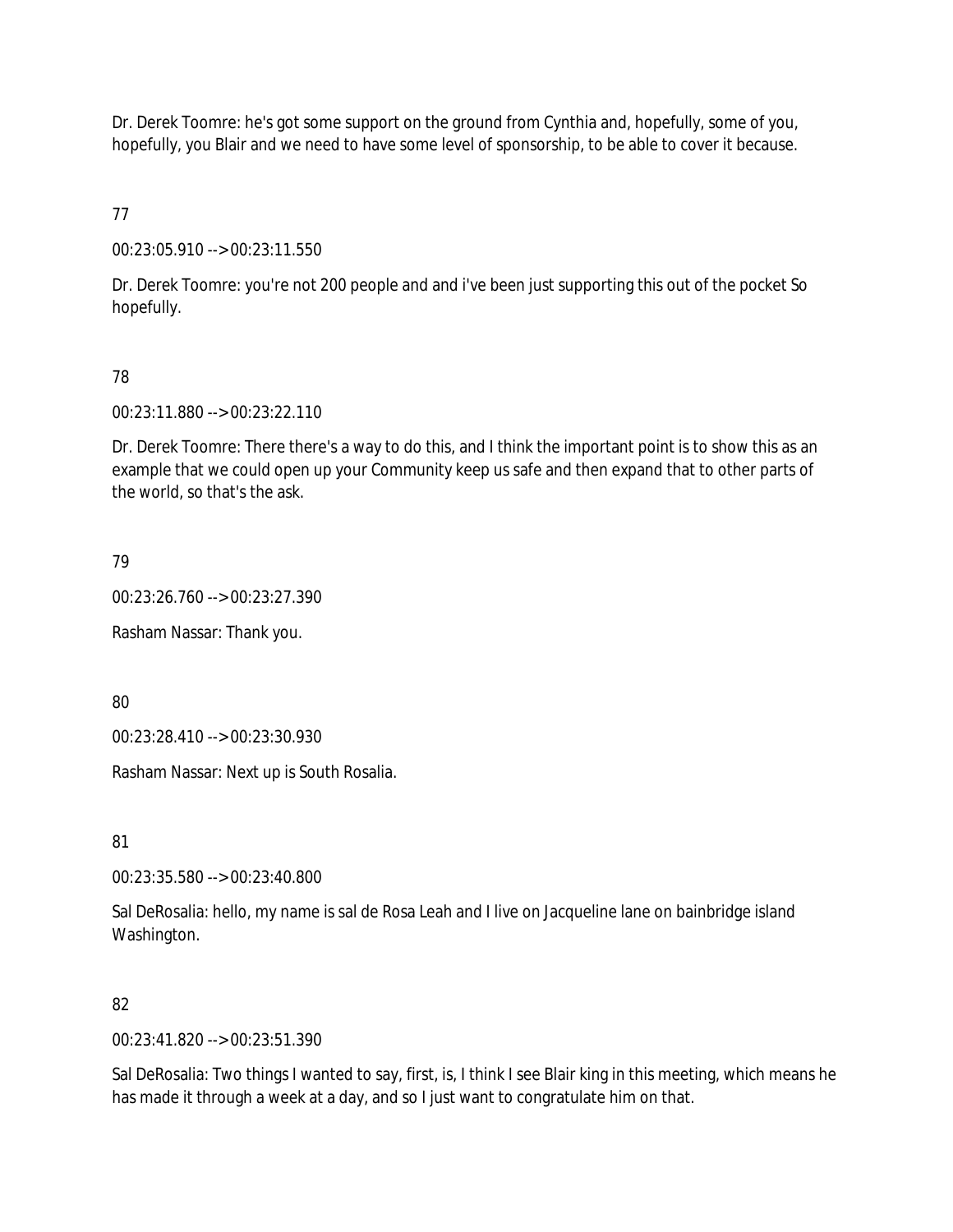Dr. Derek Toomre: he's got some support on the ground from Cynthia and, hopefully, some of you, hopefully, you Blair and we need to have some level of sponsorship, to be able to cover it because.

77

00:23:05.910 --> 00:23:11.550

Dr. Derek Toomre: you're not 200 people and and i've been just supporting this out of the pocket So hopefully.

78

00:23:11.880 --> 00:23:22.110

Dr. Derek Toomre: There there's a way to do this, and I think the important point is to show this as an example that we could open up your Community keep us safe and then expand that to other parts of the world, so that's the ask.

79

00:23:26.760 --> 00:23:27.390

Rasham Nassar: Thank you.

80

00:23:28.410 --> 00:23:30.930

Rasham Nassar: Next up is South Rosalia.

81

00:23:35.580 --> 00:23:40.800

Sal DeRosalia: hello, my name is sal de Rosa Leah and I live on Jacqueline lane on bainbridge island Washington.

82

00:23:41.820 --> 00:23:51.390

Sal DeRosalia: Two things I wanted to say, first, is, I think I see Blair king in this meeting, which means he has made it through a week at a day, and so I just want to congratulate him on that.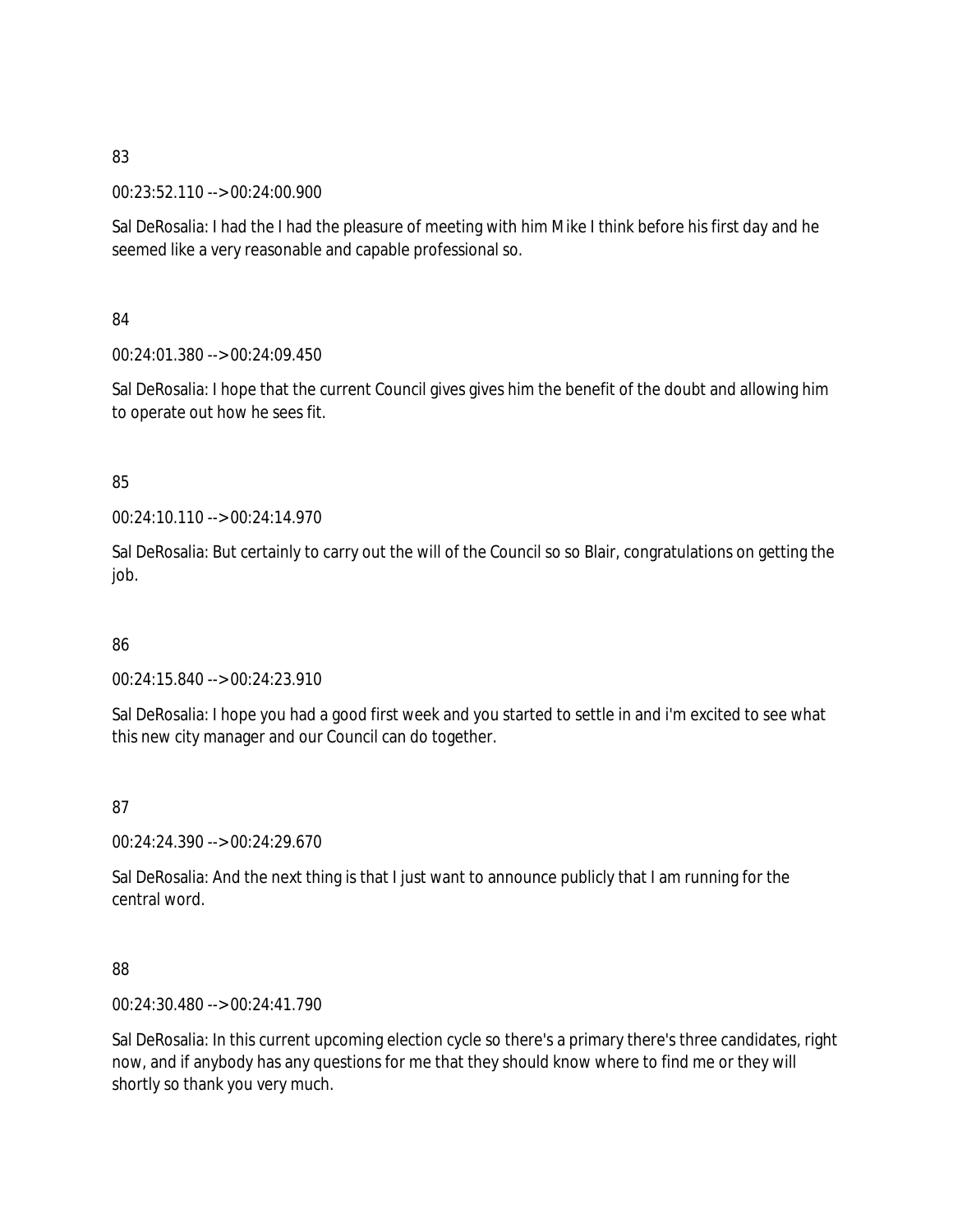83

00:23:52.110 --> 00:24:00.900

Sal DeRosalia: I had the I had the pleasure of meeting with him Mike I think before his first day and he seemed like a very reasonable and capable professional so.

84

00:24:01.380 --> 00:24:09.450

Sal DeRosalia: I hope that the current Council gives gives him the benefit of the doubt and allowing him to operate out how he sees fit.

85

00:24:10.110 --> 00:24:14.970

Sal DeRosalia: But certainly to carry out the will of the Council so so Blair, congratulations on getting the job.

86

00:24:15.840 --> 00:24:23.910

Sal DeRosalia: I hope you had a good first week and you started to settle in and i'm excited to see what this new city manager and our Council can do together.

87

00:24:24.390 --> 00:24:29.670

Sal DeRosalia: And the next thing is that I just want to announce publicly that I am running for the central word.

88

00:24:30.480 --> 00:24:41.790

Sal DeRosalia: In this current upcoming election cycle so there's a primary there's three candidates, right now, and if anybody has any questions for me that they should know where to find me or they will shortly so thank you very much.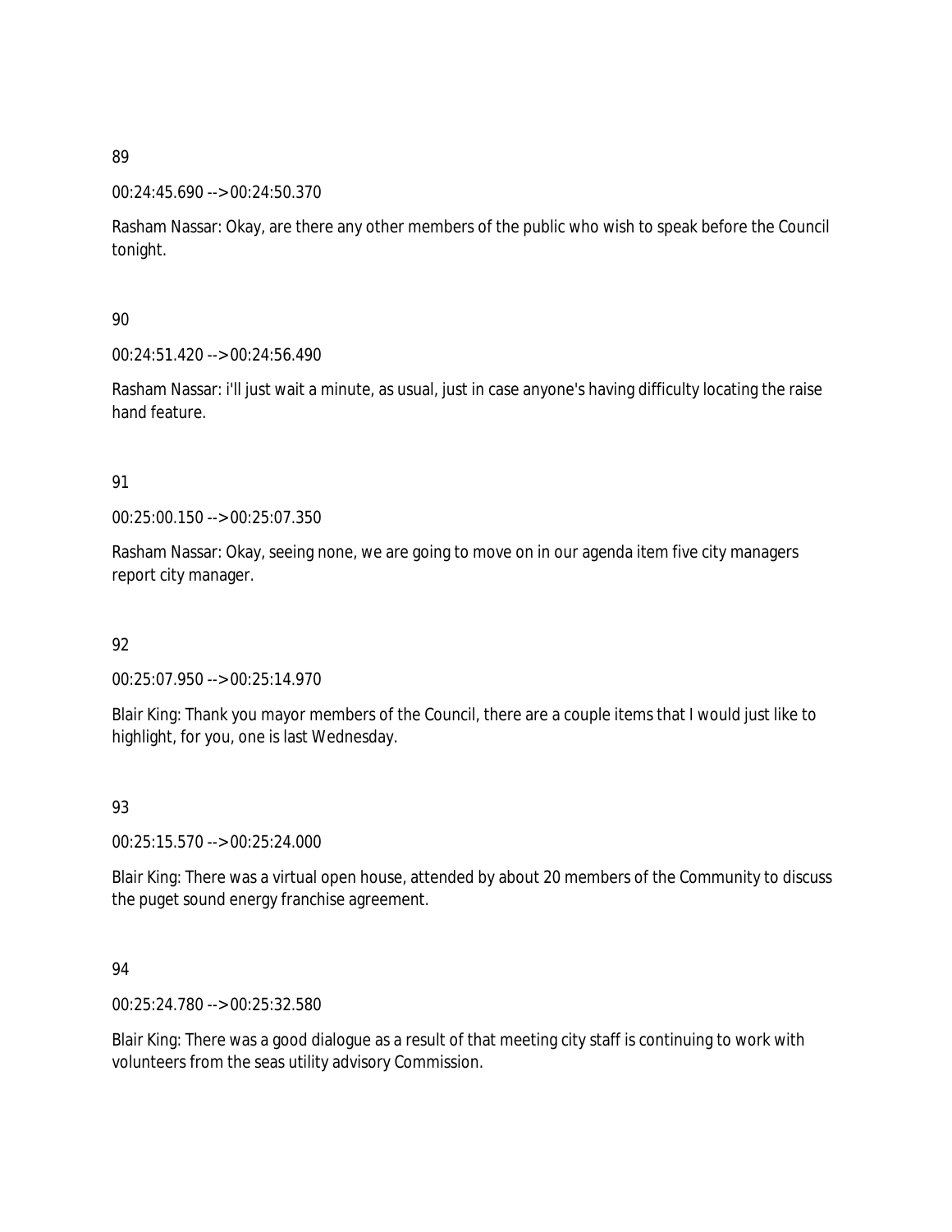89

00:24:45.690 --> 00:24:50.370

Rasham Nassar: Okay, are there any other members of the public who wish to speak before the Council tonight.

90

00:24:51.420 --> 00:24:56.490

Rasham Nassar: i'll just wait a minute, as usual, just in case anyone's having difficulty locating the raise hand feature.

91

00:25:00.150 --> 00:25:07.350

Rasham Nassar: Okay, seeing none, we are going to move on in our agenda item five city managers report city manager.

92

00:25:07.950 --> 00:25:14.970

Blair King: Thank you mayor members of the Council, there are a couple items that I would just like to highlight, for you, one is last Wednesday.

93

00:25:15.570 --> 00:25:24.000

Blair King: There was a virtual open house, attended by about 20 members of the Community to discuss the puget sound energy franchise agreement.

94

00:25:24.780 --> 00:25:32.580

Blair King: There was a good dialogue as a result of that meeting city staff is continuing to work with volunteers from the seas utility advisory Commission.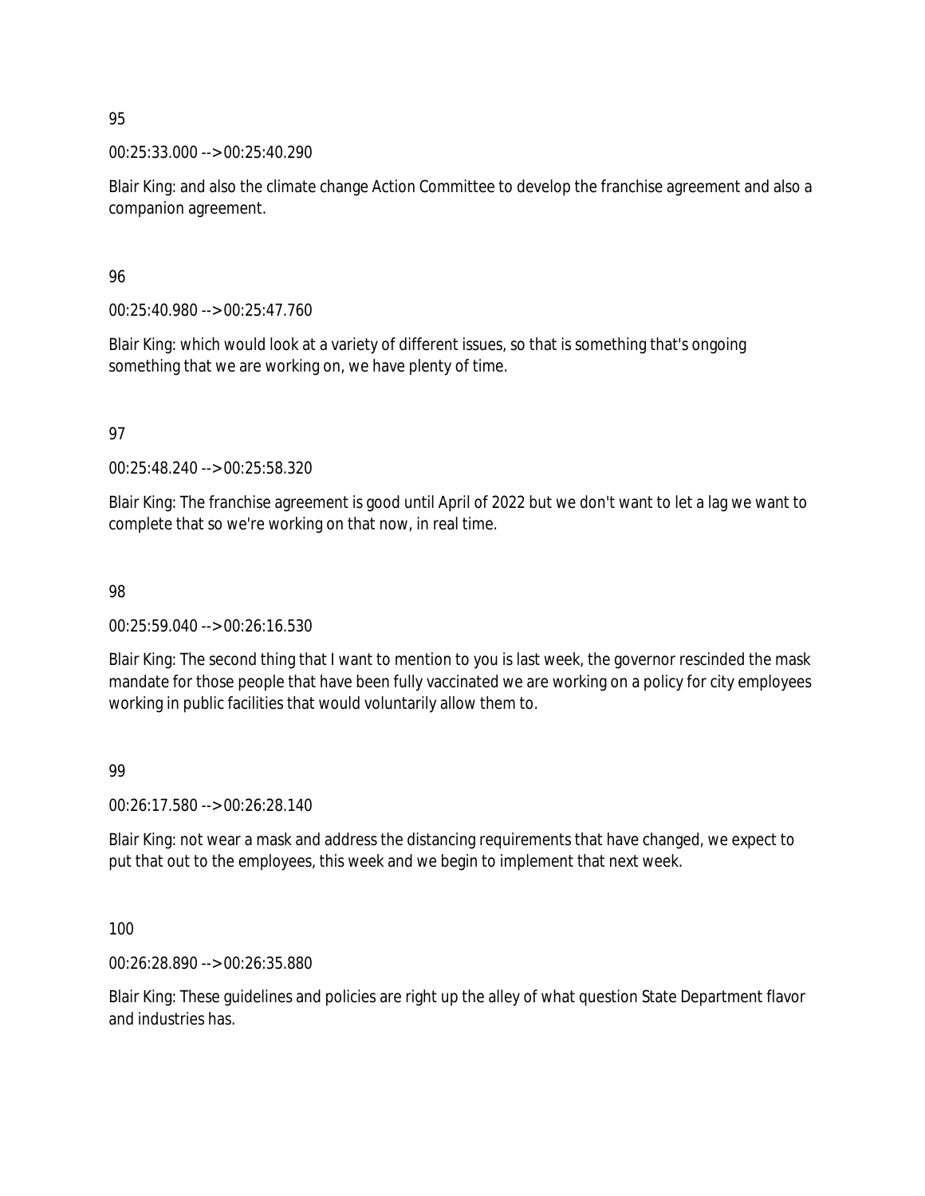95

00:25:33.000 --> 00:25:40.290

Blair King: and also the climate change Action Committee to develop the franchise agreement and also a companion agreement.

96

00:25:40.980 --> 00:25:47.760

Blair King: which would look at a variety of different issues, so that is something that's ongoing something that we are working on, we have plenty of time.

97

00:25:48.240 --> 00:25:58.320

Blair King: The franchise agreement is good until April of 2022 but we don't want to let a lag we want to complete that so we're working on that now, in real time.

98

00:25:59.040 --> 00:26:16.530

Blair King: The second thing that I want to mention to you is last week, the governor rescinded the mask mandate for those people that have been fully vaccinated we are working on a policy for city employees working in public facilities that would voluntarily allow them to.

99

00:26:17.580 --> 00:26:28.140

Blair King: not wear a mask and address the distancing requirements that have changed, we expect to put that out to the employees, this week and we begin to implement that next week.

100

00:26:28.890 --> 00:26:35.880

Blair King: These guidelines and policies are right up the alley of what question State Department flavor and industries has.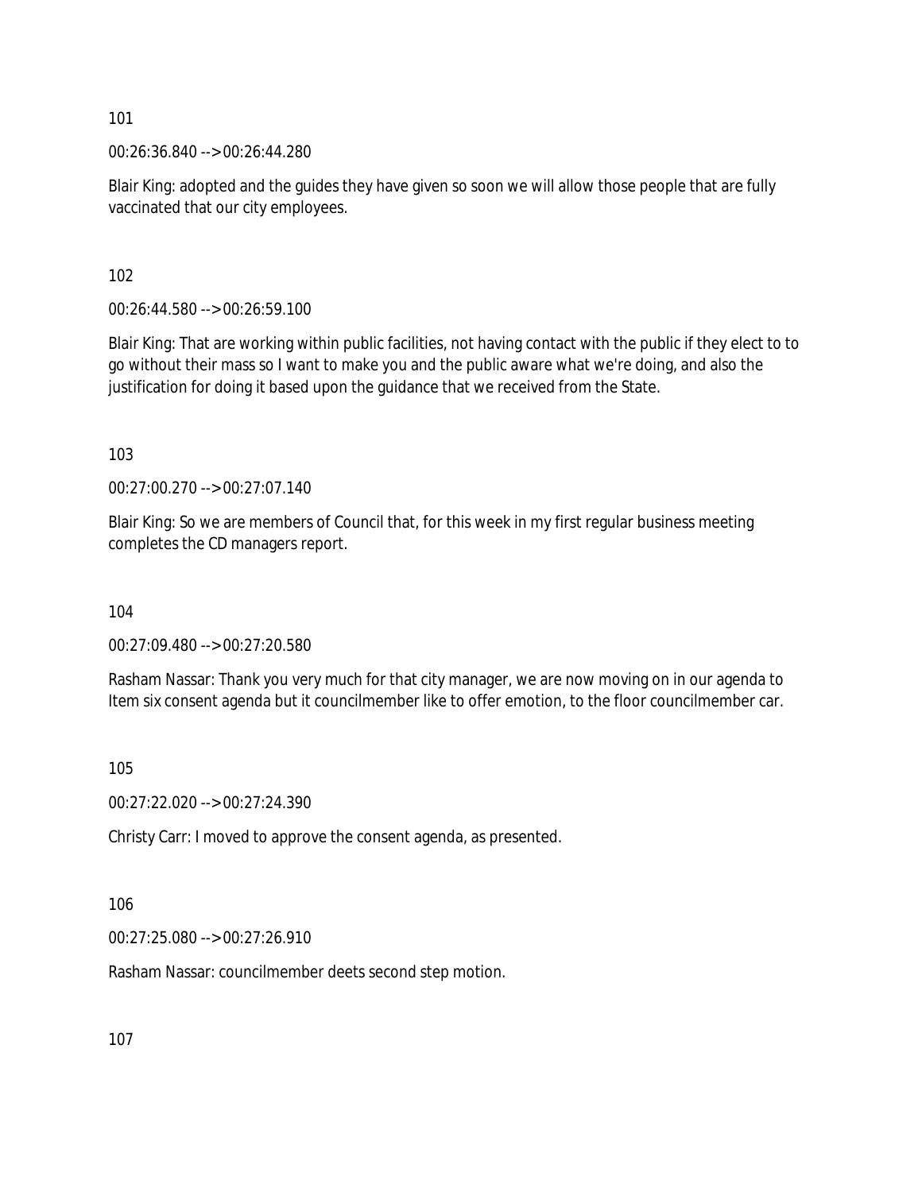101

00:26:36.840 --> 00:26:44.280

Blair King: adopted and the guides they have given so soon we will allow those people that are fully vaccinated that our city employees.

102

00:26:44.580 --> 00:26:59.100

Blair King: That are working within public facilities, not having contact with the public if they elect to to go without their mass so I want to make you and the public aware what we're doing, and also the justification for doing it based upon the guidance that we received from the State.

103

00:27:00.270 --> 00:27:07.140

Blair King: So we are members of Council that, for this week in my first regular business meeting completes the CD managers report.

104

00:27:09.480 --> 00:27:20.580

Rasham Nassar: Thank you very much for that city manager, we are now moving on in our agenda to Item six consent agenda but it councilmember like to offer emotion, to the floor councilmember car.

105

00:27:22.020 --> 00:27:24.390

Christy Carr: I moved to approve the consent agenda, as presented.

106

00:27:25.080 --> 00:27:26.910

Rasham Nassar: councilmember deets second step motion.

107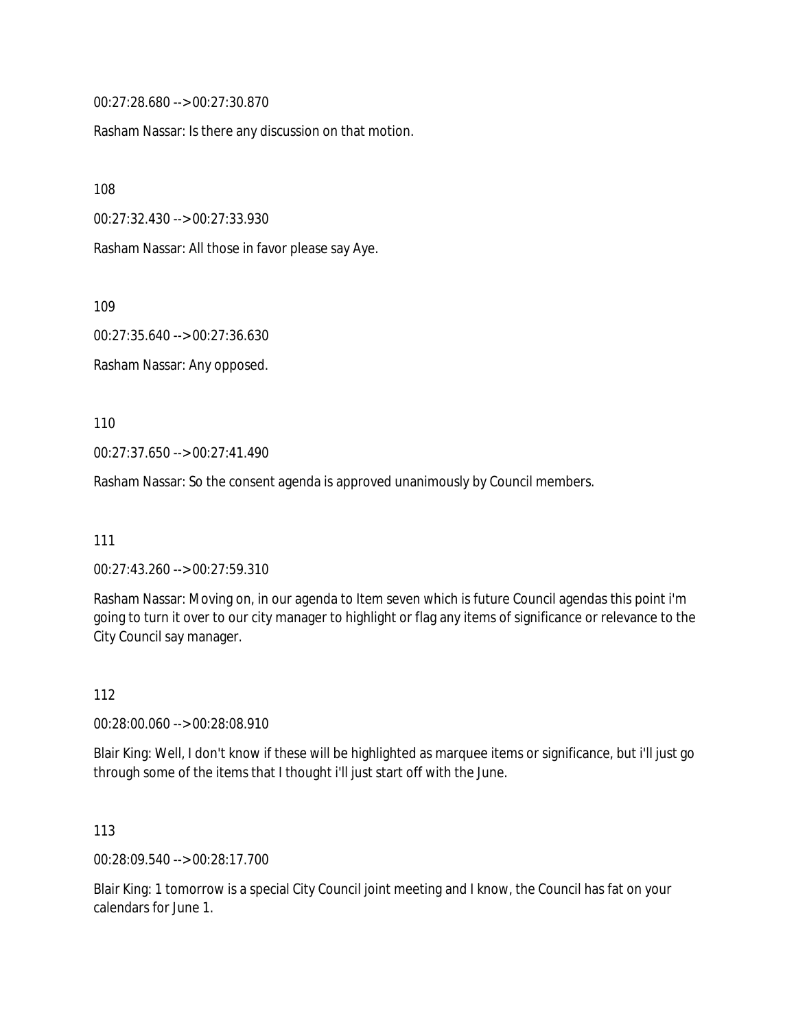00:27:28.680 --> 00:27:30.870

Rasham Nassar: Is there any discussion on that motion.

108

00:27:32.430 --> 00:27:33.930

Rasham Nassar: All those in favor please say Aye.

109

00:27:35.640 --> 00:27:36.630

Rasham Nassar: Any opposed.

110

00:27:37.650 --> 00:27:41.490

Rasham Nassar: So the consent agenda is approved unanimously by Council members.

111

00:27:43.260 --> 00:27:59.310

Rasham Nassar: Moving on, in our agenda to Item seven which is future Council agendas this point i'm going to turn it over to our city manager to highlight or flag any items of significance or relevance to the City Council say manager.

112

00:28:00.060 --> 00:28:08.910

Blair King: Well, I don't know if these will be highlighted as marquee items or significance, but i'll just go through some of the items that I thought i'll just start off with the June.

113

00:28:09.540 --> 00:28:17.700

Blair King: 1 tomorrow is a special City Council joint meeting and I know, the Council has fat on your calendars for June 1.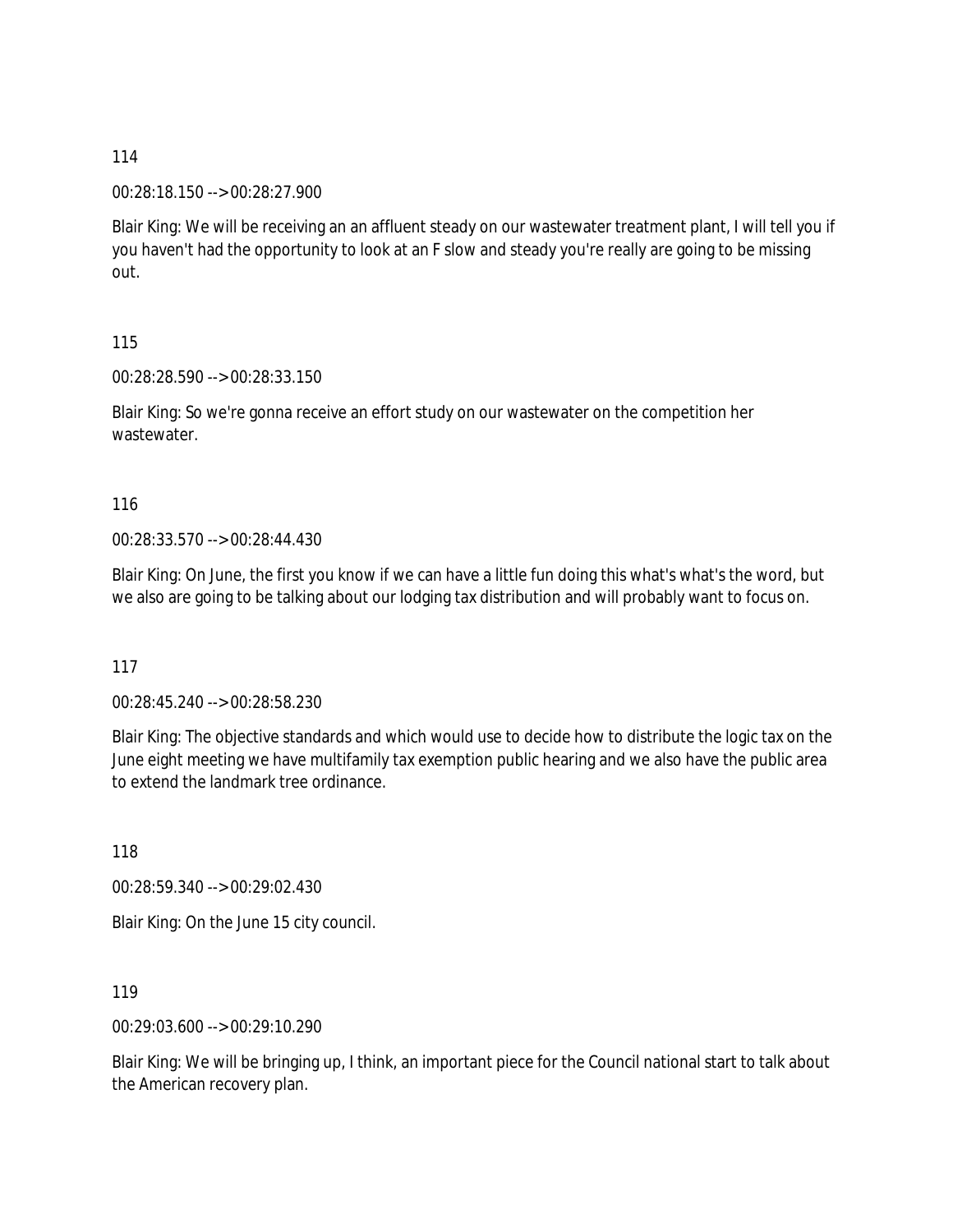114

00:28:18.150 --> 00:28:27.900

Blair King: We will be receiving an an affluent steady on our wastewater treatment plant, I will tell you if you haven't had the opportunity to look at an F slow and steady you're really are going to be missing out.

115

00:28:28.590 --> 00:28:33.150

Blair King: So we're gonna receive an effort study on our wastewater on the competition her wastewater.

116

00:28:33.570 --> 00:28:44.430

Blair King: On June, the first you know if we can have a little fun doing this what's what's the word, but we also are going to be talking about our lodging tax distribution and will probably want to focus on.

117

00:28:45.240 --> 00:28:58.230

Blair King: The objective standards and which would use to decide how to distribute the logic tax on the June eight meeting we have multifamily tax exemption public hearing and we also have the public area to extend the landmark tree ordinance.

118

00:28:59.340 --> 00:29:02.430

Blair King: On the June 15 city council.

119

00:29:03.600 --> 00:29:10.290

Blair King: We will be bringing up, I think, an important piece for the Council national start to talk about the American recovery plan.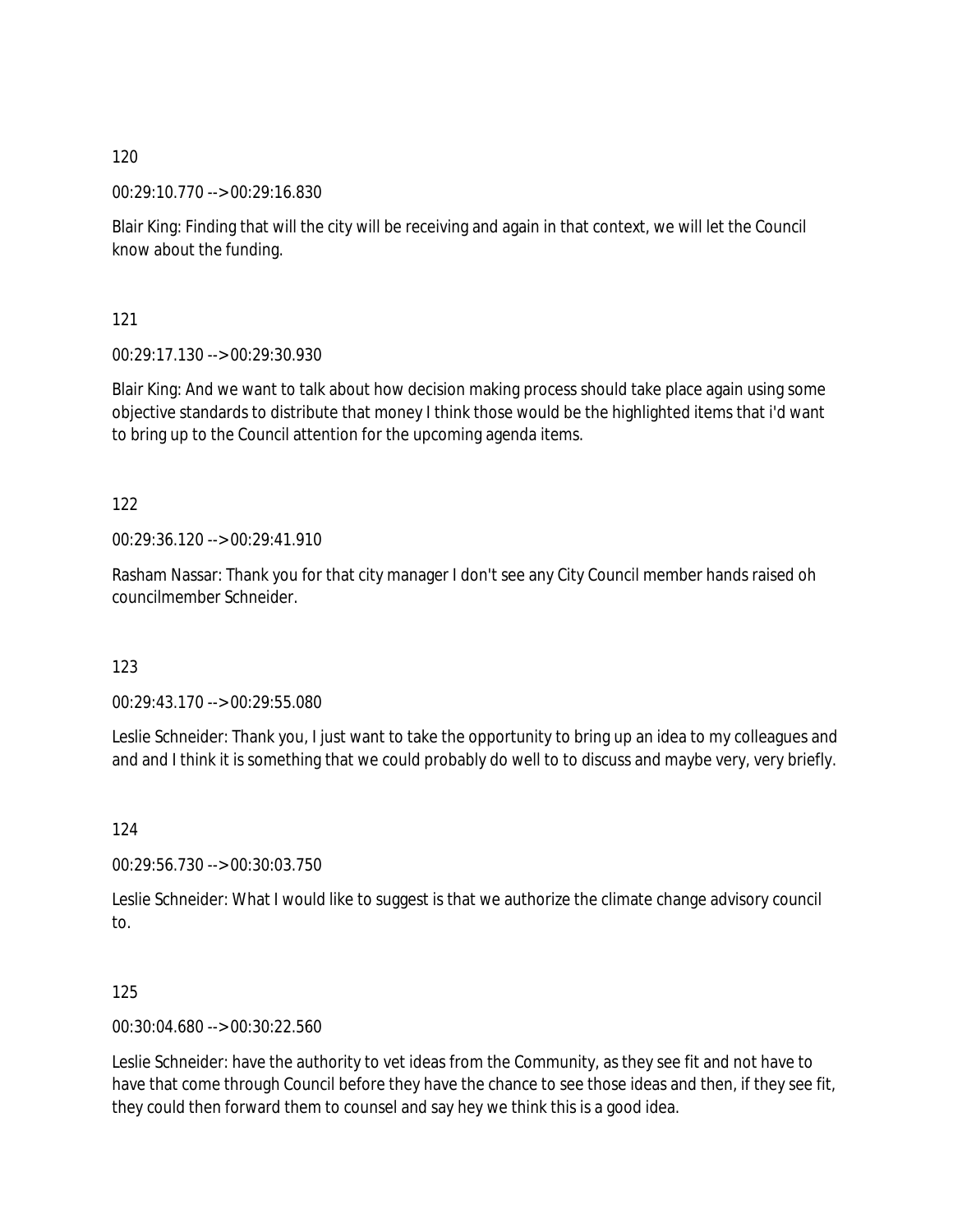120

00:29:10.770 --> 00:29:16.830

Blair King: Finding that will the city will be receiving and again in that context, we will let the Council know about the funding.

121

00:29:17.130 --> 00:29:30.930

Blair King: And we want to talk about how decision making process should take place again using some objective standards to distribute that money I think those would be the highlighted items that i'd want to bring up to the Council attention for the upcoming agenda items.

122

00:29:36.120 --> 00:29:41.910

Rasham Nassar: Thank you for that city manager I don't see any City Council member hands raised oh councilmember Schneider.

123

00:29:43.170 --> 00:29:55.080

Leslie Schneider: Thank you, I just want to take the opportunity to bring up an idea to my colleagues and and and I think it is something that we could probably do well to to discuss and maybe very, very briefly.

124

00:29:56.730 --> 00:30:03.750

Leslie Schneider: What I would like to suggest is that we authorize the climate change advisory council to.

125

00:30:04.680 --> 00:30:22.560

Leslie Schneider: have the authority to vet ideas from the Community, as they see fit and not have to have that come through Council before they have the chance to see those ideas and then, if they see fit, they could then forward them to counsel and say hey we think this is a good idea.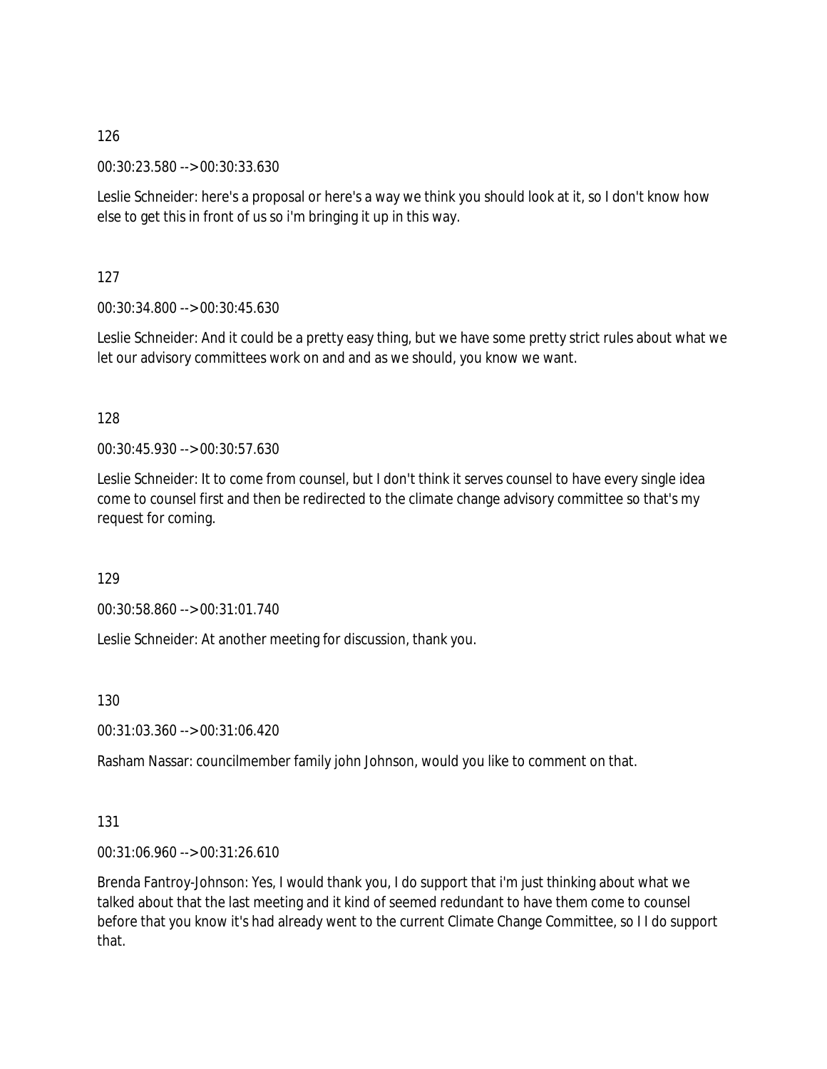126

00:30:23.580 --> 00:30:33.630

Leslie Schneider: here's a proposal or here's a way we think you should look at it, so I don't know how else to get this in front of us so i'm bringing it up in this way.

127

00:30:34.800 --> 00:30:45.630

Leslie Schneider: And it could be a pretty easy thing, but we have some pretty strict rules about what we let our advisory committees work on and and as we should, you know we want.

128

00:30:45.930 --> 00:30:57.630

Leslie Schneider: It to come from counsel, but I don't think it serves counsel to have every single idea come to counsel first and then be redirected to the climate change advisory committee so that's my request for coming.

129

00:30:58.860 --> 00:31:01.740

Leslie Schneider: At another meeting for discussion, thank you.

130

00:31:03.360 --> 00:31:06.420

Rasham Nassar: councilmember family john Johnson, would you like to comment on that.

131

00:31:06.960 --> 00:31:26.610

Brenda Fantroy-Johnson: Yes, I would thank you, I do support that i'm just thinking about what we talked about that the last meeting and it kind of seemed redundant to have them come to counsel before that you know it's had already went to the current Climate Change Committee, so I I do support that.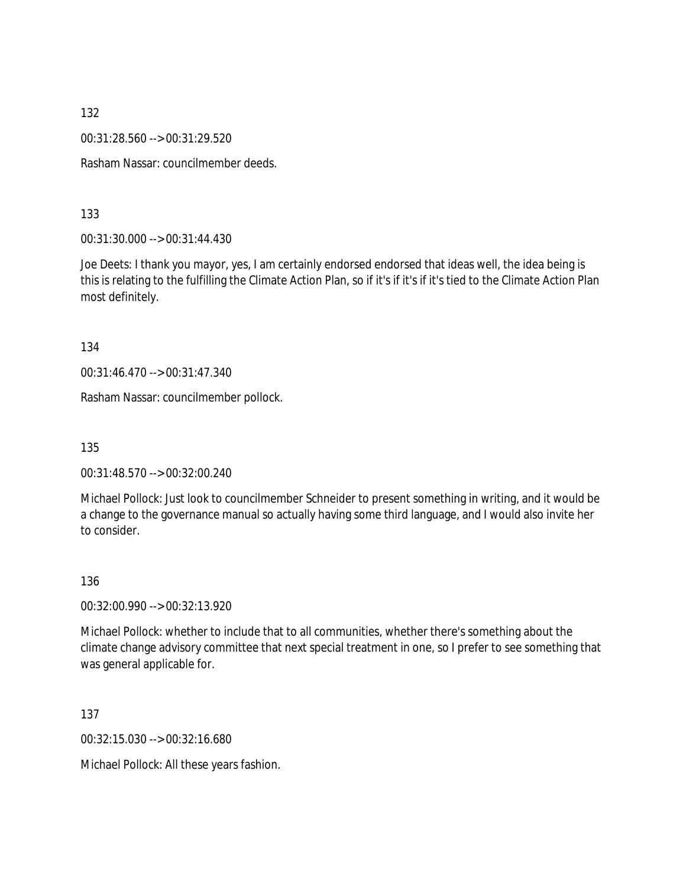132

00:31:28.560 --> 00:31:29.520

Rasham Nassar: councilmember deeds.

133

00:31:30.000 --> 00:31:44.430

Joe Deets: I thank you mayor, yes, I am certainly endorsed endorsed that ideas well, the idea being is this is relating to the fulfilling the Climate Action Plan, so if it's if it's if it's tied to the Climate Action Plan most definitely.

134

00:31:46.470 --> 00:31:47.340

Rasham Nassar: councilmember pollock.

135

00:31:48.570 --> 00:32:00.240

Michael Pollock: Just look to councilmember Schneider to present something in writing, and it would be a change to the governance manual so actually having some third language, and I would also invite her to consider.

136

00:32:00.990 --> 00:32:13.920

Michael Pollock: whether to include that to all communities, whether there's something about the climate change advisory committee that next special treatment in one, so I prefer to see something that was general applicable for.

137

00:32:15.030 --> 00:32:16.680

Michael Pollock: All these years fashion.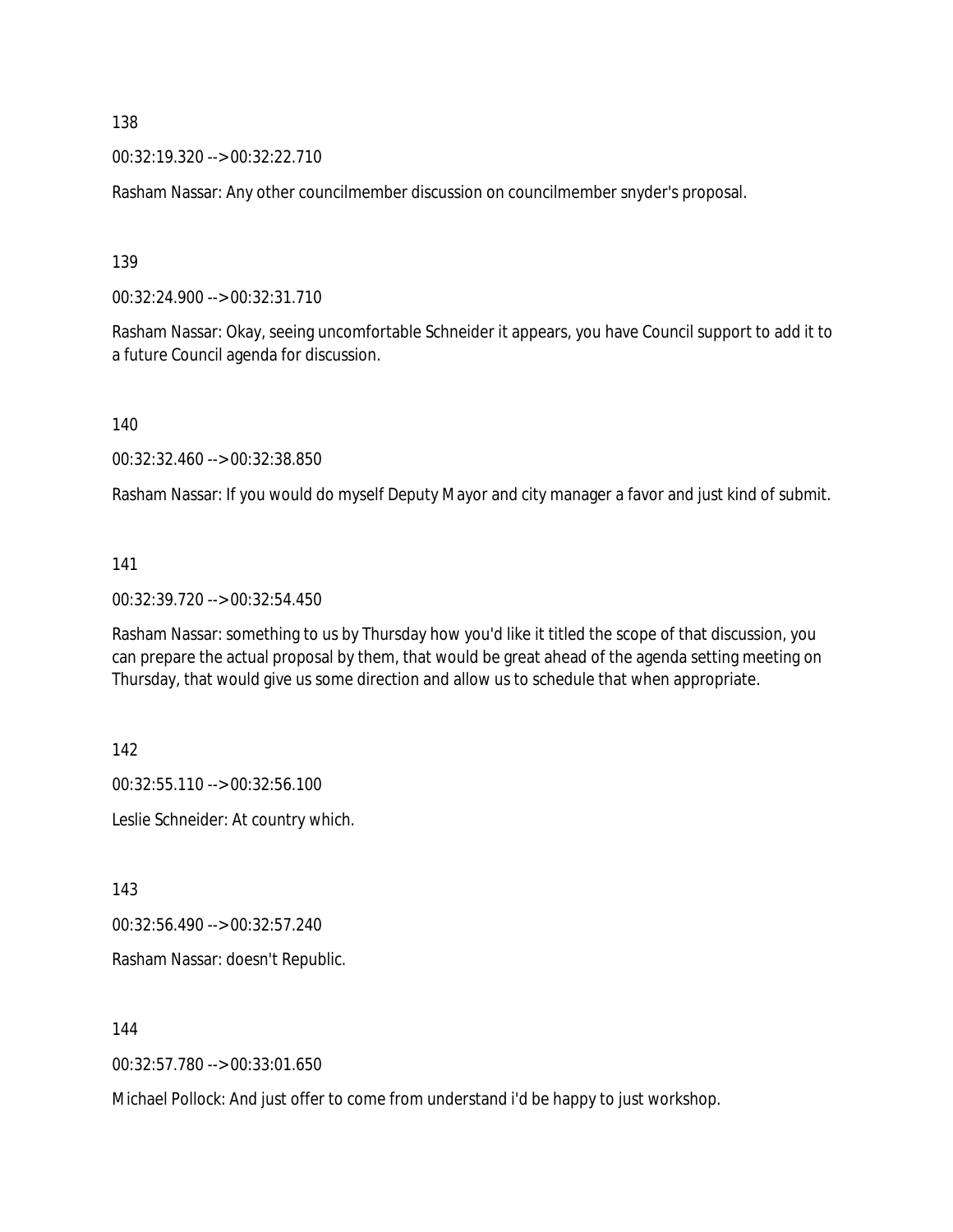138

00:32:19.320 --> 00:32:22.710

Rasham Nassar: Any other councilmember discussion on councilmember snyder's proposal.

139

00:32:24.900 --> 00:32:31.710

Rasham Nassar: Okay, seeing uncomfortable Schneider it appears, you have Council support to add it to a future Council agenda for discussion.

140

00:32:32.460 --> 00:32:38.850

Rasham Nassar: If you would do myself Deputy Mayor and city manager a favor and just kind of submit.

141

00:32:39.720 --> 00:32:54.450

Rasham Nassar: something to us by Thursday how you'd like it titled the scope of that discussion, you can prepare the actual proposal by them, that would be great ahead of the agenda setting meeting on Thursday, that would give us some direction and allow us to schedule that when appropriate.

142

00:32:55.110 --> 00:32:56.100

Leslie Schneider: At country which.

143

00:32:56.490 --> 00:32:57.240

Rasham Nassar: doesn't Republic.

144

00:32:57.780 --> 00:33:01.650

Michael Pollock: And just offer to come from understand i'd be happy to just workshop.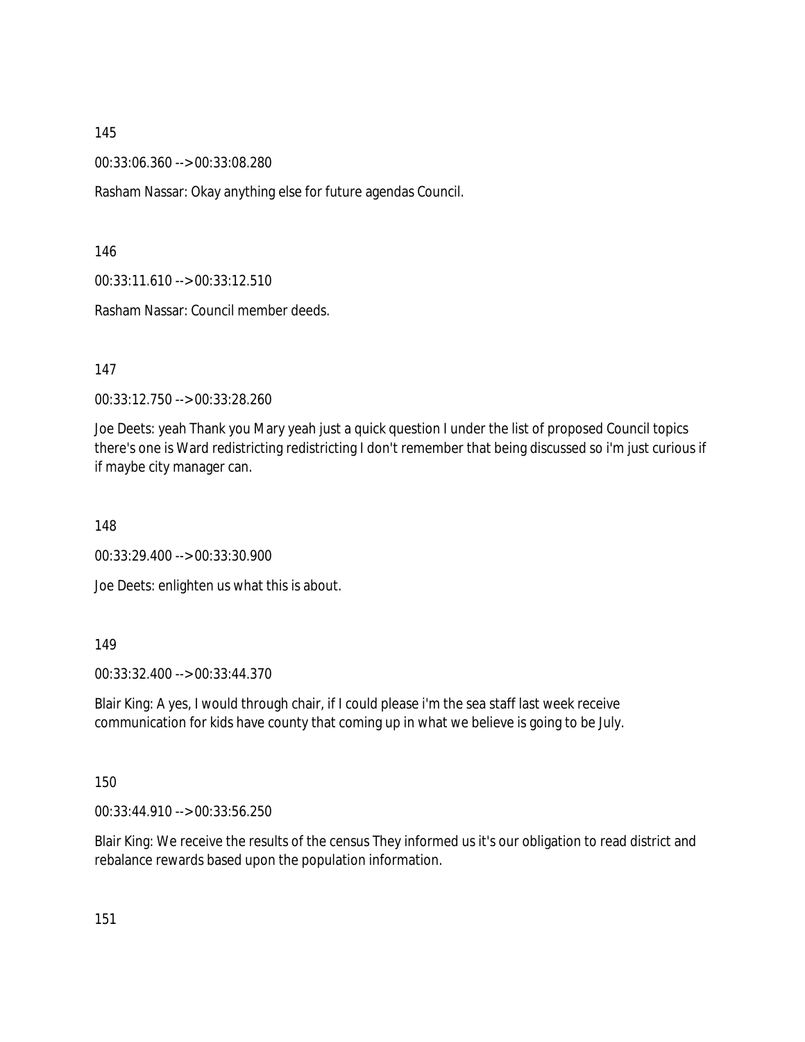145

00:33:06.360 --> 00:33:08.280

Rasham Nassar: Okay anything else for future agendas Council.

146

00:33:11.610 --> 00:33:12.510

Rasham Nassar: Council member deeds.

147

00:33:12.750 --> 00:33:28.260

Joe Deets: yeah Thank you Mary yeah just a quick question I under the list of proposed Council topics there's one is Ward redistricting redistricting I don't remember that being discussed so i'm just curious if if maybe city manager can.

148

00:33:29.400 --> 00:33:30.900

Joe Deets: enlighten us what this is about.

149

00:33:32.400 --> 00:33:44.370

Blair King: A yes, I would through chair, if I could please i'm the sea staff last week receive communication for kids have county that coming up in what we believe is going to be July.

150

00:33:44.910 --> 00:33:56.250

Blair King: We receive the results of the census They informed us it's our obligation to read district and rebalance rewards based upon the population information.

151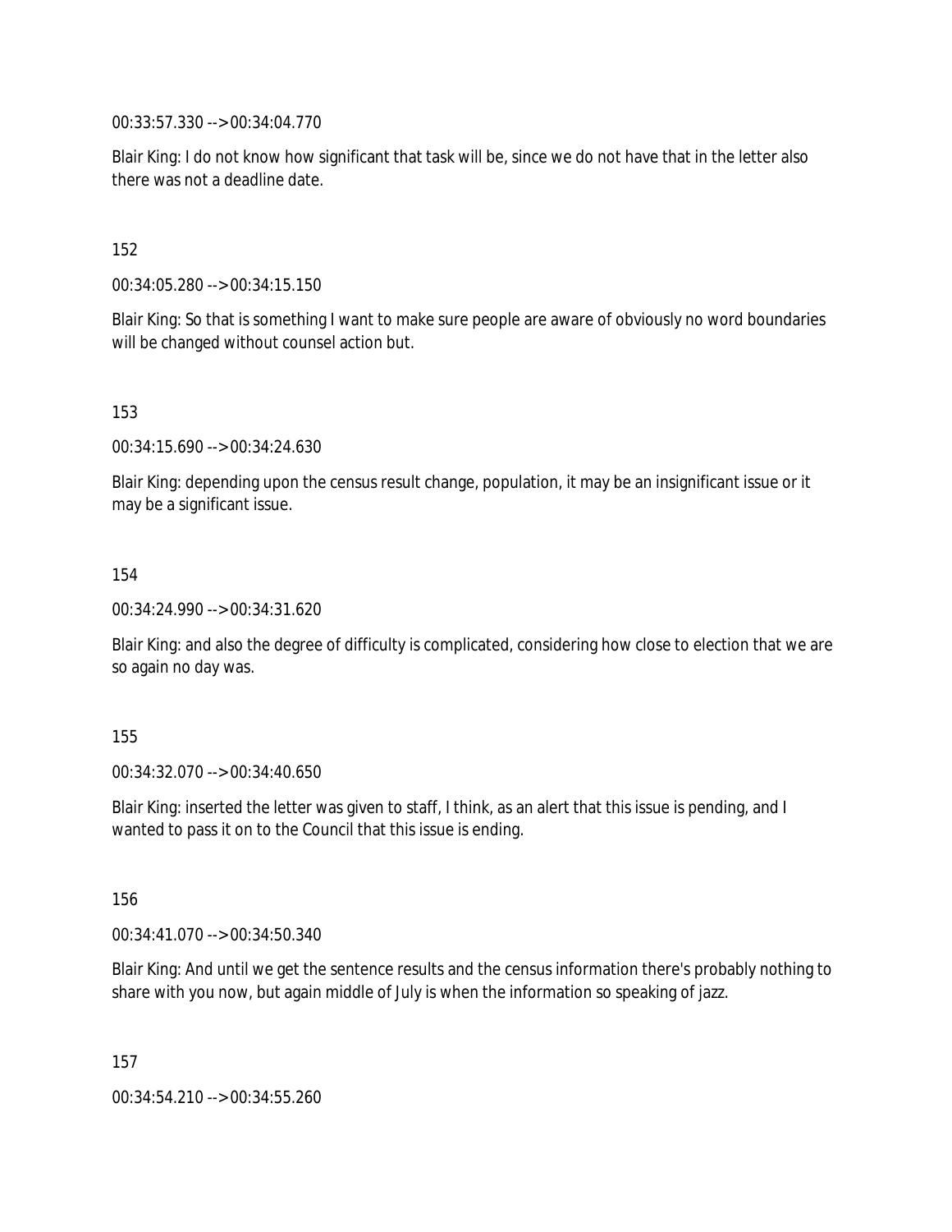00:33:57.330 --> 00:34:04.770

Blair King: I do not know how significant that task will be, since we do not have that in the letter also there was not a deadline date.

152

00:34:05.280 --> 00:34:15.150

Blair King: So that is something I want to make sure people are aware of obviously no word boundaries will be changed without counsel action but.

153

00:34:15.690 --> 00:34:24.630

Blair King: depending upon the census result change, population, it may be an insignificant issue or it may be a significant issue.

154

00:34:24.990 --> 00:34:31.620

Blair King: and also the degree of difficulty is complicated, considering how close to election that we are so again no day was.

155

00:34:32.070 --> 00:34:40.650

Blair King: inserted the letter was given to staff, I think, as an alert that this issue is pending, and I wanted to pass it on to the Council that this issue is ending.

156

00:34:41.070 --> 00:34:50.340

Blair King: And until we get the sentence results and the census information there's probably nothing to share with you now, but again middle of July is when the information so speaking of jazz.

157

00:34:54.210 --> 00:34:55.260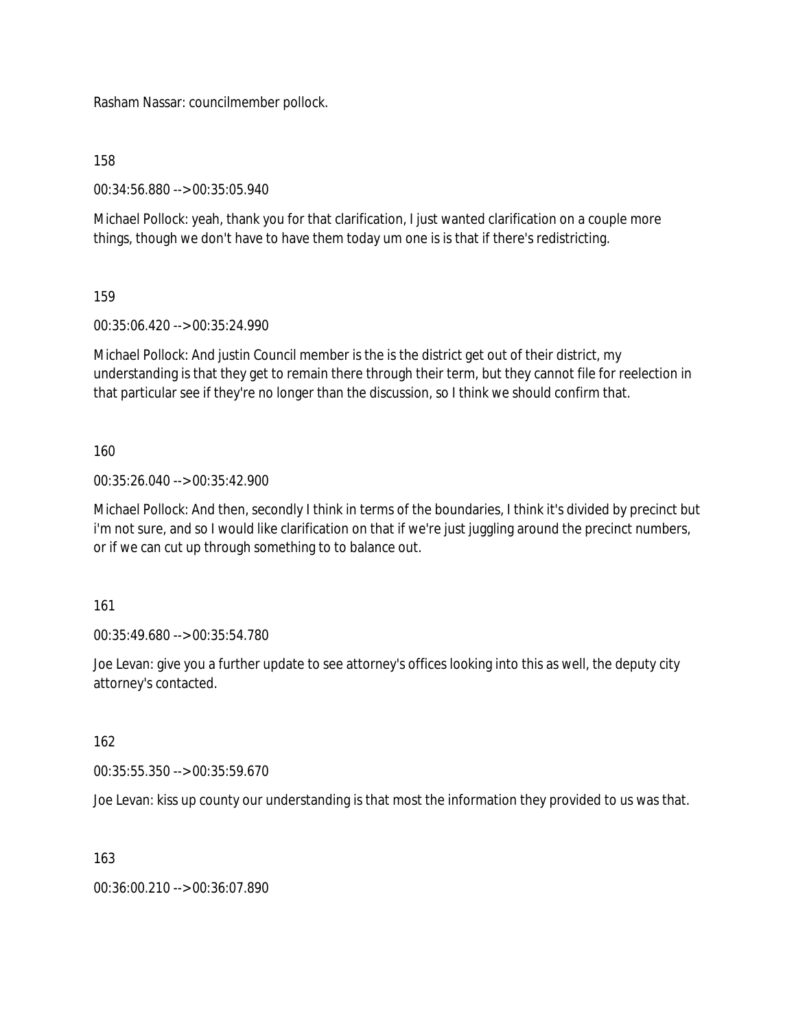Rasham Nassar: councilmember pollock.

158

00:34:56.880 --> 00:35:05.940

Michael Pollock: yeah, thank you for that clarification, I just wanted clarification on a couple more things, though we don't have to have them today um one is is that if there's redistricting.

159

00:35:06.420 --> 00:35:24.990

Michael Pollock: And justin Council member is the is the district get out of their district, my understanding is that they get to remain there through their term, but they cannot file for reelection in that particular see if they're no longer than the discussion, so I think we should confirm that.

160

00:35:26.040 --> 00:35:42.900

Michael Pollock: And then, secondly I think in terms of the boundaries, I think it's divided by precinct but i'm not sure, and so I would like clarification on that if we're just juggling around the precinct numbers, or if we can cut up through something to to balance out.

161

00:35:49.680 --> 00:35:54.780

Joe Levan: give you a further update to see attorney's offices looking into this as well, the deputy city attorney's contacted.

162

00:35:55.350 --> 00:35:59.670

Joe Levan: kiss up county our understanding is that most the information they provided to us was that.

163

00:36:00.210 --> 00:36:07.890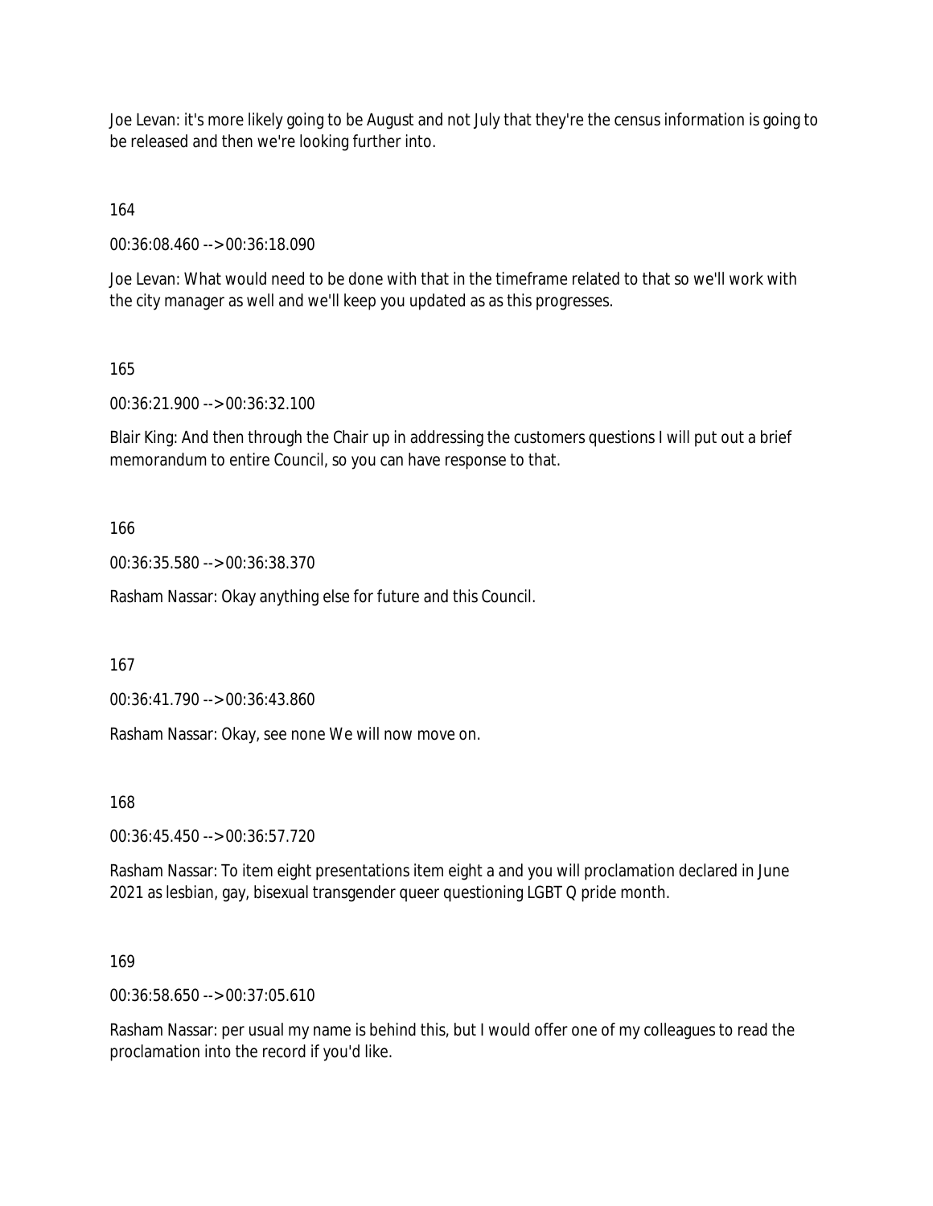Joe Levan: it's more likely going to be August and not July that they're the census information is going to be released and then we're looking further into.

164

00:36:08.460 --> 00:36:18.090

Joe Levan: What would need to be done with that in the timeframe related to that so we'll work with the city manager as well and we'll keep you updated as as this progresses.

165

00:36:21.900 --> 00:36:32.100

Blair King: And then through the Chair up in addressing the customers questions I will put out a brief memorandum to entire Council, so you can have response to that.

166

00:36:35.580 --> 00:36:38.370

Rasham Nassar: Okay anything else for future and this Council.

167

00:36:41.790 --> 00:36:43.860

Rasham Nassar: Okay, see none We will now move on.

168

00:36:45.450 --> 00:36:57.720

Rasham Nassar: To item eight presentations item eight a and you will proclamation declared in June 2021 as lesbian, gay, bisexual transgender queer questioning LGBT Q pride month.

169

00:36:58.650 --> 00:37:05.610

Rasham Nassar: per usual my name is behind this, but I would offer one of my colleagues to read the proclamation into the record if you'd like.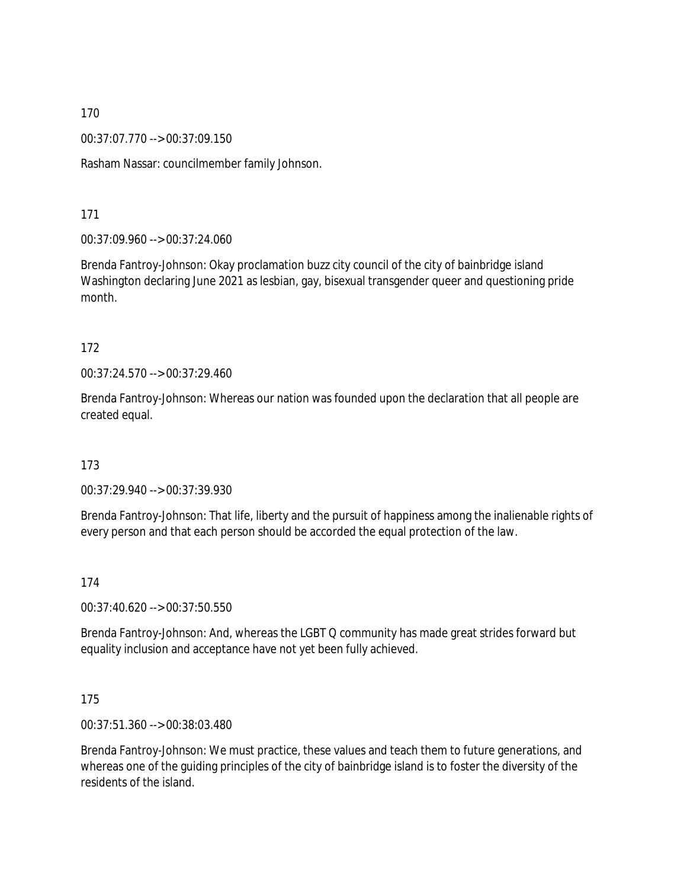170

00:37:07.770 --> 00:37:09.150

Rasham Nassar: councilmember family Johnson.

171

00:37:09.960 --> 00:37:24.060

Brenda Fantroy-Johnson: Okay proclamation buzz city council of the city of bainbridge island Washington declaring June 2021 as lesbian, gay, bisexual transgender queer and questioning pride month.

172

00:37:24.570 --> 00:37:29.460

Brenda Fantroy-Johnson: Whereas our nation was founded upon the declaration that all people are created equal.

173

00:37:29.940 --> 00:37:39.930

Brenda Fantroy-Johnson: That life, liberty and the pursuit of happiness among the inalienable rights of every person and that each person should be accorded the equal protection of the law.

174

00:37:40.620 --> 00:37:50.550

Brenda Fantroy-Johnson: And, whereas the LGBT Q community has made great strides forward but equality inclusion and acceptance have not yet been fully achieved.

175

00:37:51.360 --> 00:38:03.480

Brenda Fantroy-Johnson: We must practice, these values and teach them to future generations, and whereas one of the guiding principles of the city of bainbridge island is to foster the diversity of the residents of the island.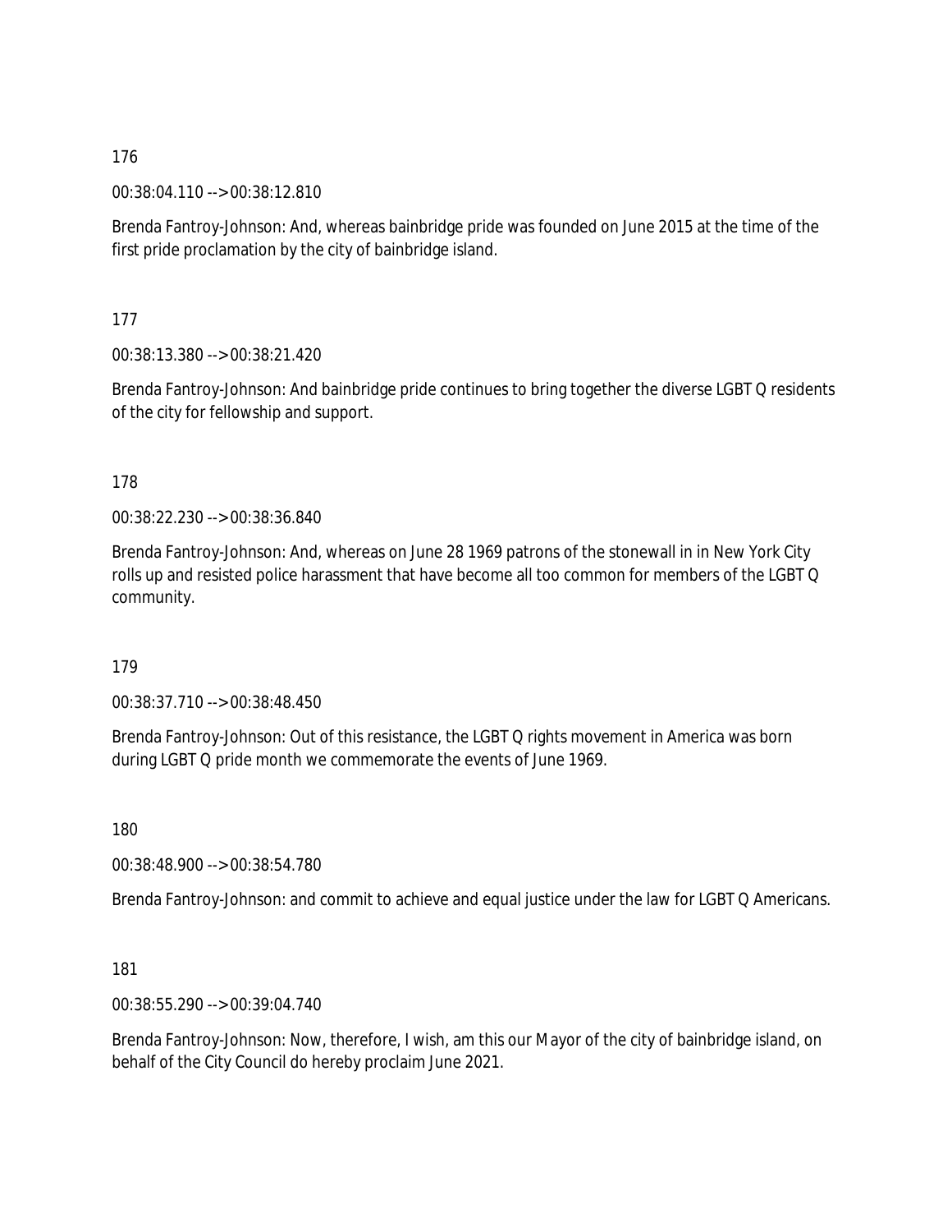176

00:38:04.110 --> 00:38:12.810

Brenda Fantroy-Johnson: And, whereas bainbridge pride was founded on June 2015 at the time of the first pride proclamation by the city of bainbridge island.

177

00:38:13.380 --> 00:38:21.420

Brenda Fantroy-Johnson: And bainbridge pride continues to bring together the diverse LGBT Q residents of the city for fellowship and support.

178

00:38:22.230 --> 00:38:36.840

Brenda Fantroy-Johnson: And, whereas on June 28 1969 patrons of the stonewall in in New York City rolls up and resisted police harassment that have become all too common for members of the LGBT Q community.

179

00:38:37.710 --> 00:38:48.450

Brenda Fantroy-Johnson: Out of this resistance, the LGBT Q rights movement in America was born during LGBT Q pride month we commemorate the events of June 1969.

180

00:38:48.900 --> 00:38:54.780

Brenda Fantroy-Johnson: and commit to achieve and equal justice under the law for LGBT Q Americans.

181

00:38:55.290 --> 00:39:04.740

Brenda Fantroy-Johnson: Now, therefore, I wish, am this our Mayor of the city of bainbridge island, on behalf of the City Council do hereby proclaim June 2021.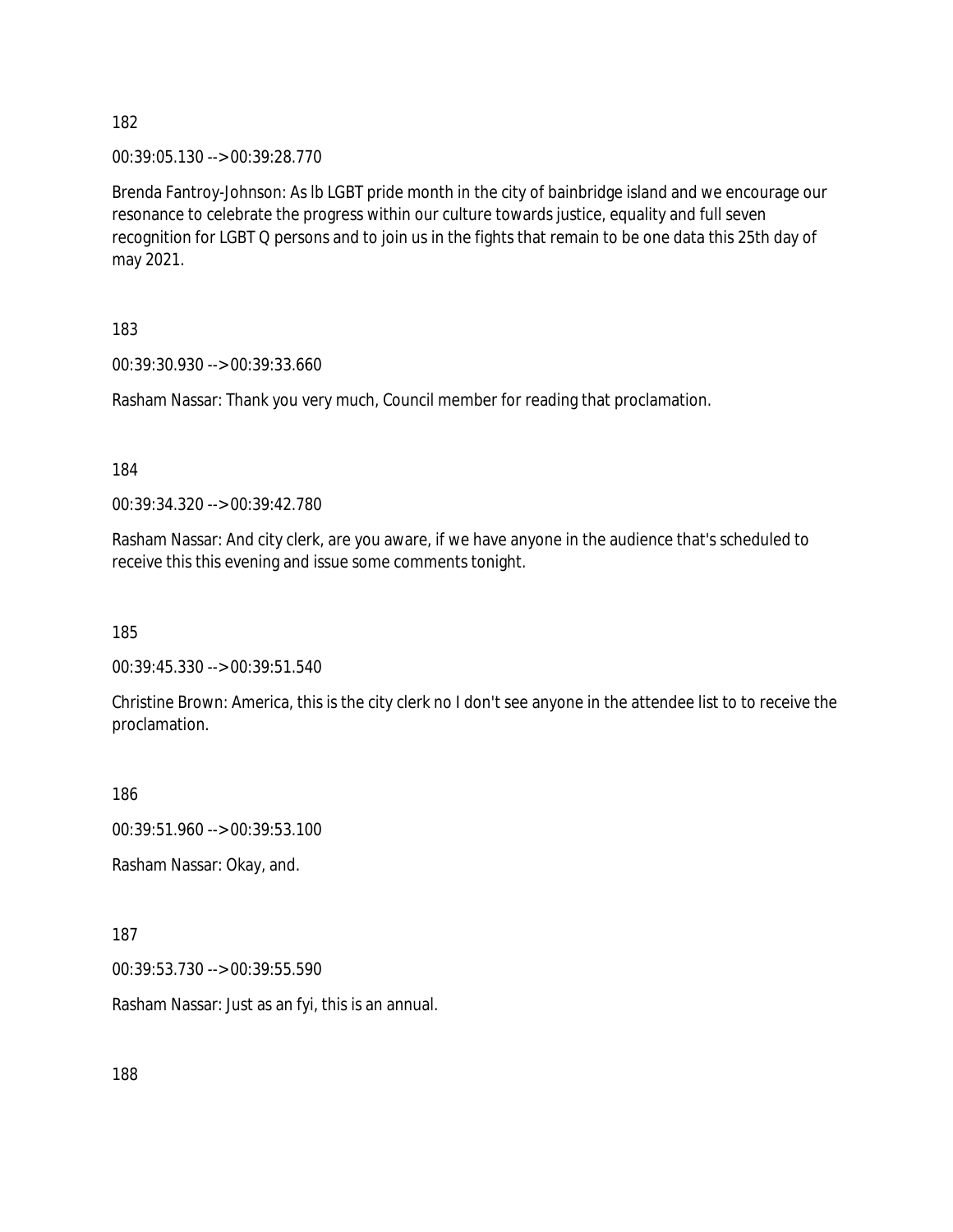182

00:39:05.130 --> 00:39:28.770

Brenda Fantroy-Johnson: As lb LGBT pride month in the city of bainbridge island and we encourage our resonance to celebrate the progress within our culture towards justice, equality and full seven recognition for LGBT Q persons and to join us in the fights that remain to be one data this 25th day of may 2021.

183

00:39:30.930 --> 00:39:33.660

Rasham Nassar: Thank you very much, Council member for reading that proclamation.

184

00:39:34.320 --> 00:39:42.780

Rasham Nassar: And city clerk, are you aware, if we have anyone in the audience that's scheduled to receive this this evening and issue some comments tonight.

185

00:39:45.330 --> 00:39:51.540

Christine Brown: America, this is the city clerk no I don't see anyone in the attendee list to to receive the proclamation.

186

00:39:51.960 --> 00:39:53.100

Rasham Nassar: Okay, and.

187

00:39:53.730 --> 00:39:55.590

Rasham Nassar: Just as an fyi, this is an annual.

188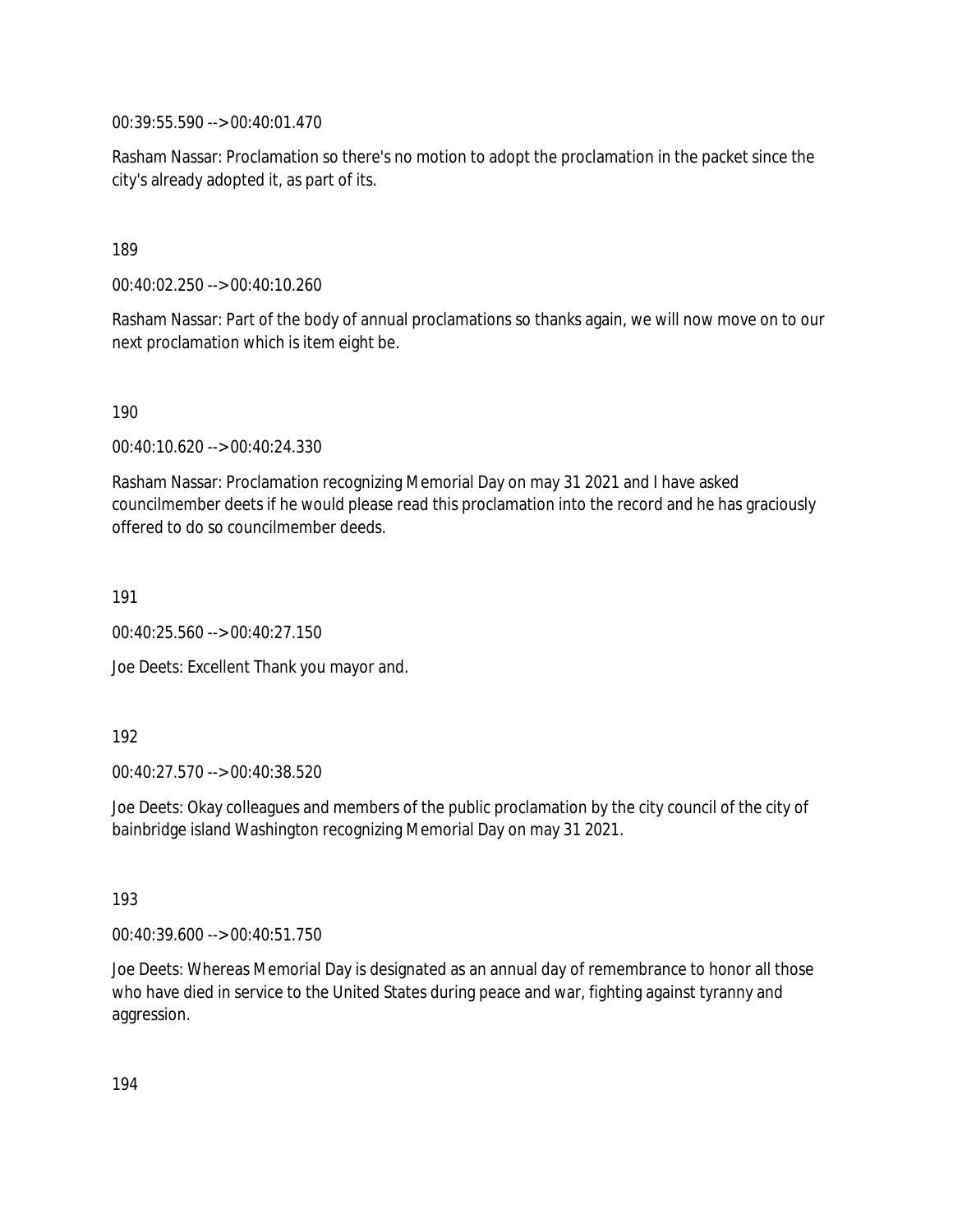00:39:55.590 --> 00:40:01.470

Rasham Nassar: Proclamation so there's no motion to adopt the proclamation in the packet since the city's already adopted it, as part of its.

189

00:40:02.250 --> 00:40:10.260

Rasham Nassar: Part of the body of annual proclamations so thanks again, we will now move on to our next proclamation which is item eight be.

190

00:40:10.620 --> 00:40:24.330

Rasham Nassar: Proclamation recognizing Memorial Day on may 31 2021 and I have asked councilmember deets if he would please read this proclamation into the record and he has graciously offered to do so councilmember deeds.

191

00:40:25.560 --> 00:40:27.150

Joe Deets: Excellent Thank you mayor and.

192

00:40:27.570 --> 00:40:38.520

Joe Deets: Okay colleagues and members of the public proclamation by the city council of the city of bainbridge island Washington recognizing Memorial Day on may 31 2021.

193

00:40:39.600 --> 00:40:51.750

Joe Deets: Whereas Memorial Day is designated as an annual day of remembrance to honor all those who have died in service to the United States during peace and war, fighting against tyranny and aggression.

194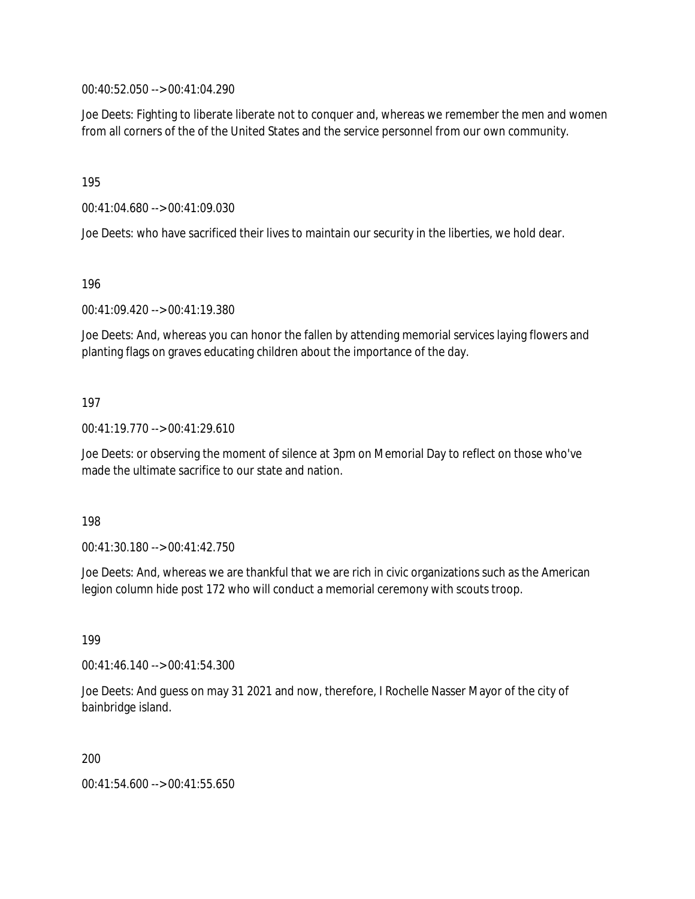00:40:52.050 --> 00:41:04.290

Joe Deets: Fighting to liberate liberate not to conquer and, whereas we remember the men and women from all corners of the of the United States and the service personnel from our own community.

195

00:41:04.680 --> 00:41:09.030

Joe Deets: who have sacrificed their lives to maintain our security in the liberties, we hold dear.

196

00:41:09.420 --> 00:41:19.380

Joe Deets: And, whereas you can honor the fallen by attending memorial services laying flowers and planting flags on graves educating children about the importance of the day.

197

00:41:19.770 --> 00:41:29.610

Joe Deets: or observing the moment of silence at 3pm on Memorial Day to reflect on those who've made the ultimate sacrifice to our state and nation.

198

00:41:30.180 --> 00:41:42.750

Joe Deets: And, whereas we are thankful that we are rich in civic organizations such as the American legion column hide post 172 who will conduct a memorial ceremony with scouts troop.

199

00:41:46.140 --> 00:41:54.300

Joe Deets: And guess on may 31 2021 and now, therefore, I Rochelle Nasser Mayor of the city of bainbridge island.

200

00:41:54.600 --> 00:41:55.650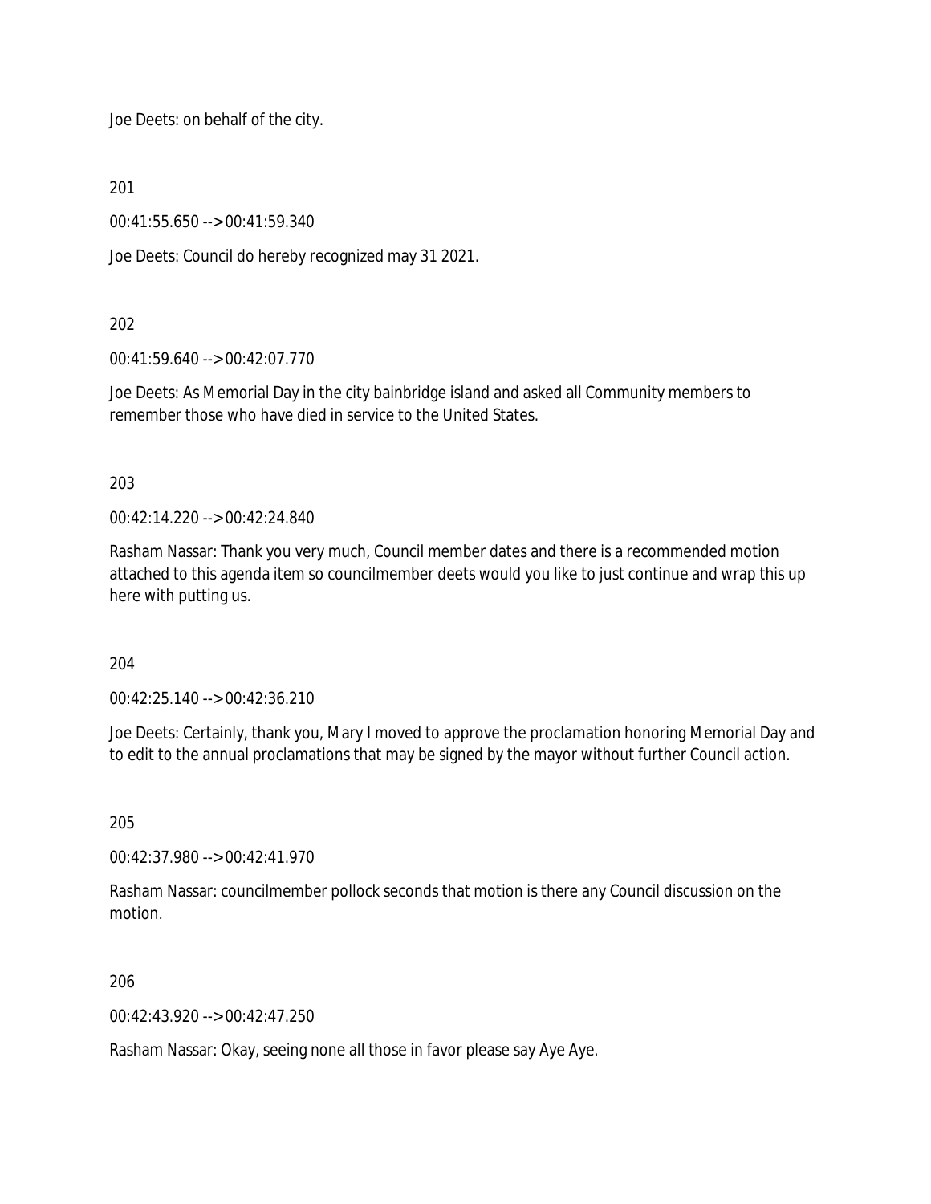Joe Deets: on behalf of the city.

201

00:41:55.650 --> 00:41:59.340

Joe Deets: Council do hereby recognized may 31 2021.

202

00:41:59.640 --> 00:42:07.770

Joe Deets: As Memorial Day in the city bainbridge island and asked all Community members to remember those who have died in service to the United States.

203

00:42:14.220 --> 00:42:24.840

Rasham Nassar: Thank you very much, Council member dates and there is a recommended motion attached to this agenda item so councilmember deets would you like to just continue and wrap this up here with putting us.

204

00:42:25.140 --> 00:42:36.210

Joe Deets: Certainly, thank you, Mary I moved to approve the proclamation honoring Memorial Day and to edit to the annual proclamations that may be signed by the mayor without further Council action.

205

00:42:37.980 --> 00:42:41.970

Rasham Nassar: councilmember pollock seconds that motion is there any Council discussion on the motion.

206

00:42:43.920 --> 00:42:47.250

Rasham Nassar: Okay, seeing none all those in favor please say Aye Aye.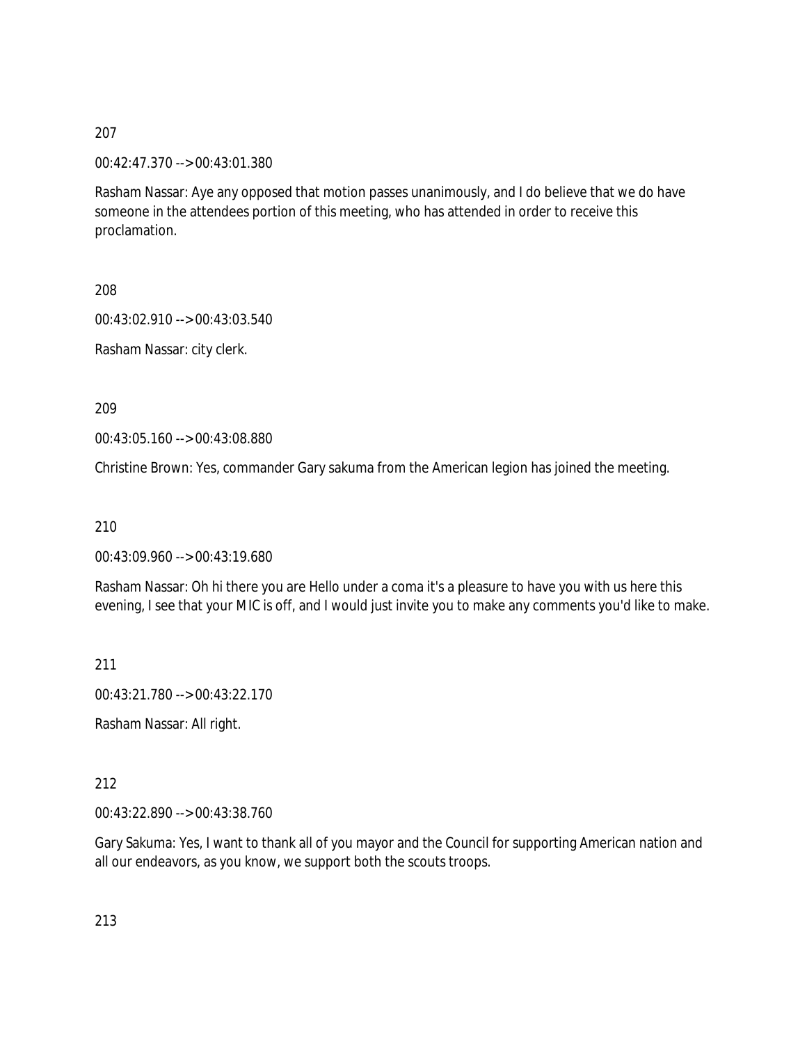207

00:42:47.370 --> 00:43:01.380

Rasham Nassar: Aye any opposed that motion passes unanimously, and I do believe that we do have someone in the attendees portion of this meeting, who has attended in order to receive this proclamation.

208

00:43:02.910 --> 00:43:03.540

Rasham Nassar: city clerk.

209

00:43:05.160 --> 00:43:08.880

Christine Brown: Yes, commander Gary sakuma from the American legion has joined the meeting.

210

00:43:09.960 --> 00:43:19.680

Rasham Nassar: Oh hi there you are Hello under a coma it's a pleasure to have you with us here this evening, I see that your MIC is off, and I would just invite you to make any comments you'd like to make.

211

00:43:21.780 --> 00:43:22.170

Rasham Nassar: All right.

212

00:43:22.890 --> 00:43:38.760

Gary Sakuma: Yes, I want to thank all of you mayor and the Council for supporting American nation and all our endeavors, as you know, we support both the scouts troops.

213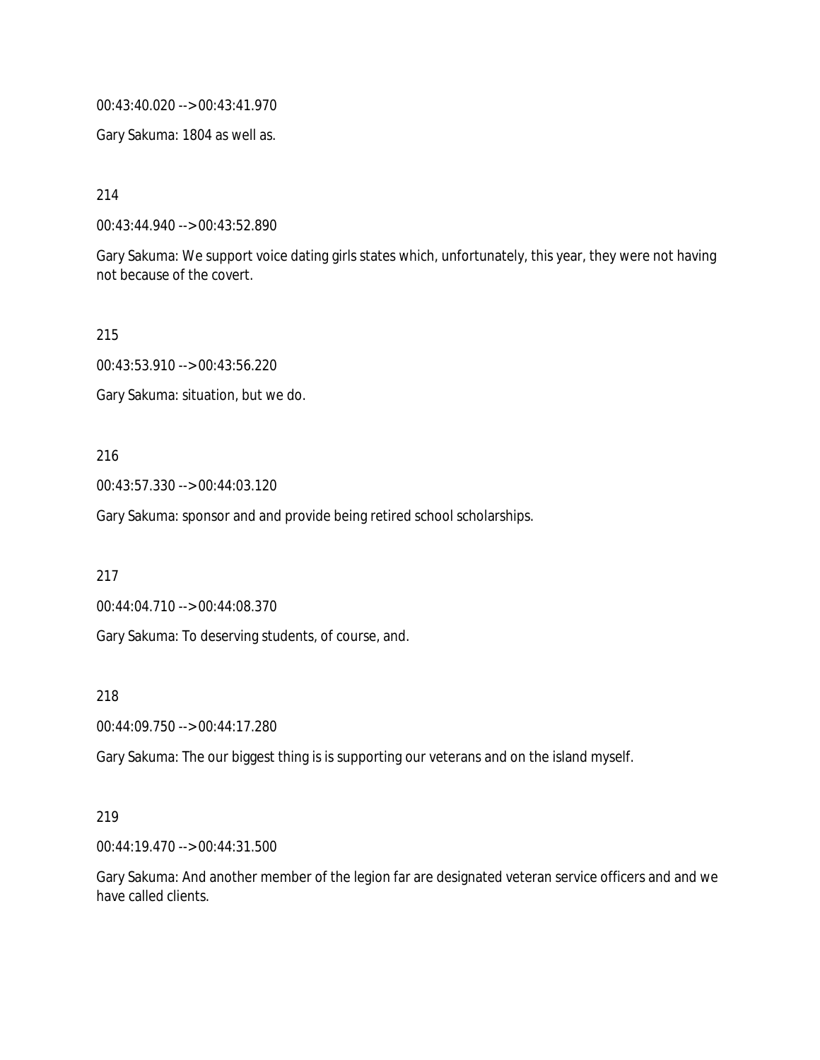00:43:40.020 --> 00:43:41.970

Gary Sakuma: 1804 as well as.

214

00:43:44.940 --> 00:43:52.890

Gary Sakuma: We support voice dating girls states which, unfortunately, this year, they were not having not because of the covert.

215

00:43:53.910 --> 00:43:56.220

Gary Sakuma: situation, but we do.

216

00:43:57.330 --> 00:44:03.120

Gary Sakuma: sponsor and and provide being retired school scholarships.

217

00:44:04.710 --> 00:44:08.370

Gary Sakuma: To deserving students, of course, and.

218

00:44:09.750 --> 00:44:17.280

Gary Sakuma: The our biggest thing is is supporting our veterans and on the island myself.

219

00:44:19.470 --> 00:44:31.500

Gary Sakuma: And another member of the legion far are designated veteran service officers and and we have called clients.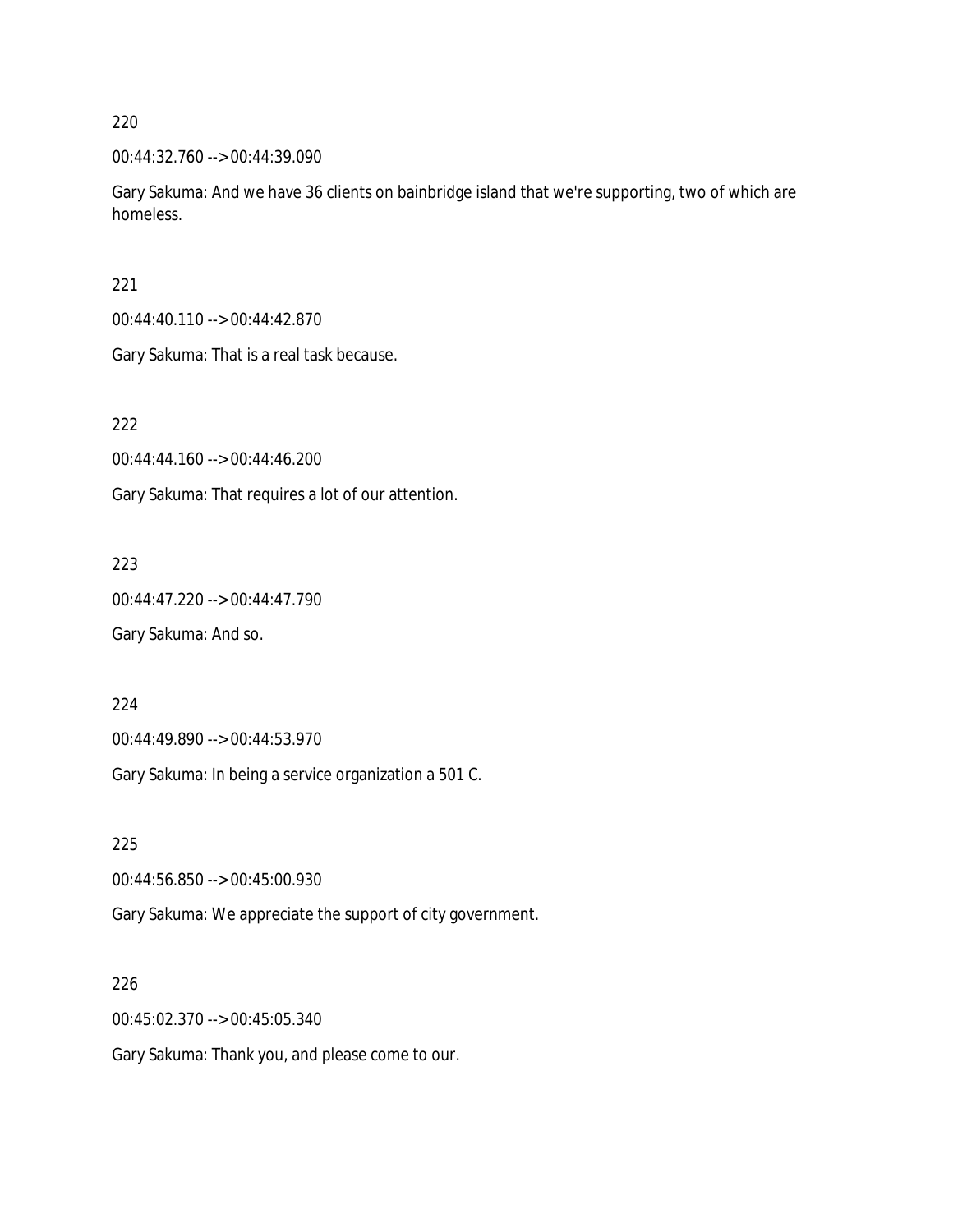220

00:44:32.760 --> 00:44:39.090

Gary Sakuma: And we have 36 clients on bainbridge island that we're supporting, two of which are homeless.

221

00:44:40.110 --> 00:44:42.870

Gary Sakuma: That is a real task because.

222

00:44:44.160 --> 00:44:46.200

Gary Sakuma: That requires a lot of our attention.

223

00:44:47.220 --> 00:44:47.790

Gary Sakuma: And so.

224

00:44:49.890 --> 00:44:53.970

Gary Sakuma: In being a service organization a 501 C.

225

00:44:56.850 --> 00:45:00.930

Gary Sakuma: We appreciate the support of city government.

226

00:45:02.370 --> 00:45:05.340

Gary Sakuma: Thank you, and please come to our.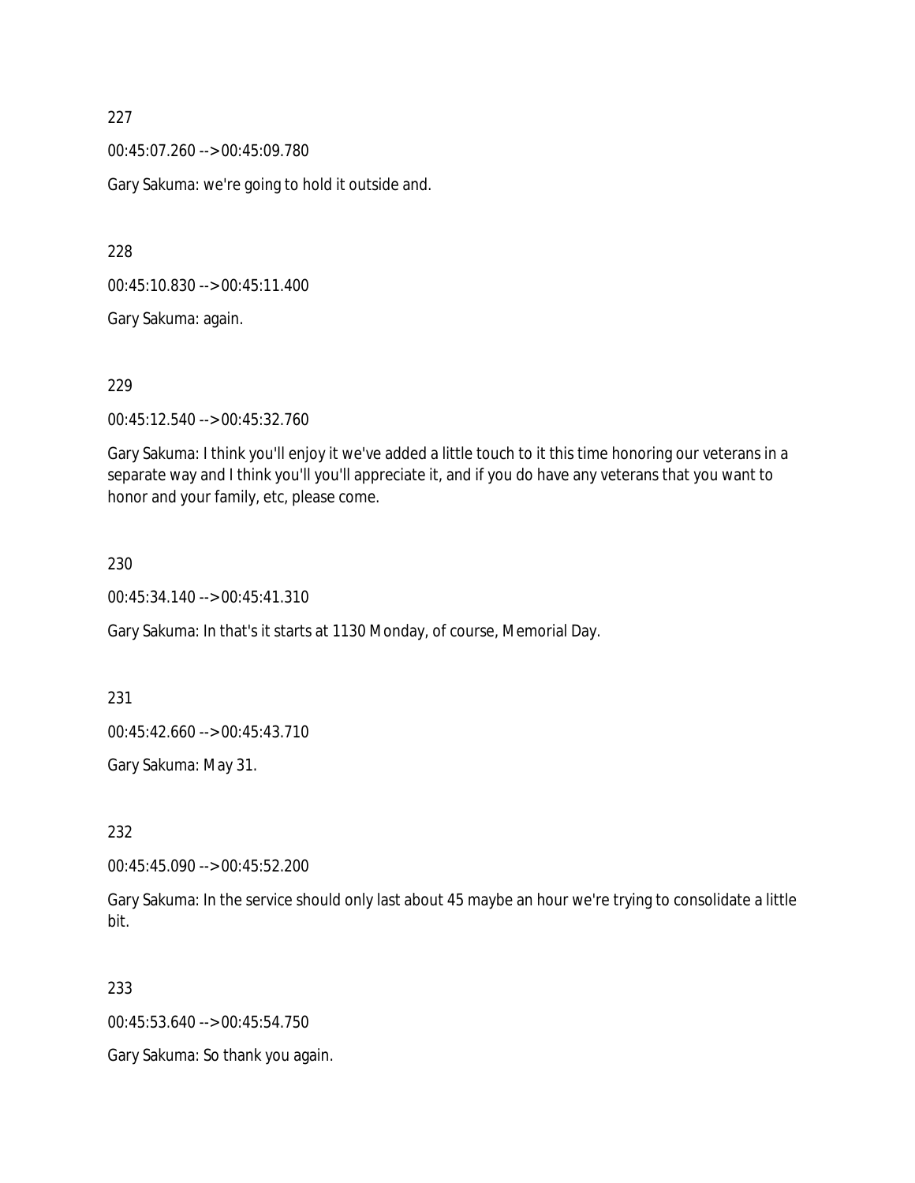227

00:45:07.260 --> 00:45:09.780

Gary Sakuma: we're going to hold it outside and.

228

00:45:10.830 --> 00:45:11.400

Gary Sakuma: again.

229

00:45:12.540 --> 00:45:32.760

Gary Sakuma: I think you'll enjoy it we've added a little touch to it this time honoring our veterans in a separate way and I think you'll you'll appreciate it, and if you do have any veterans that you want to honor and your family, etc, please come.

230

00:45:34.140 --> 00:45:41.310

Gary Sakuma: In that's it starts at 1130 Monday, of course, Memorial Day.

231

00:45:42.660 --> 00:45:43.710

Gary Sakuma: May 31.

232

00:45:45.090 --> 00:45:52.200

Gary Sakuma: In the service should only last about 45 maybe an hour we're trying to consolidate a little bit.

233

00:45:53.640 --> 00:45:54.750

Gary Sakuma: So thank you again.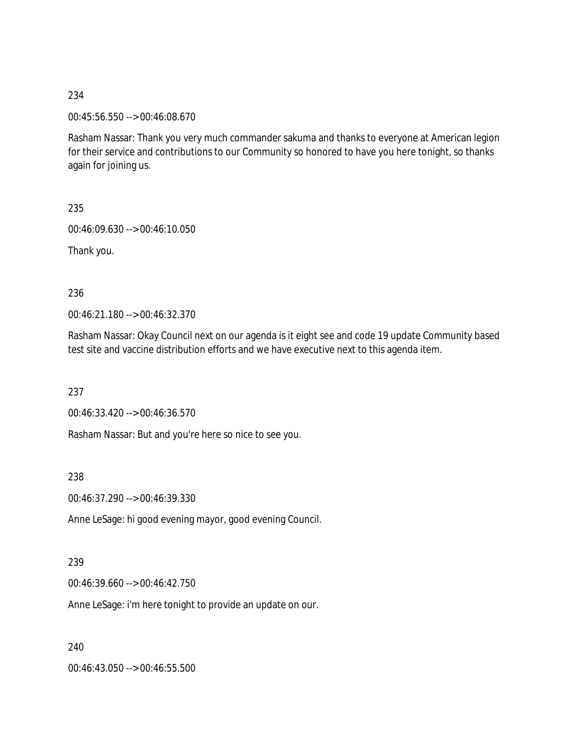234

00:45:56.550 --> 00:46:08.670

Rasham Nassar: Thank you very much commander sakuma and thanks to everyone at American legion for their service and contributions to our Community so honored to have you here tonight, so thanks again for joining us.

235

00:46:09.630 --> 00:46:10.050

Thank you.

236

00:46:21.180 --> 00:46:32.370

Rasham Nassar: Okay Council next on our agenda is it eight see and code 19 update Community based test site and vaccine distribution efforts and we have executive next to this agenda item.

237

00:46:33.420 --> 00:46:36.570

Rasham Nassar: But and you're here so nice to see you.

238

00:46:37.290 --> 00:46:39.330

Anne LeSage: hi good evening mayor, good evening Council.

239

00:46:39.660 --> 00:46:42.750

Anne LeSage: i'm here tonight to provide an update on our.

240

00:46:43.050 --> 00:46:55.500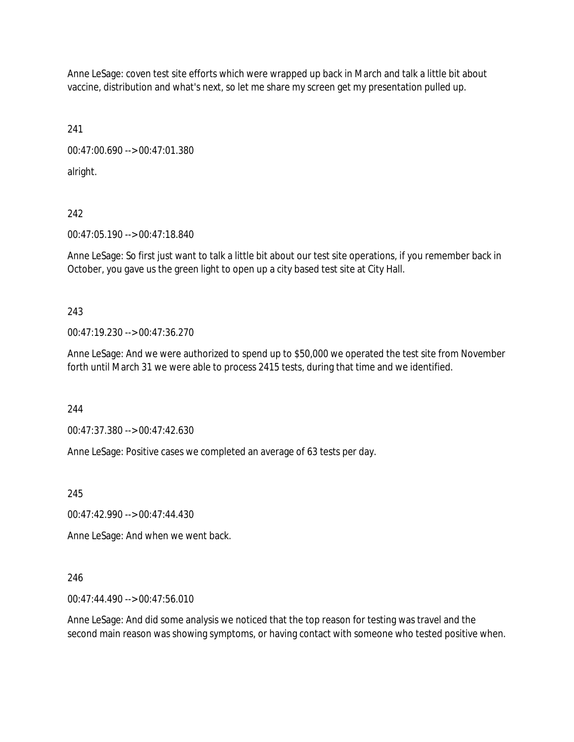Anne LeSage: coven test site efforts which were wrapped up back in March and talk a little bit about vaccine, distribution and what's next, so let me share my screen get my presentation pulled up.

241

00:47:00.690 --> 00:47:01.380

alright.

242

00:47:05.190 --> 00:47:18.840

Anne LeSage: So first just want to talk a little bit about our test site operations, if you remember back in October, you gave us the green light to open up a city based test site at City Hall.

243

00:47:19.230 --> 00:47:36.270

Anne LeSage: And we were authorized to spend up to $50,000 we operated the test site from November forth until March 31 we were able to process 2415 tests, during that time and we identified.

244

00:47:37.380 --> 00:47:42.630

Anne LeSage: Positive cases we completed an average of 63 tests per day.

245

00:47:42.990 --> 00:47:44.430

Anne LeSage: And when we went back.

246

00:47:44.490 --> 00:47:56.010

Anne LeSage: And did some analysis we noticed that the top reason for testing was travel and the second main reason was showing symptoms, or having contact with someone who tested positive when.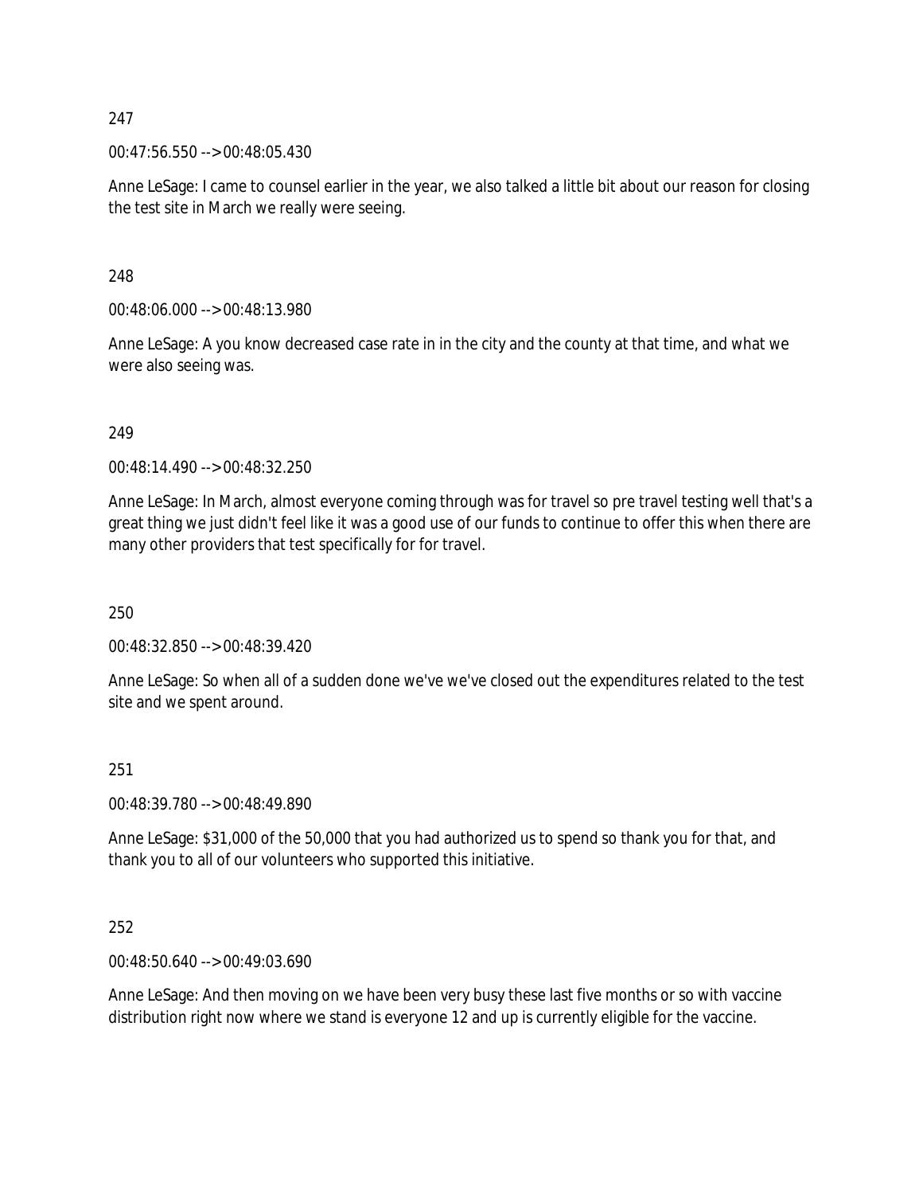247

00:47:56.550 --> 00:48:05.430

Anne LeSage: I came to counsel earlier in the year, we also talked a little bit about our reason for closing the test site in March we really were seeing.

248

00:48:06.000 --> 00:48:13.980

Anne LeSage: A you know decreased case rate in in the city and the county at that time, and what we were also seeing was.

249

00:48:14.490 --> 00:48:32.250

Anne LeSage: In March, almost everyone coming through was for travel so pre travel testing well that's a great thing we just didn't feel like it was a good use of our funds to continue to offer this when there are many other providers that test specifically for for travel.

250

00:48:32.850 --> 00:48:39.420

Anne LeSage: So when all of a sudden done we've we've closed out the expenditures related to the test site and we spent around.

251

00:48:39.780 --> 00:48:49.890

Anne LeSage: $31,000 of the 50,000 that you had authorized us to spend so thank you for that, and thank you to all of our volunteers who supported this initiative.

252

00:48:50.640 --> 00:49:03.690

Anne LeSage: And then moving on we have been very busy these last five months or so with vaccine distribution right now where we stand is everyone 12 and up is currently eligible for the vaccine.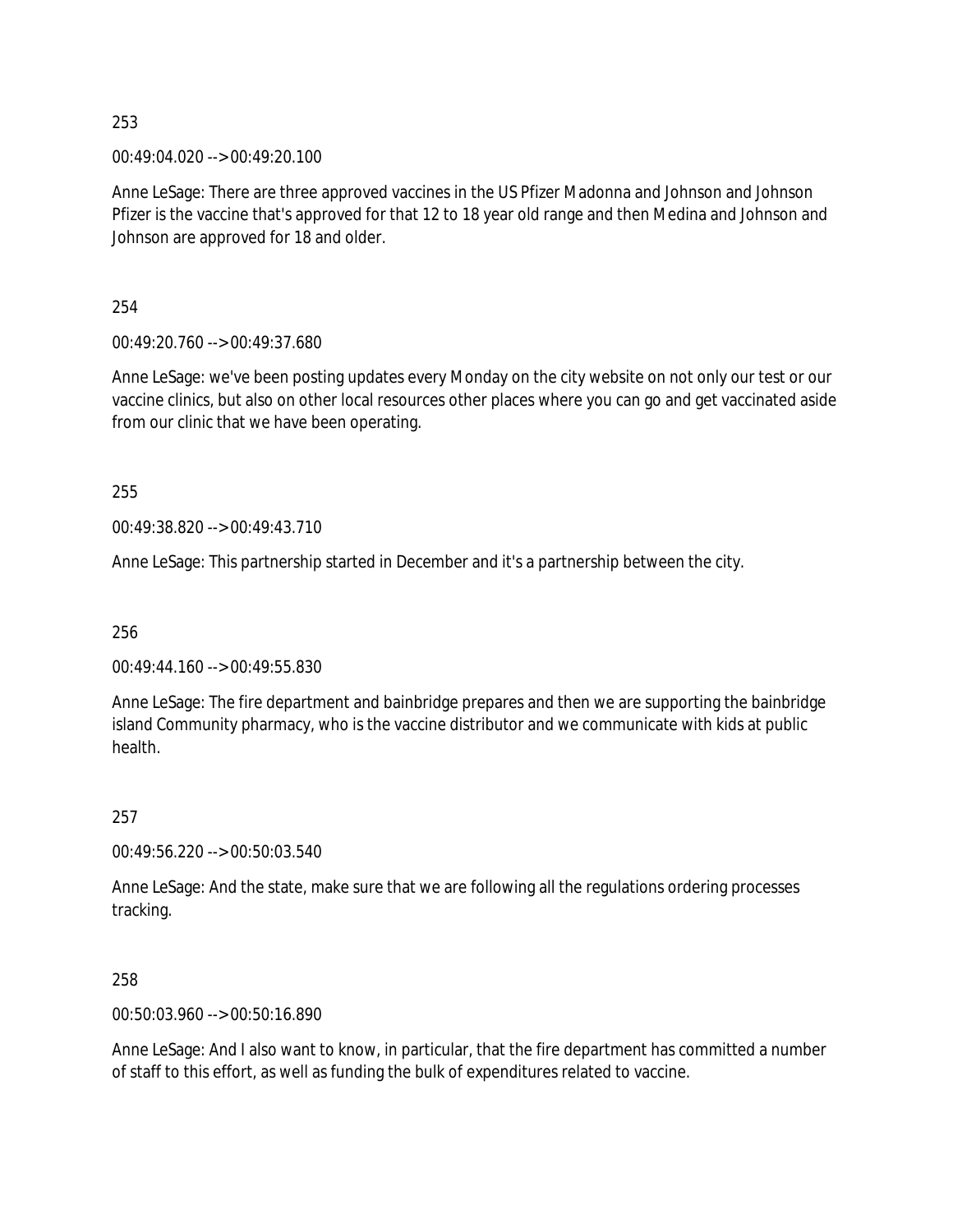253

00:49:04.020 --> 00:49:20.100

Anne LeSage: There are three approved vaccines in the US Pfizer Madonna and Johnson and Johnson Pfizer is the vaccine that's approved for that 12 to 18 year old range and then Medina and Johnson and Johnson are approved for 18 and older.

254

00:49:20.760 --> 00:49:37.680

Anne LeSage: we've been posting updates every Monday on the city website on not only our test or our vaccine clinics, but also on other local resources other places where you can go and get vaccinated aside from our clinic that we have been operating.

255

00:49:38.820 --> 00:49:43.710

Anne LeSage: This partnership started in December and it's a partnership between the city.

256

00:49:44.160 --> 00:49:55.830

Anne LeSage: The fire department and bainbridge prepares and then we are supporting the bainbridge island Community pharmacy, who is the vaccine distributor and we communicate with kids at public health.

257

00:49:56.220 --> 00:50:03.540

Anne LeSage: And the state, make sure that we are following all the regulations ordering processes tracking.

258

00:50:03.960 --> 00:50:16.890

Anne LeSage: And I also want to know, in particular, that the fire department has committed a number of staff to this effort, as well as funding the bulk of expenditures related to vaccine.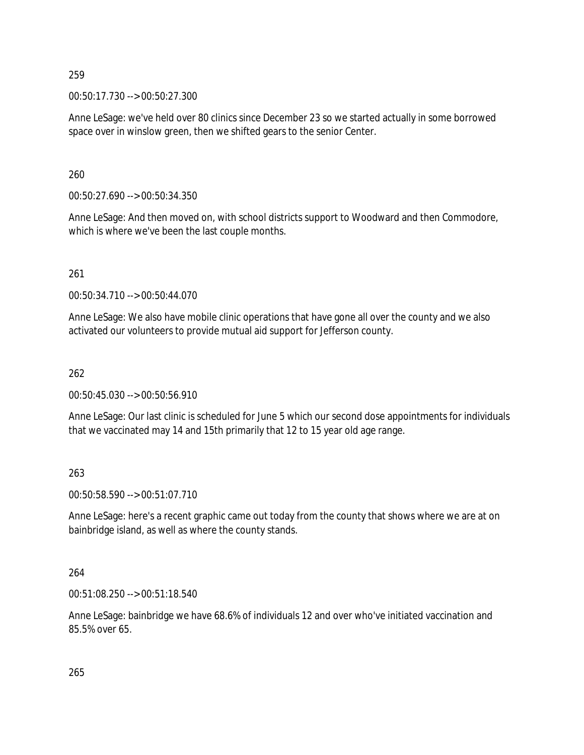259

00:50:17.730 --> 00:50:27.300

Anne LeSage: we've held over 80 clinics since December 23 so we started actually in some borrowed space over in winslow green, then we shifted gears to the senior Center.

260

00:50:27.690 --> 00:50:34.350

Anne LeSage: And then moved on, with school districts support to Woodward and then Commodore, which is where we've been the last couple months.

261

00:50:34.710 --> 00:50:44.070

Anne LeSage: We also have mobile clinic operations that have gone all over the county and we also activated our volunteers to provide mutual aid support for Jefferson county.

262

00:50:45.030 --> 00:50:56.910

Anne LeSage: Our last clinic is scheduled for June 5 which our second dose appointments for individuals that we vaccinated may 14 and 15th primarily that 12 to 15 year old age range.

263

00:50:58.590 --> 00:51:07.710

Anne LeSage: here's a recent graphic came out today from the county that shows where we are at on bainbridge island, as well as where the county stands.

264

00:51:08.250 --> 00:51:18.540

Anne LeSage: bainbridge we have 68.6% of individuals 12 and over who've initiated vaccination and 85.5% over 65.

265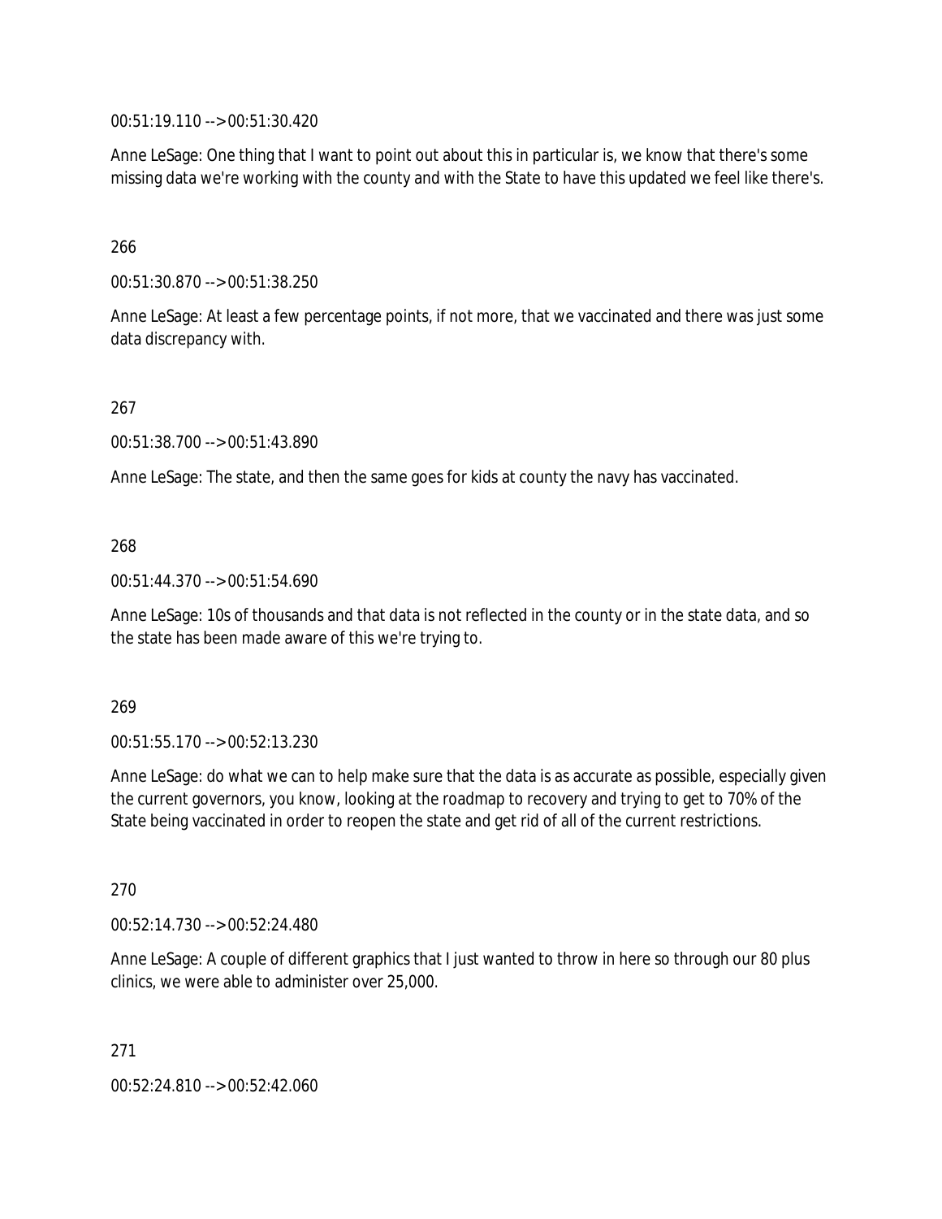00:51:19.110 --> 00:51:30.420

Anne LeSage: One thing that I want to point out about this in particular is, we know that there's some missing data we're working with the county and with the State to have this updated we feel like there's.

266

00:51:30.870 --> 00:51:38.250

Anne LeSage: At least a few percentage points, if not more, that we vaccinated and there was just some data discrepancy with.

267

00:51:38.700 --> 00:51:43.890

Anne LeSage: The state, and then the same goes for kids at county the navy has vaccinated.

268

00:51:44.370 --> 00:51:54.690

Anne LeSage: 10s of thousands and that data is not reflected in the county or in the state data, and so the state has been made aware of this we're trying to.

269

00:51:55.170 --> 00:52:13.230

Anne LeSage: do what we can to help make sure that the data is as accurate as possible, especially given the current governors, you know, looking at the roadmap to recovery and trying to get to 70% of the State being vaccinated in order to reopen the state and get rid of all of the current restrictions.

270

00:52:14.730 --> 00:52:24.480

Anne LeSage: A couple of different graphics that I just wanted to throw in here so through our 80 plus clinics, we were able to administer over 25,000.

271

00:52:24.810 --> 00:52:42.060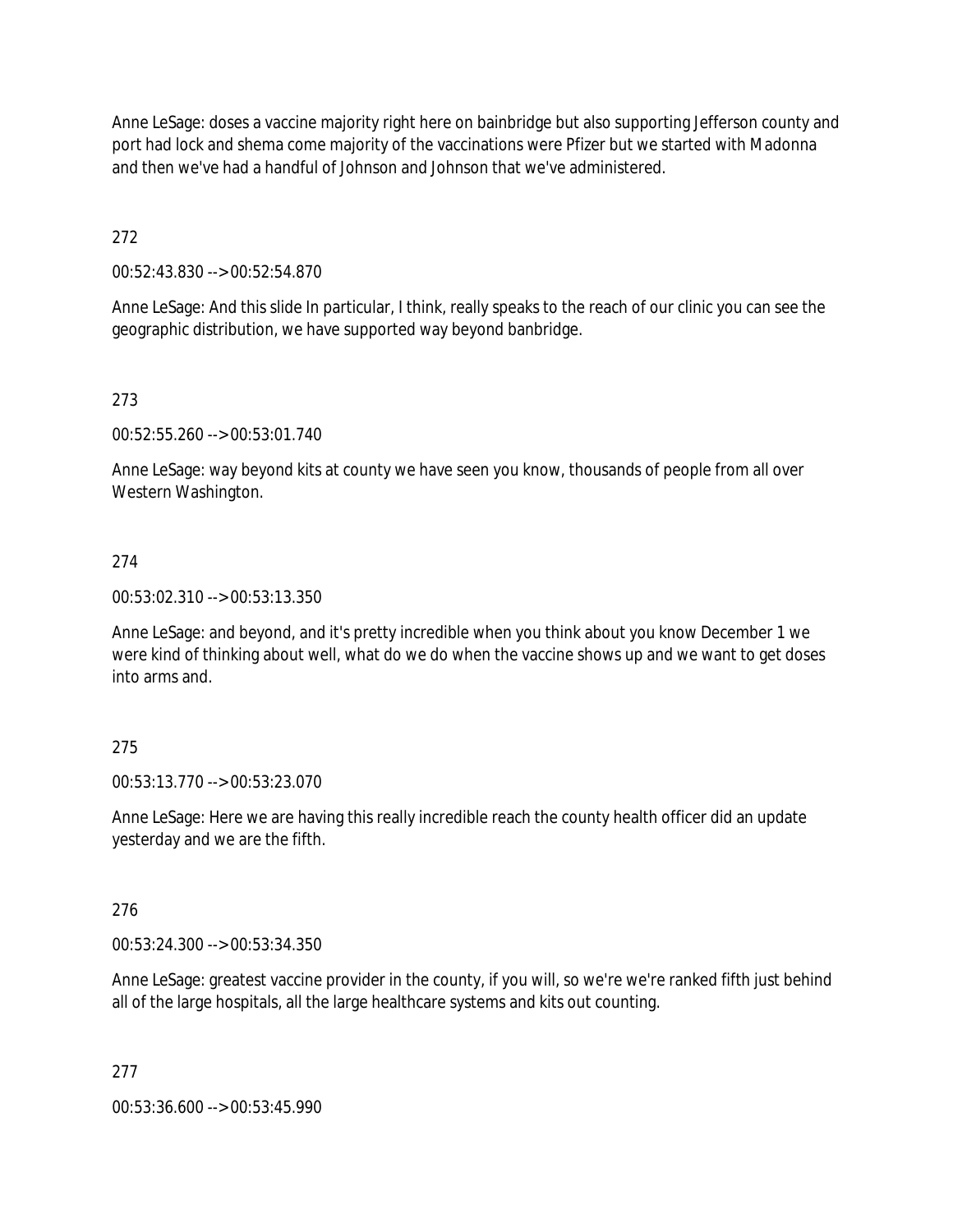Anne LeSage: doses a vaccine majority right here on bainbridge but also supporting Jefferson county and port had lock and shema come majority of the vaccinations were Pfizer but we started with Madonna and then we've had a handful of Johnson and Johnson that we've administered.

272

00:52:43.830 --> 00:52:54.870

Anne LeSage: And this slide In particular, I think, really speaks to the reach of our clinic you can see the geographic distribution, we have supported way beyond banbridge.

273

00:52:55.260 --> 00:53:01.740

Anne LeSage: way beyond kits at county we have seen you know, thousands of people from all over Western Washington.

274

00:53:02.310 --> 00:53:13.350

Anne LeSage: and beyond, and it's pretty incredible when you think about you know December 1 we were kind of thinking about well, what do we do when the vaccine shows up and we want to get doses into arms and.

275

00:53:13.770 --> 00:53:23.070

Anne LeSage: Here we are having this really incredible reach the county health officer did an update yesterday and we are the fifth.

276

00:53:24.300 --> 00:53:34.350

Anne LeSage: greatest vaccine provider in the county, if you will, so we're we're ranked fifth just behind all of the large hospitals, all the large healthcare systems and kits out counting.

277

00:53:36.600 --> 00:53:45.990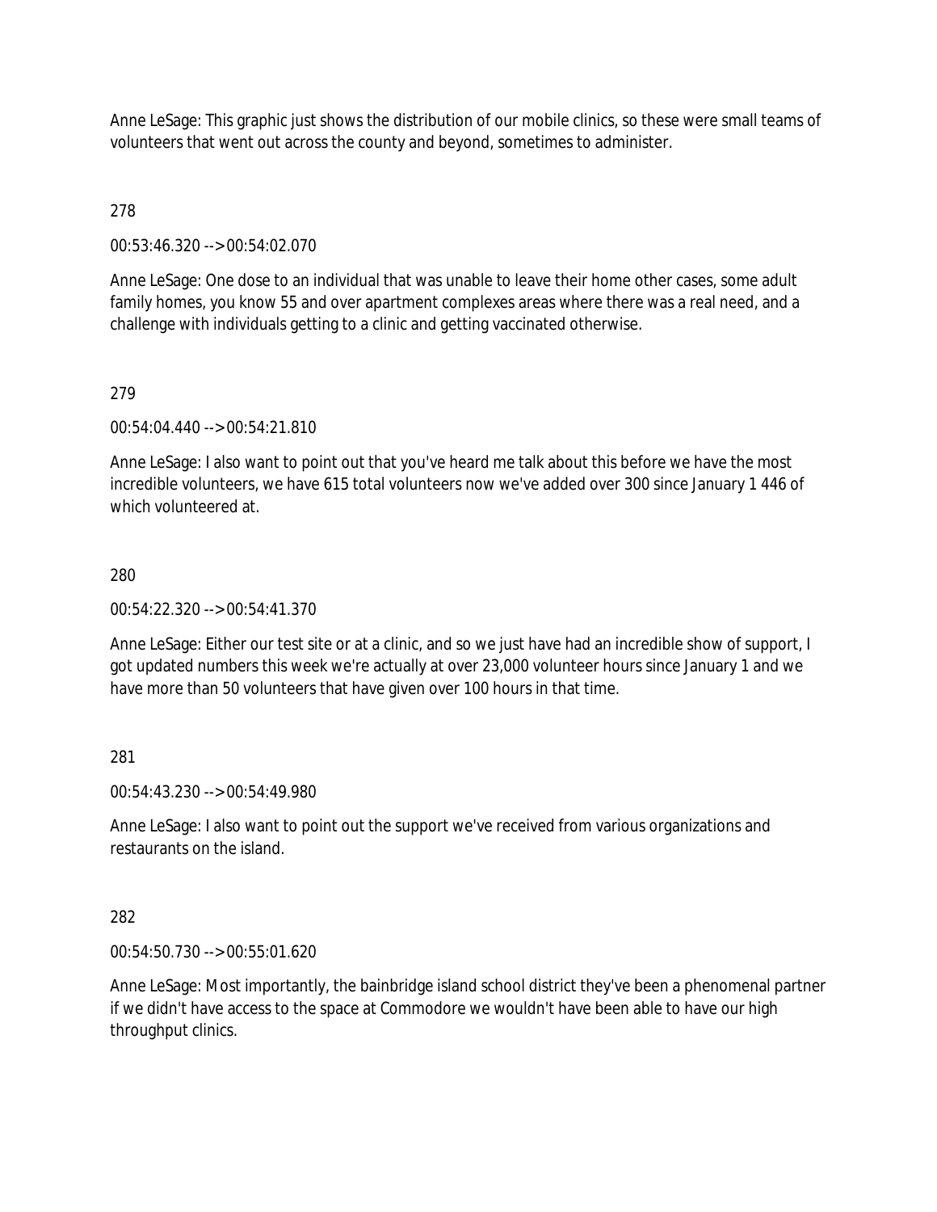Anne LeSage: This graphic just shows the distribution of our mobile clinics, so these were small teams of volunteers that went out across the county and beyond, sometimes to administer.

278

00:53:46.320 --> 00:54:02.070

Anne LeSage: One dose to an individual that was unable to leave their home other cases, some adult family homes, you know 55 and over apartment complexes areas where there was a real need, and a challenge with individuals getting to a clinic and getting vaccinated otherwise.

279

00:54:04.440 --> 00:54:21.810

Anne LeSage: I also want to point out that you've heard me talk about this before we have the most incredible volunteers, we have 615 total volunteers now we've added over 300 since January 1 446 of which volunteered at.

280

00:54:22.320 --> 00:54:41.370

Anne LeSage: Either our test site or at a clinic, and so we just have had an incredible show of support, I got updated numbers this week we're actually at over 23,000 volunteer hours since January 1 and we have more than 50 volunteers that have given over 100 hours in that time.

281

00:54:43.230 --> 00:54:49.980

Anne LeSage: I also want to point out the support we've received from various organizations and restaurants on the island.

282

00:54:50.730 --> 00:55:01.620

Anne LeSage: Most importantly, the bainbridge island school district they've been a phenomenal partner if we didn't have access to the space at Commodore we wouldn't have been able to have our high throughput clinics.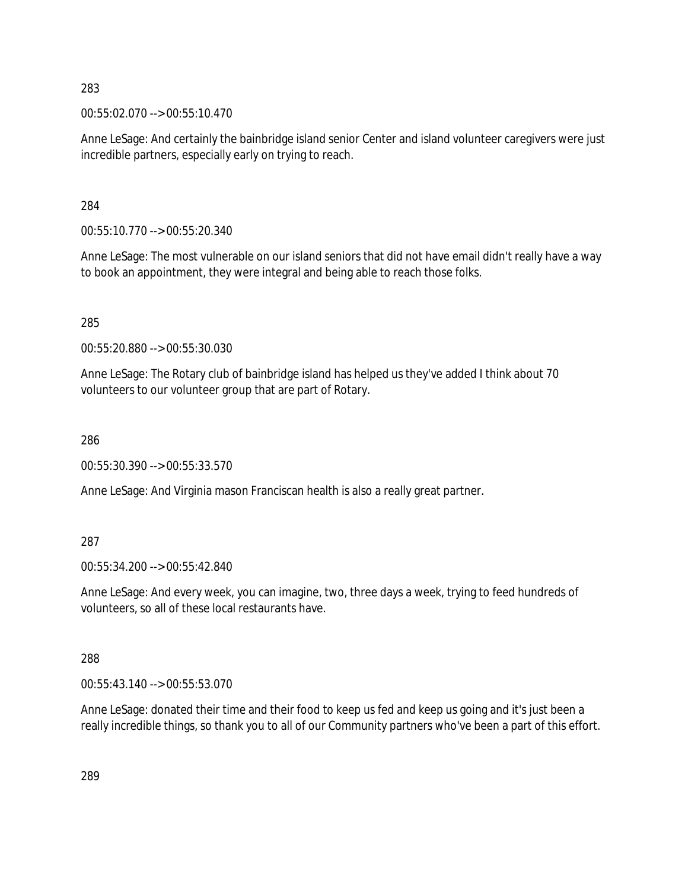283

00:55:02.070 --> 00:55:10.470

Anne LeSage: And certainly the bainbridge island senior Center and island volunteer caregivers were just incredible partners, especially early on trying to reach.

284

00:55:10.770 --> 00:55:20.340

Anne LeSage: The most vulnerable on our island seniors that did not have email didn't really have a way to book an appointment, they were integral and being able to reach those folks.

285

00:55:20.880 --> 00:55:30.030

Anne LeSage: The Rotary club of bainbridge island has helped us they've added I think about 70 volunteers to our volunteer group that are part of Rotary.

286

00:55:30.390 --> 00:55:33.570

Anne LeSage: And Virginia mason Franciscan health is also a really great partner.

287

00:55:34.200 --> 00:55:42.840

Anne LeSage: And every week, you can imagine, two, three days a week, trying to feed hundreds of volunteers, so all of these local restaurants have.

288

00:55:43.140 --> 00:55:53.070

Anne LeSage: donated their time and their food to keep us fed and keep us going and it's just been a really incredible things, so thank you to all of our Community partners who've been a part of this effort.

289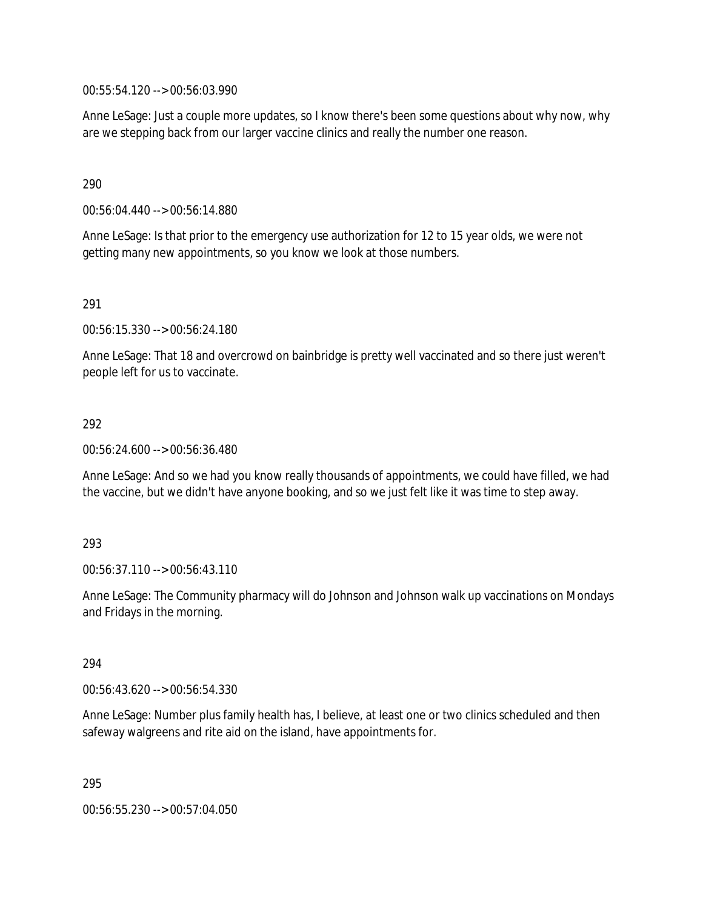00:55:54.120 --> 00:56:03.990

Anne LeSage: Just a couple more updates, so I know there's been some questions about why now, why are we stepping back from our larger vaccine clinics and really the number one reason.

290

00:56:04.440 --> 00:56:14.880

Anne LeSage: Is that prior to the emergency use authorization for 12 to 15 year olds, we were not getting many new appointments, so you know we look at those numbers.

291

00:56:15.330 --> 00:56:24.180

Anne LeSage: That 18 and overcrowd on bainbridge is pretty well vaccinated and so there just weren't people left for us to vaccinate.

292

00:56:24.600 --> 00:56:36.480

Anne LeSage: And so we had you know really thousands of appointments, we could have filled, we had the vaccine, but we didn't have anyone booking, and so we just felt like it was time to step away.

293

00:56:37.110 --> 00:56:43.110

Anne LeSage: The Community pharmacy will do Johnson and Johnson walk up vaccinations on Mondays and Fridays in the morning.

294

00:56:43.620 --> 00:56:54.330

Anne LeSage: Number plus family health has, I believe, at least one or two clinics scheduled and then safeway walgreens and rite aid on the island, have appointments for.

295

00:56:55.230 --> 00:57:04.050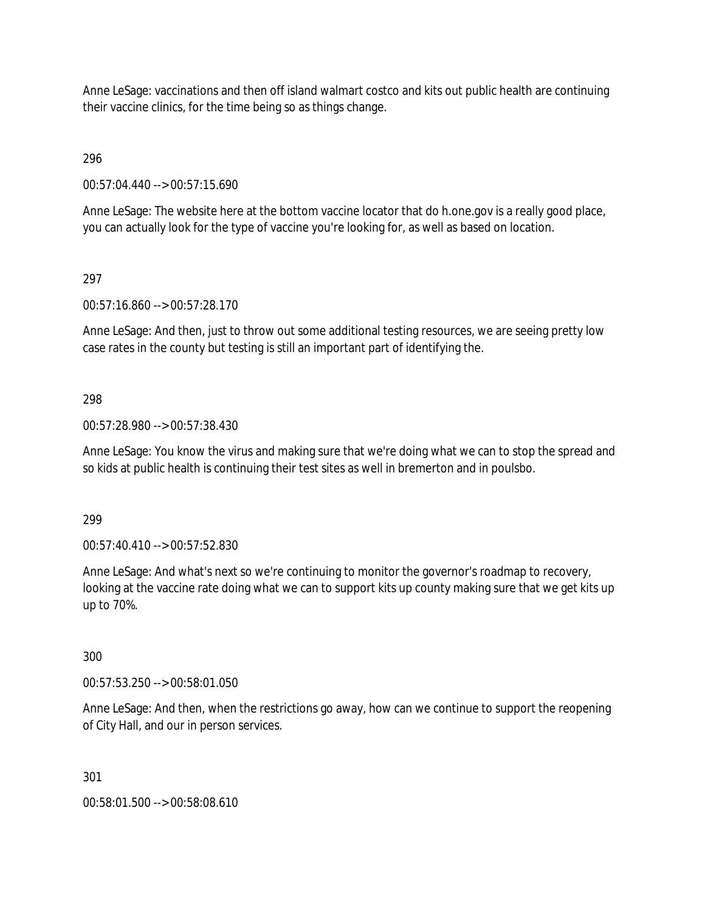Anne LeSage: vaccinations and then off island walmart costco and kits out public health are continuing their vaccine clinics, for the time being so as things change.

296

00:57:04.440 --> 00:57:15.690

Anne LeSage: The website here at the bottom vaccine locator that do h.one.gov is a really good place, you can actually look for the type of vaccine you're looking for, as well as based on location.

297

00:57:16.860 --> 00:57:28.170

Anne LeSage: And then, just to throw out some additional testing resources, we are seeing pretty low case rates in the county but testing is still an important part of identifying the.

298

00:57:28.980 --> 00:57:38.430

Anne LeSage: You know the virus and making sure that we're doing what we can to stop the spread and so kids at public health is continuing their test sites as well in bremerton and in poulsbo.

299

00:57:40.410 --> 00:57:52.830

Anne LeSage: And what's next so we're continuing to monitor the governor's roadmap to recovery, looking at the vaccine rate doing what we can to support kits up county making sure that we get kits up up to 70%.

300

00:57:53.250 --> 00:58:01.050

Anne LeSage: And then, when the restrictions go away, how can we continue to support the reopening of City Hall, and our in person services.

301

00:58:01.500 --> 00:58:08.610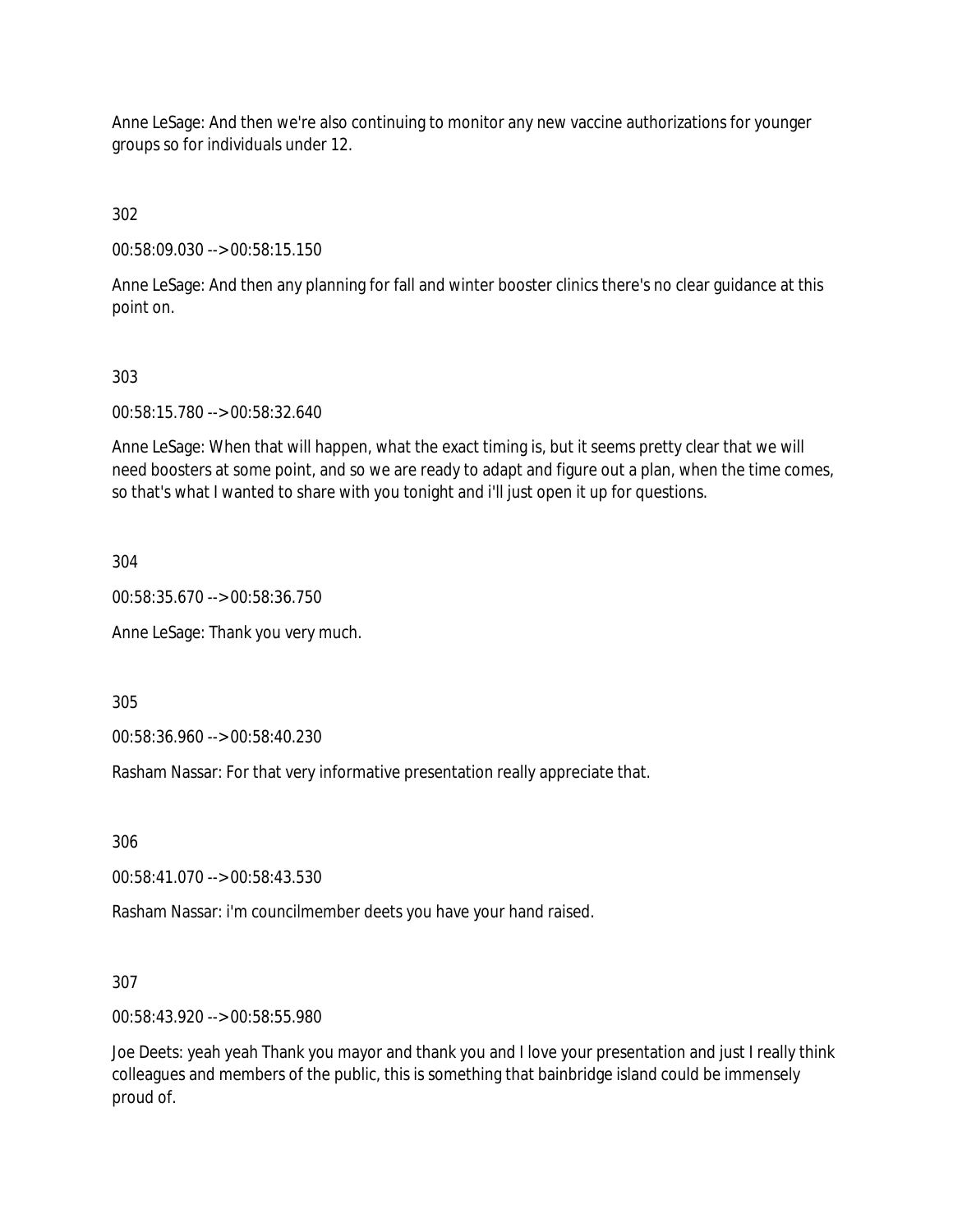Anne LeSage: And then we're also continuing to monitor any new vaccine authorizations for younger groups so for individuals under 12.

302

00:58:09.030 --> 00:58:15.150

Anne LeSage: And then any planning for fall and winter booster clinics there's no clear guidance at this point on.

303

00:58:15.780 --> 00:58:32.640

Anne LeSage: When that will happen, what the exact timing is, but it seems pretty clear that we will need boosters at some point, and so we are ready to adapt and figure out a plan, when the time comes, so that's what I wanted to share with you tonight and i'll just open it up for questions.

304

00:58:35.670 --> 00:58:36.750

Anne LeSage: Thank you very much.

305

00:58:36.960 --> 00:58:40.230

Rasham Nassar: For that very informative presentation really appreciate that.

306

00:58:41.070 --> 00:58:43.530

Rasham Nassar: i'm councilmember deets you have your hand raised.

307

00:58:43.920 --> 00:58:55.980

Joe Deets: yeah yeah Thank you mayor and thank you and I love your presentation and just I really think colleagues and members of the public, this is something that bainbridge island could be immensely proud of.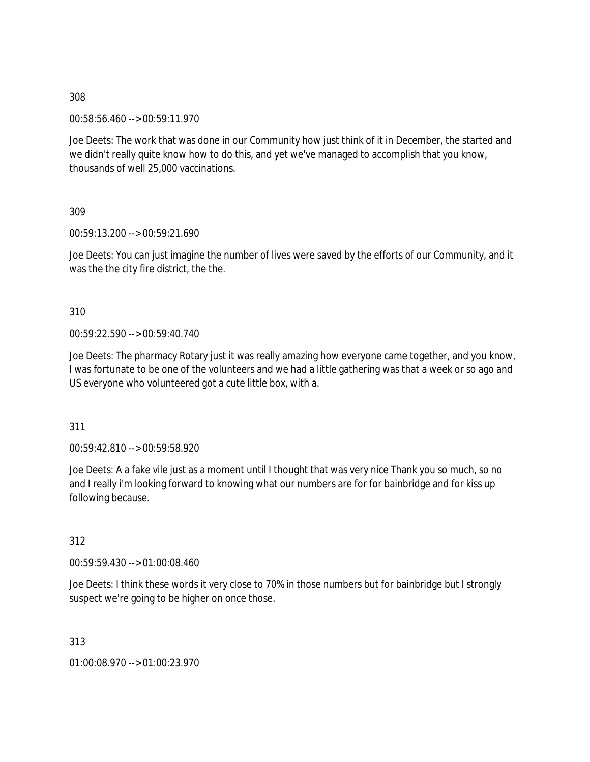308

00:58:56.460 --> 00:59:11.970

Joe Deets: The work that was done in our Community how just think of it in December, the started and we didn't really quite know how to do this, and yet we've managed to accomplish that you know, thousands of well 25,000 vaccinations.

309

00:59:13.200 --> 00:59:21.690

Joe Deets: You can just imagine the number of lives were saved by the efforts of our Community, and it was the the city fire district, the the.

310

00:59:22.590 --> 00:59:40.740

Joe Deets: The pharmacy Rotary just it was really amazing how everyone came together, and you know, I was fortunate to be one of the volunteers and we had a little gathering was that a week or so ago and US everyone who volunteered got a cute little box, with a.

311

00:59:42.810 --> 00:59:58.920

Joe Deets: A a fake vile just as a moment until I thought that was very nice Thank you so much, so no and I really i'm looking forward to knowing what our numbers are for for bainbridge and for kiss up following because.

312

00:59:59.430 --> 01:00:08.460

Joe Deets: I think these words it very close to 70% in those numbers but for bainbridge but I strongly suspect we're going to be higher on once those.

313

01:00:08.970 --> 01:00:23.970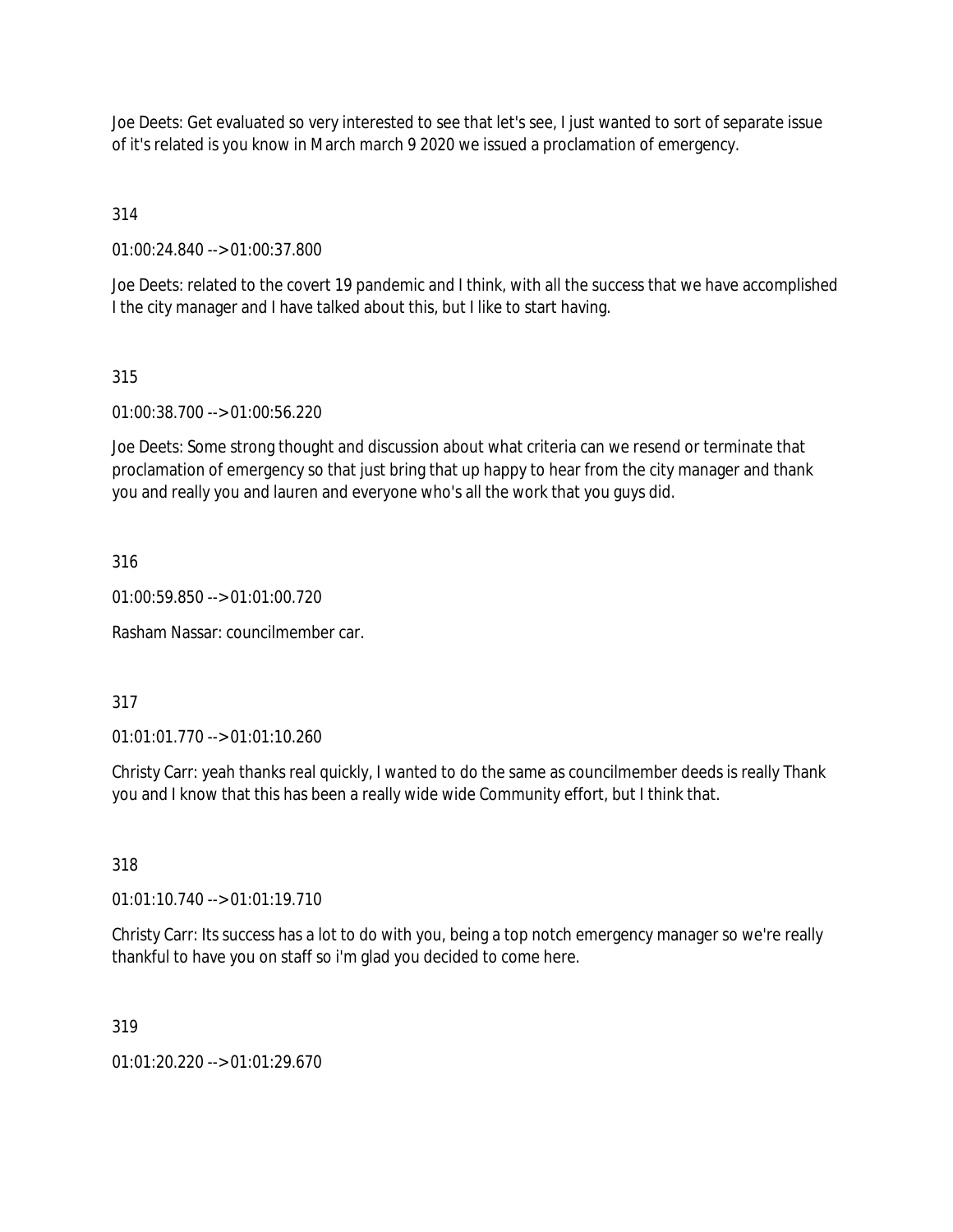Joe Deets: Get evaluated so very interested to see that let's see, I just wanted to sort of separate issue of it's related is you know in March march 9 2020 we issued a proclamation of emergency.

314

01:00:24.840 --> 01:00:37.800

Joe Deets: related to the covert 19 pandemic and I think, with all the success that we have accomplished I the city manager and I have talked about this, but I like to start having.

315

01:00:38.700 --> 01:00:56.220

Joe Deets: Some strong thought and discussion about what criteria can we resend or terminate that proclamation of emergency so that just bring that up happy to hear from the city manager and thank you and really you and lauren and everyone who's all the work that you guys did.

316

01:00:59.850 --> 01:01:00.720

Rasham Nassar: councilmember car.

317

01:01:01.770 --> 01:01:10.260

Christy Carr: yeah thanks real quickly, I wanted to do the same as councilmember deeds is really Thank you and I know that this has been a really wide wide Community effort, but I think that.

318

01:01:10.740 --> 01:01:19.710

Christy Carr: Its success has a lot to do with you, being a top notch emergency manager so we're really thankful to have you on staff so i'm glad you decided to come here.

319

01:01:20.220 --> 01:01:29.670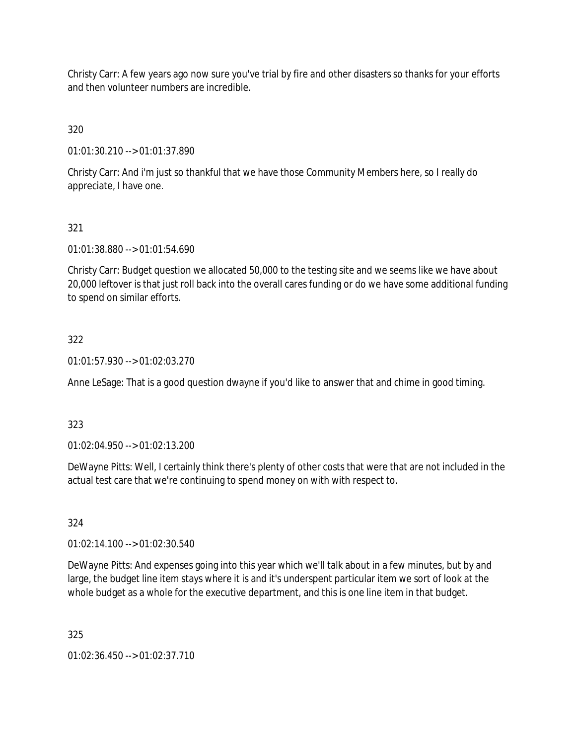Christy Carr: A few years ago now sure you've trial by fire and other disasters so thanks for your efforts and then volunteer numbers are incredible.

320

01:01:30.210 --> 01:01:37.890

Christy Carr: And i'm just so thankful that we have those Community Members here, so I really do appreciate, I have one.

321

01:01:38.880 --> 01:01:54.690

Christy Carr: Budget question we allocated 50,000 to the testing site and we seems like we have about 20,000 leftover is that just roll back into the overall cares funding or do we have some additional funding to spend on similar efforts.

322

01:01:57.930 --> 01:02:03.270

Anne LeSage: That is a good question dwayne if you'd like to answer that and chime in good timing.

323

01:02:04.950 --> 01:02:13.200

DeWayne Pitts: Well, I certainly think there's plenty of other costs that were that are not included in the actual test care that we're continuing to spend money on with with respect to.

324

01:02:14.100 --> 01:02:30.540

DeWayne Pitts: And expenses going into this year which we'll talk about in a few minutes, but by and large, the budget line item stays where it is and it's underspent particular item we sort of look at the whole budget as a whole for the executive department, and this is one line item in that budget.

325

01:02:36.450 --> 01:02:37.710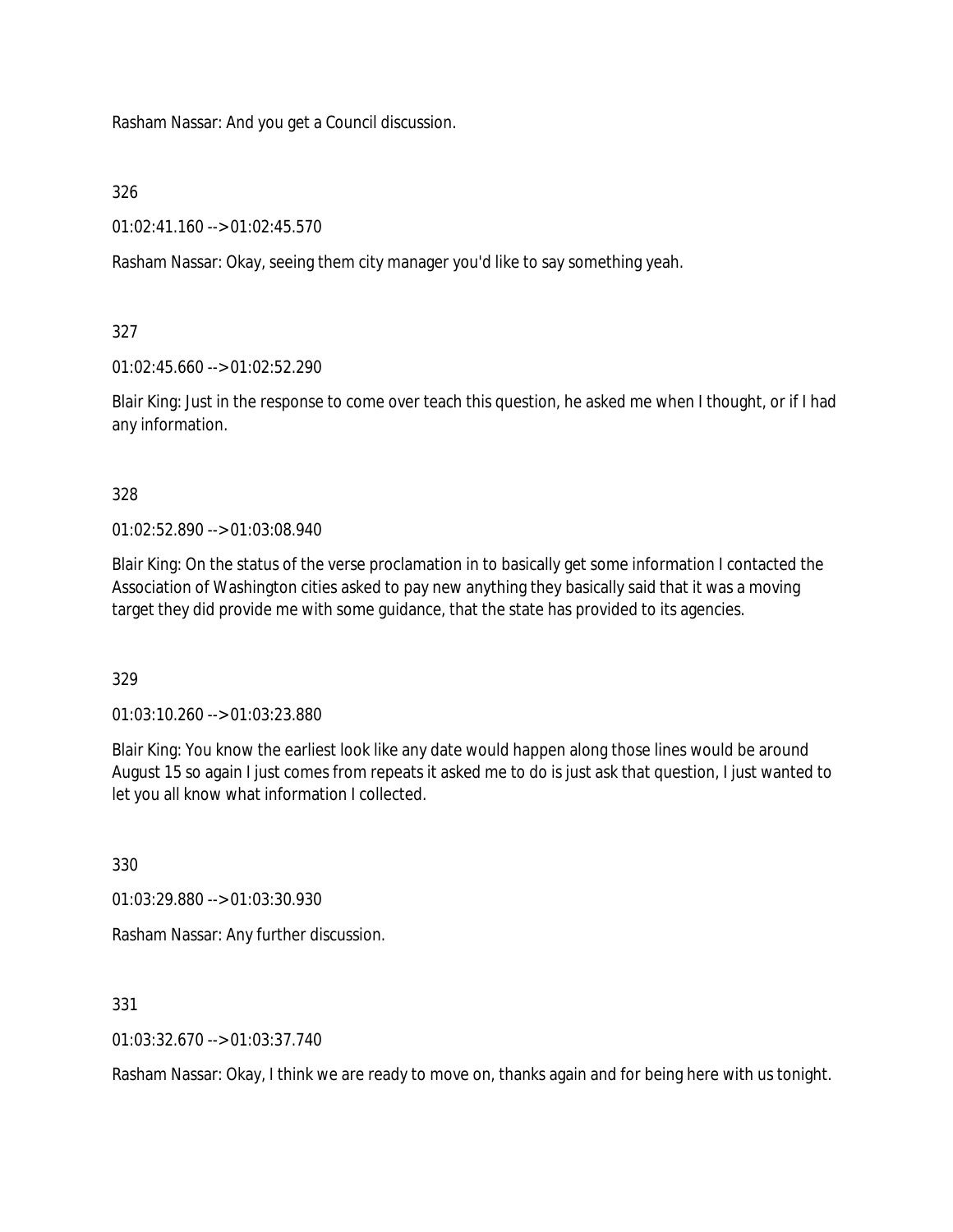Rasham Nassar: And you get a Council discussion.

326

01:02:41.160 --> 01:02:45.570

Rasham Nassar: Okay, seeing them city manager you'd like to say something yeah.

327

01:02:45.660 --> 01:02:52.290

Blair King: Just in the response to come over teach this question, he asked me when I thought, or if I had any information.

328

01:02:52.890 --> 01:03:08.940

Blair King: On the status of the verse proclamation in to basically get some information I contacted the Association of Washington cities asked to pay new anything they basically said that it was a moving target they did provide me with some guidance, that the state has provided to its agencies.

329

01:03:10.260 --> 01:03:23.880

Blair King: You know the earliest look like any date would happen along those lines would be around August 15 so again I just comes from repeats it asked me to do is just ask that question, I just wanted to let you all know what information I collected.

330

01:03:29.880 --> 01:03:30.930

Rasham Nassar: Any further discussion.

331

01:03:32.670 --> 01:03:37.740

Rasham Nassar: Okay, I think we are ready to move on, thanks again and for being here with us tonight.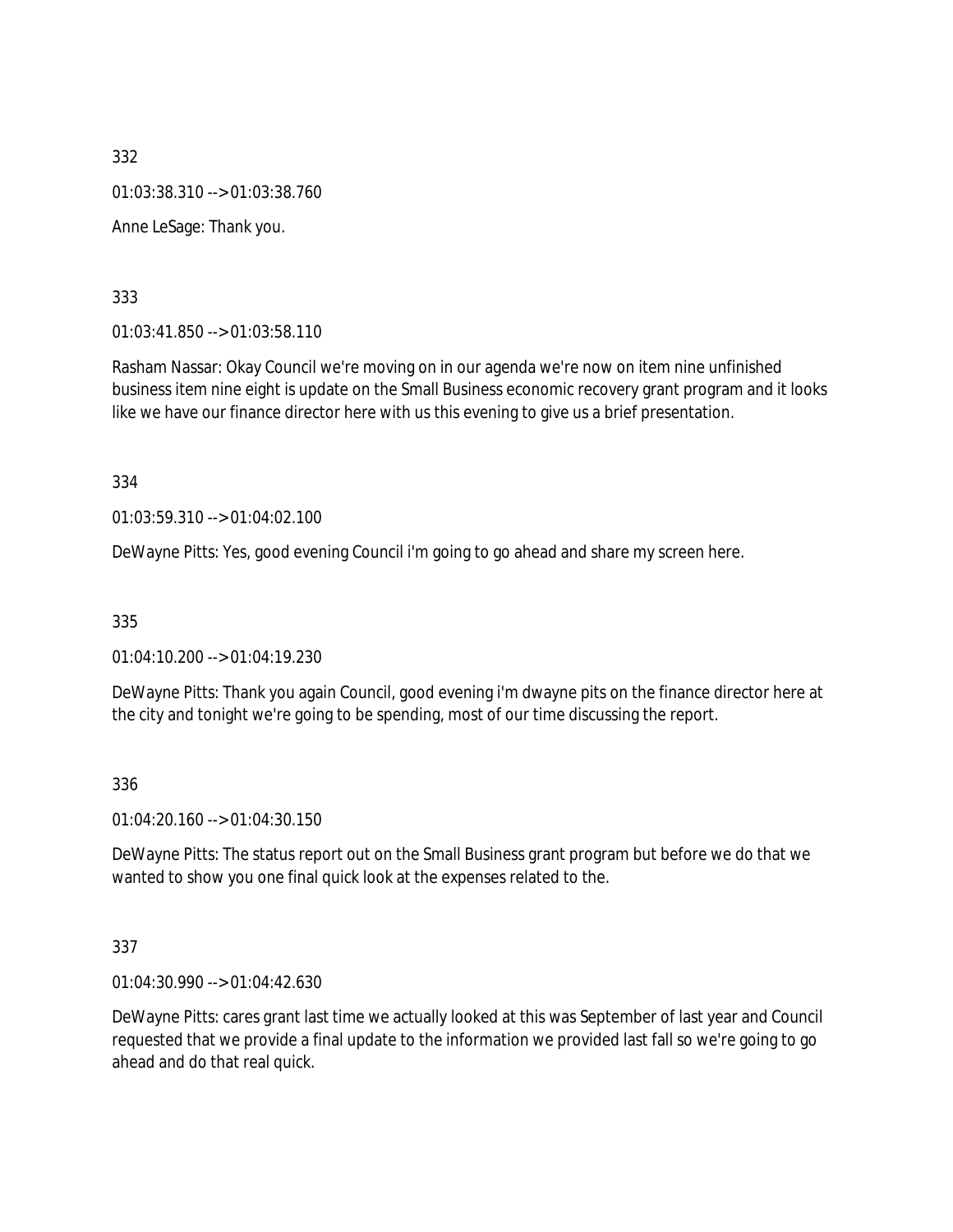332

01:03:38.310 --> 01:03:38.760

Anne LeSage: Thank you.

333

01:03:41.850 --> 01:03:58.110

Rasham Nassar: Okay Council we're moving on in our agenda we're now on item nine unfinished business item nine eight is update on the Small Business economic recovery grant program and it looks like we have our finance director here with us this evening to give us a brief presentation.

334

01:03:59.310 --> 01:04:02.100

DeWayne Pitts: Yes, good evening Council i'm going to go ahead and share my screen here.

335

01:04:10.200 --> 01:04:19.230

DeWayne Pitts: Thank you again Council, good evening i'm dwayne pits on the finance director here at the city and tonight we're going to be spending, most of our time discussing the report.

336

01:04:20.160 --> 01:04:30.150

DeWayne Pitts: The status report out on the Small Business grant program but before we do that we wanted to show you one final quick look at the expenses related to the.

337

01:04:30.990 --> 01:04:42.630

DeWayne Pitts: cares grant last time we actually looked at this was September of last year and Council requested that we provide a final update to the information we provided last fall so we're going to go ahead and do that real quick.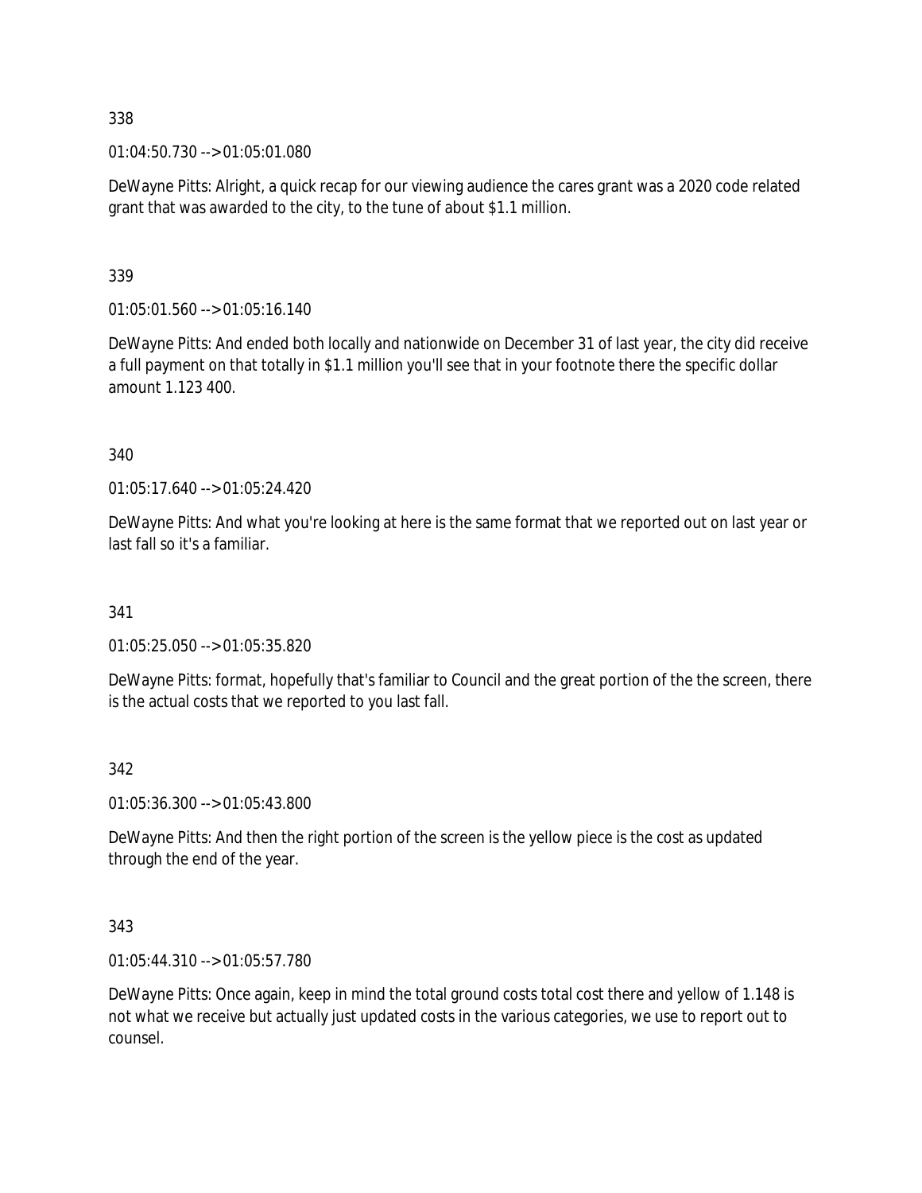338

01:04:50.730 --> 01:05:01.080

DeWayne Pitts: Alright, a quick recap for our viewing audience the cares grant was a 2020 code related grant that was awarded to the city, to the tune of about $1.1 million.

339

01:05:01.560 --> 01:05:16.140

DeWayne Pitts: And ended both locally and nationwide on December 31 of last year, the city did receive a full payment on that totally in $1.1 million you'll see that in your footnote there the specific dollar amount 1.123 400.

340

01:05:17.640 --> 01:05:24.420

DeWayne Pitts: And what you're looking at here is the same format that we reported out on last year or last fall so it's a familiar.

341

01:05:25.050 --> 01:05:35.820

DeWayne Pitts: format, hopefully that's familiar to Council and the great portion of the the screen, there is the actual costs that we reported to you last fall.

342

01:05:36.300 --> 01:05:43.800

DeWayne Pitts: And then the right portion of the screen is the yellow piece is the cost as updated through the end of the year.

343

01:05:44.310 --> 01:05:57.780

DeWayne Pitts: Once again, keep in mind the total ground costs total cost there and yellow of 1.148 is not what we receive but actually just updated costs in the various categories, we use to report out to counsel.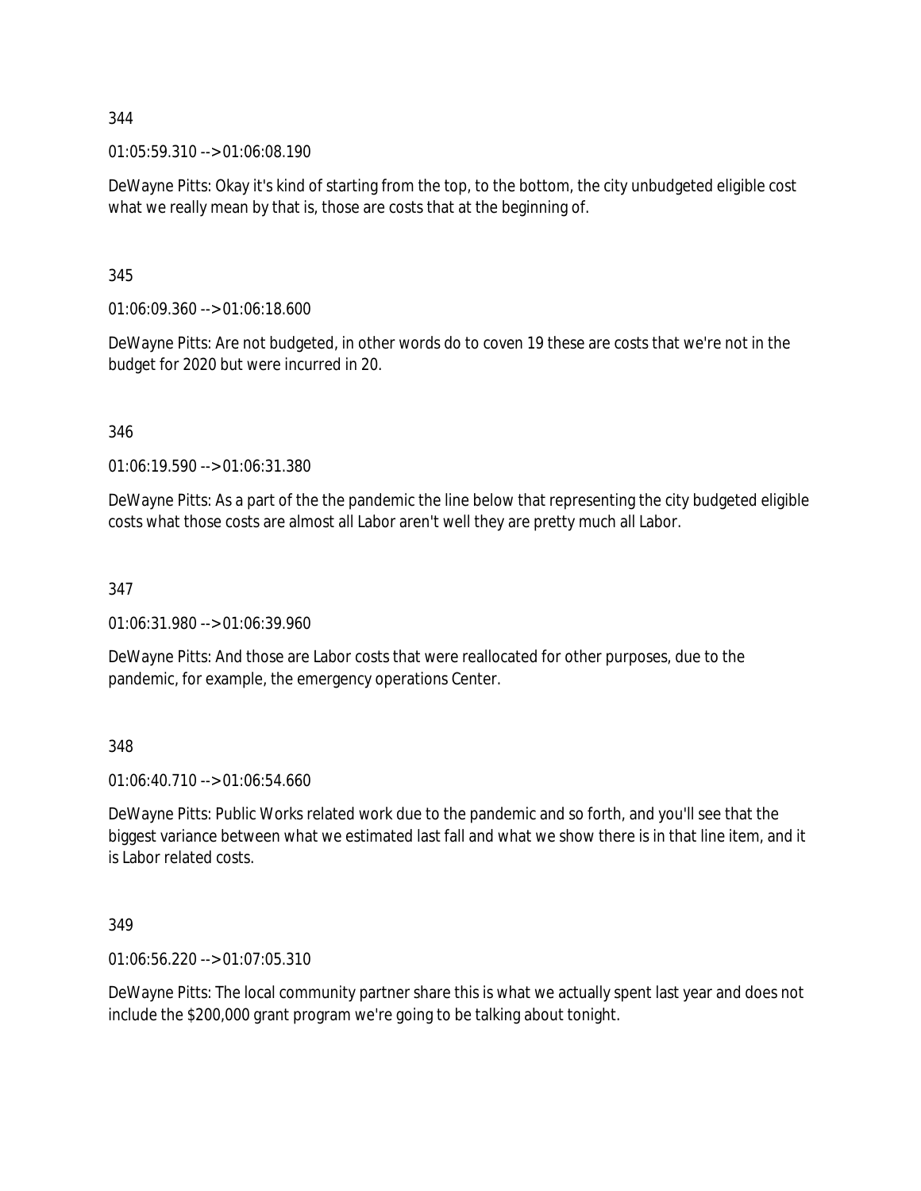344

01:05:59.310 --> 01:06:08.190

DeWayne Pitts: Okay it's kind of starting from the top, to the bottom, the city unbudgeted eligible cost what we really mean by that is, those are costs that at the beginning of.

345

01:06:09.360 --> 01:06:18.600

DeWayne Pitts: Are not budgeted, in other words do to coven 19 these are costs that we're not in the budget for 2020 but were incurred in 20.

346

01:06:19.590 --> 01:06:31.380

DeWayne Pitts: As a part of the the pandemic the line below that representing the city budgeted eligible costs what those costs are almost all Labor aren't well they are pretty much all Labor.

347

01:06:31.980 --> 01:06:39.960

DeWayne Pitts: And those are Labor costs that were reallocated for other purposes, due to the pandemic, for example, the emergency operations Center.

348

01:06:40.710 --> 01:06:54.660

DeWayne Pitts: Public Works related work due to the pandemic and so forth, and you'll see that the biggest variance between what we estimated last fall and what we show there is in that line item, and it is Labor related costs.

349

01:06:56.220 --> 01:07:05.310

DeWayne Pitts: The local community partner share this is what we actually spent last year and does not include the $200,000 grant program we're going to be talking about tonight.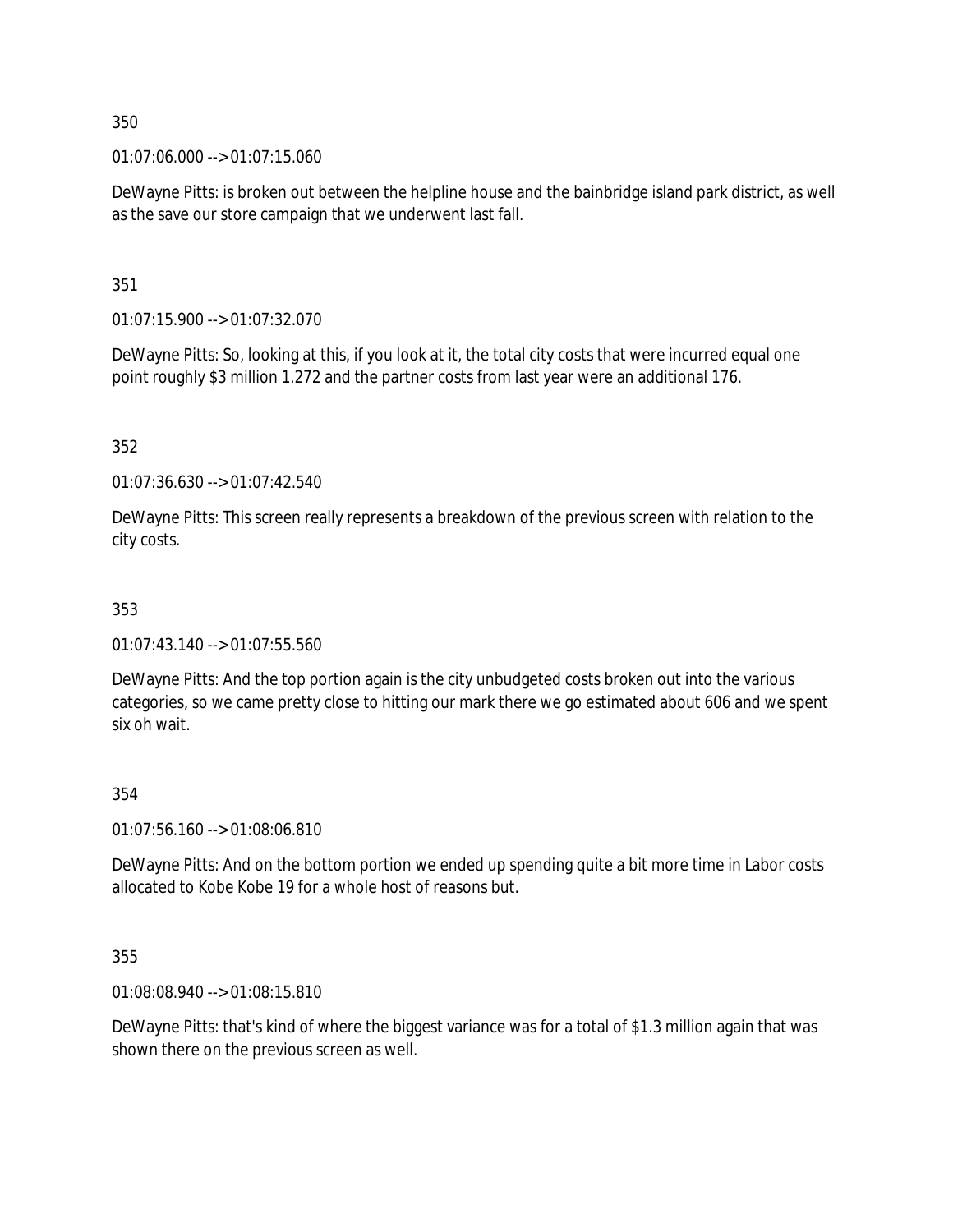350

01:07:06.000 --> 01:07:15.060

DeWayne Pitts: is broken out between the helpline house and the bainbridge island park district, as well as the save our store campaign that we underwent last fall.

351

01:07:15.900 --> 01:07:32.070

DeWayne Pitts: So, looking at this, if you look at it, the total city costs that were incurred equal one point roughly $3 million 1.272 and the partner costs from last year were an additional 176.

352

01:07:36.630 --> 01:07:42.540

DeWayne Pitts: This screen really represents a breakdown of the previous screen with relation to the city costs.

353

01:07:43.140 --> 01:07:55.560

DeWayne Pitts: And the top portion again is the city unbudgeted costs broken out into the various categories, so we came pretty close to hitting our mark there we go estimated about 606 and we spent six oh wait.

354

01:07:56.160 --> 01:08:06.810

DeWayne Pitts: And on the bottom portion we ended up spending quite a bit more time in Labor costs allocated to Kobe Kobe 19 for a whole host of reasons but.

355

01:08:08.940 --> 01:08:15.810

DeWayne Pitts: that's kind of where the biggest variance was for a total of $1.3 million again that was shown there on the previous screen as well.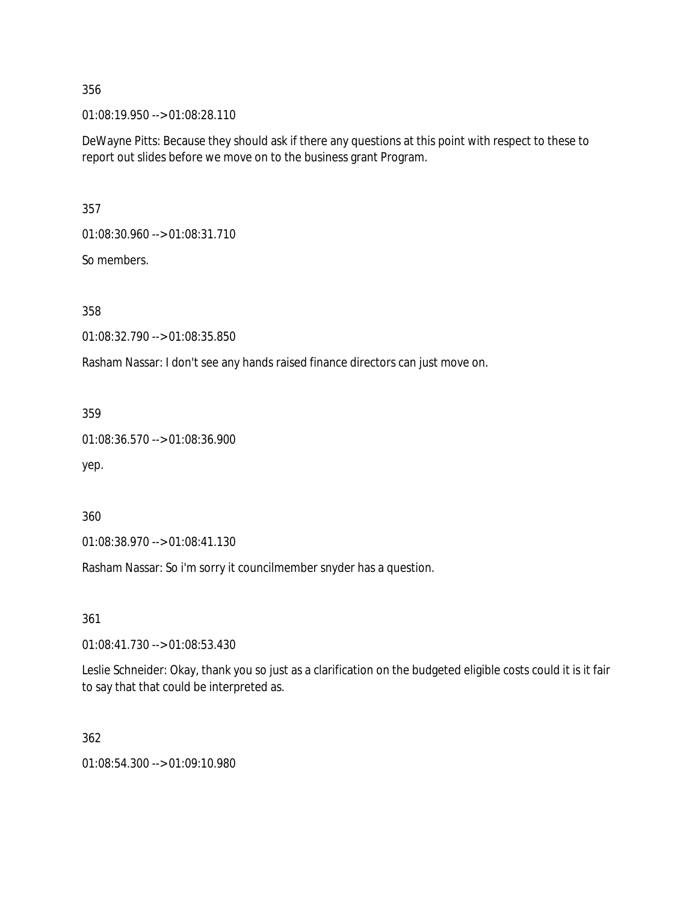356

01:08:19.950 --> 01:08:28.110

DeWayne Pitts: Because they should ask if there any questions at this point with respect to these to report out slides before we move on to the business grant Program.

357

01:08:30.960 --> 01:08:31.710

So members.

358

01:08:32.790 --> 01:08:35.850

Rasham Nassar: I don't see any hands raised finance directors can just move on.

359

01:08:36.570 --> 01:08:36.900

yep.

360

01:08:38.970 --> 01:08:41.130

Rasham Nassar: So i'm sorry it councilmember snyder has a question.

361

01:08:41.730 --> 01:08:53.430

Leslie Schneider: Okay, thank you so just as a clarification on the budgeted eligible costs could it is it fair to say that that could be interpreted as.

362

01:08:54.300 --> 01:09:10.980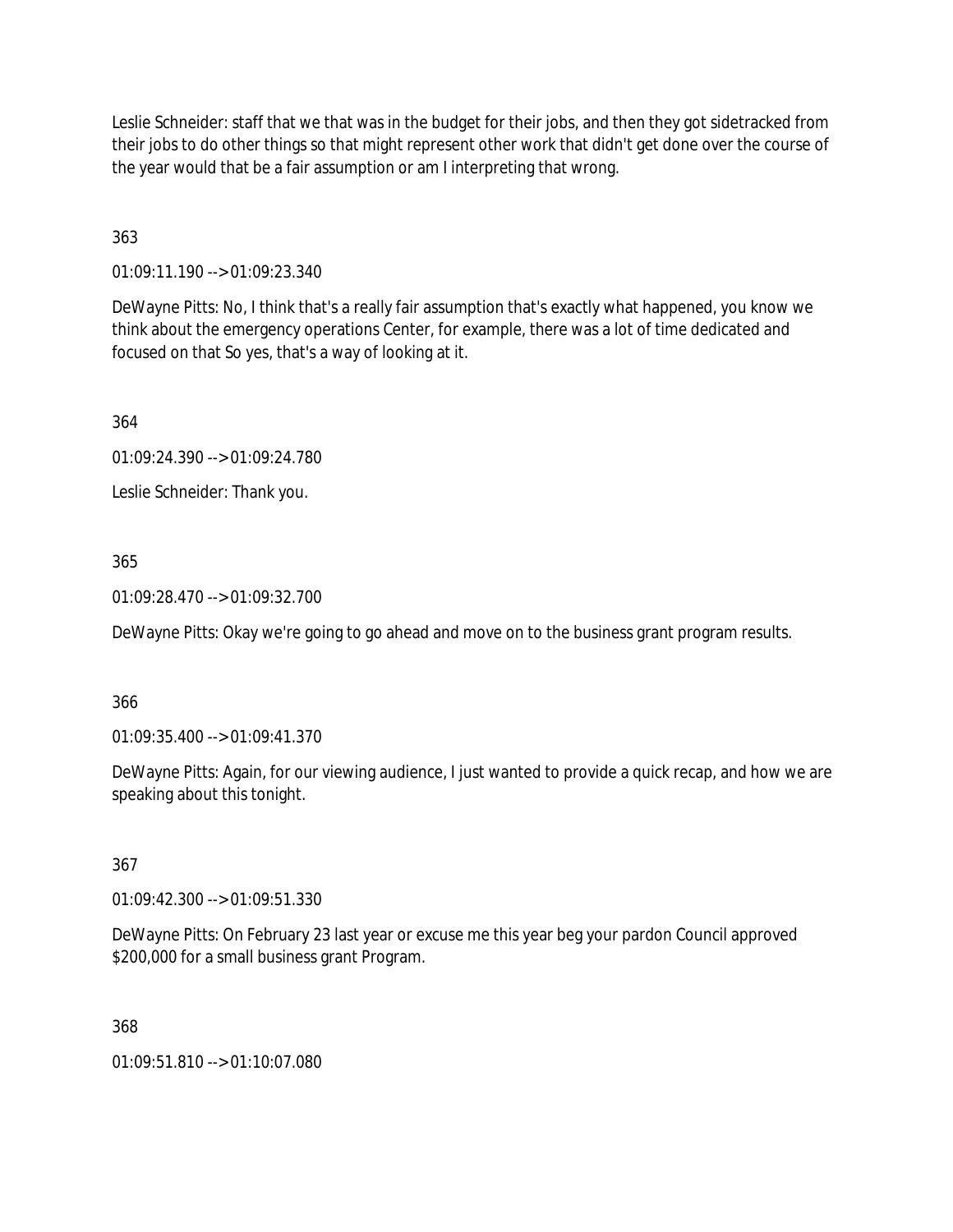Leslie Schneider: staff that we that was in the budget for their jobs, and then they got sidetracked from their jobs to do other things so that might represent other work that didn't get done over the course of the year would that be a fair assumption or am I interpreting that wrong.

363

01:09:11.190 --> 01:09:23.340

DeWayne Pitts: No, I think that's a really fair assumption that's exactly what happened, you know we think about the emergency operations Center, for example, there was a lot of time dedicated and focused on that So yes, that's a way of looking at it.

364

01:09:24.390 --> 01:09:24.780

Leslie Schneider: Thank you.

365

01:09:28.470 --> 01:09:32.700

DeWayne Pitts: Okay we're going to go ahead and move on to the business grant program results.

366

01:09:35.400 --> 01:09:41.370

DeWayne Pitts: Again, for our viewing audience, I just wanted to provide a quick recap, and how we are speaking about this tonight.

367

01:09:42.300 --> 01:09:51.330

DeWayne Pitts: On February 23 last year or excuse me this year beg your pardon Council approved $200,000 for a small business grant Program.

368

01:09:51.810 --> 01:10:07.080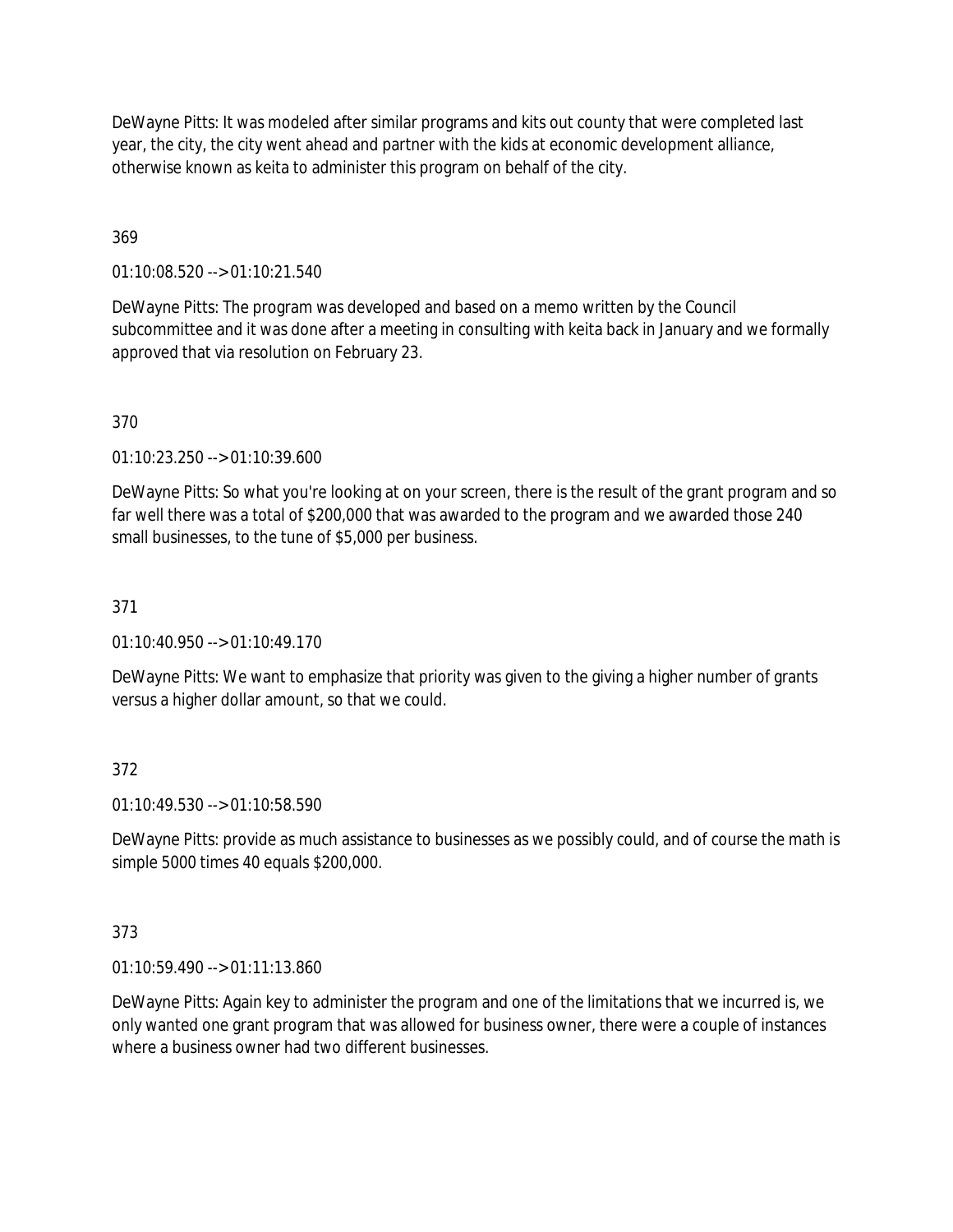DeWayne Pitts: It was modeled after similar programs and kits out county that were completed last year, the city, the city went ahead and partner with the kids at economic development alliance, otherwise known as keita to administer this program on behalf of the city.

369

01:10:08.520 --> 01:10:21.540

DeWayne Pitts: The program was developed and based on a memo written by the Council subcommittee and it was done after a meeting in consulting with keita back in January and we formally approved that via resolution on February 23.

370

01:10:23.250 --> 01:10:39.600

DeWayne Pitts: So what you're looking at on your screen, there is the result of the grant program and so far well there was a total of $200,000 that was awarded to the program and we awarded those 240 small businesses, to the tune of $5,000 per business.

371

01:10:40.950 --> 01:10:49.170

DeWayne Pitts: We want to emphasize that priority was given to the giving a higher number of grants versus a higher dollar amount, so that we could.

372

01:10:49.530 --> 01:10:58.590

DeWayne Pitts: provide as much assistance to businesses as we possibly could, and of course the math is simple 5000 times 40 equals $200,000.

373

01:10:59.490 --> 01:11:13.860

DeWayne Pitts: Again key to administer the program and one of the limitations that we incurred is, we only wanted one grant program that was allowed for business owner, there were a couple of instances where a business owner had two different businesses.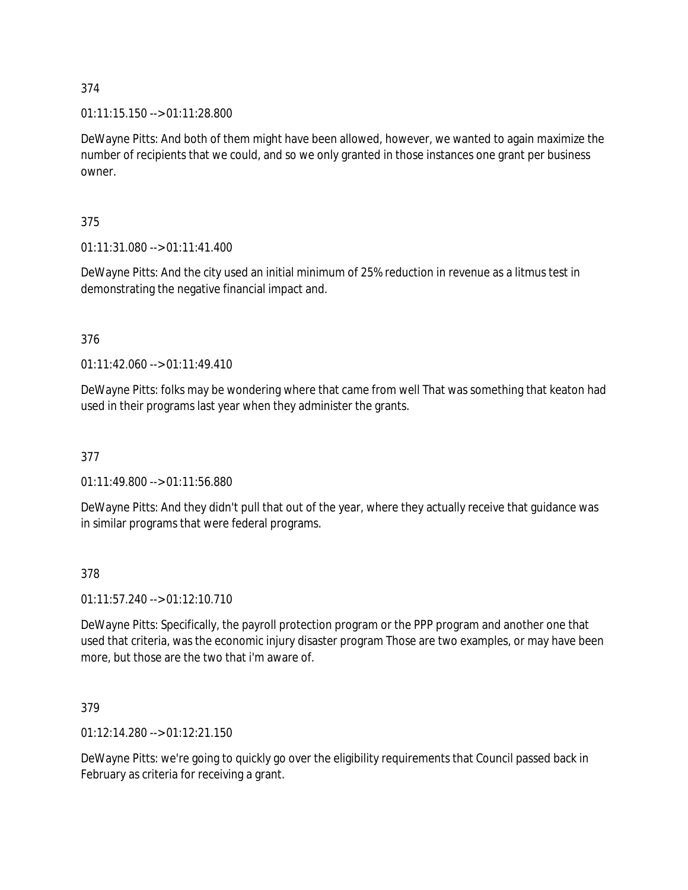374

01:11:15.150 --> 01:11:28.800

DeWayne Pitts: And both of them might have been allowed, however, we wanted to again maximize the number of recipients that we could, and so we only granted in those instances one grant per business owner.

375

01:11:31.080 --> 01:11:41.400

DeWayne Pitts: And the city used an initial minimum of 25% reduction in revenue as a litmus test in demonstrating the negative financial impact and.

376

01:11:42.060 --> 01:11:49.410

DeWayne Pitts: folks may be wondering where that came from well That was something that keaton had used in their programs last year when they administer the grants.

377

01:11:49.800 --> 01:11:56.880

DeWayne Pitts: And they didn't pull that out of the year, where they actually receive that guidance was in similar programs that were federal programs.

378

01:11:57.240 --> 01:12:10.710

DeWayne Pitts: Specifically, the payroll protection program or the PPP program and another one that used that criteria, was the economic injury disaster program Those are two examples, or may have been more, but those are the two that i'm aware of.

379

01:12:14.280 --> 01:12:21.150

DeWayne Pitts: we're going to quickly go over the eligibility requirements that Council passed back in February as criteria for receiving a grant.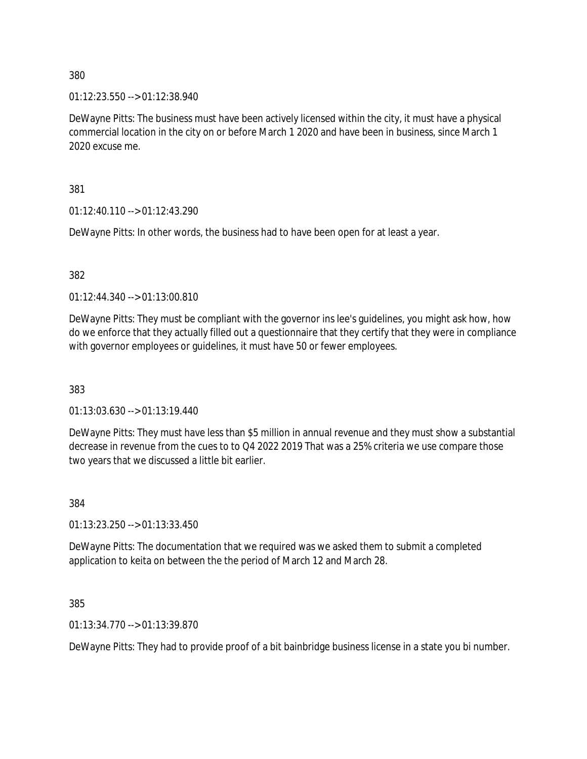380

01:12:23.550 --> 01:12:38.940

DeWayne Pitts: The business must have been actively licensed within the city, it must have a physical commercial location in the city on or before March 1 2020 and have been in business, since March 1 2020 excuse me.

381

01:12:40.110 --> 01:12:43.290

DeWayne Pitts: In other words, the business had to have been open for at least a year.

382

01:12:44.340 --> 01:13:00.810

DeWayne Pitts: They must be compliant with the governor ins lee's guidelines, you might ask how, how do we enforce that they actually filled out a questionnaire that they certify that they were in compliance with governor employees or guidelines, it must have 50 or fewer employees.

383

01:13:03.630 --> 01:13:19.440

DeWayne Pitts: They must have less than $5 million in annual revenue and they must show a substantial decrease in revenue from the cues to to Q4 2022 2019 That was a 25% criteria we use compare those two years that we discussed a little bit earlier.

384

01:13:23.250 --> 01:13:33.450

DeWayne Pitts: The documentation that we required was we asked them to submit a completed application to keita on between the the period of March 12 and March 28.

385

01:13:34.770 --> 01:13:39.870

DeWayne Pitts: They had to provide proof of a bit bainbridge business license in a state you bi number.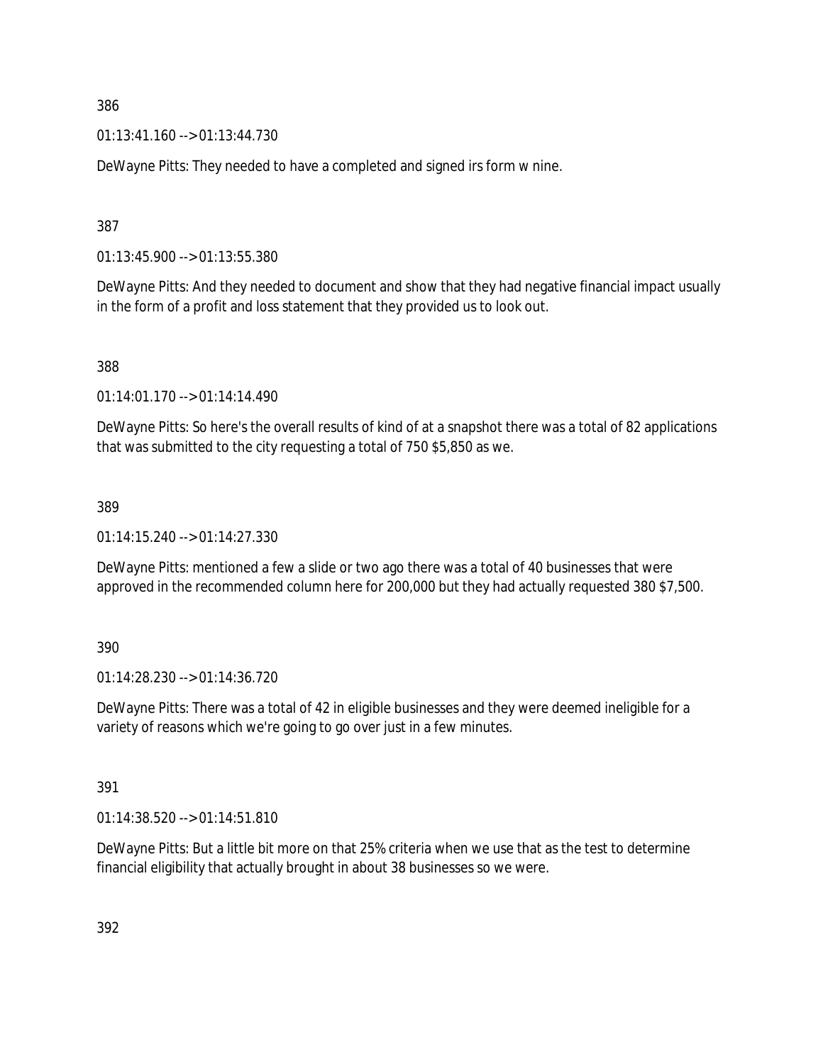386

01:13:41.160 --> 01:13:44.730

DeWayne Pitts: They needed to have a completed and signed irs form w nine.

387

01:13:45.900 --> 01:13:55.380

DeWayne Pitts: And they needed to document and show that they had negative financial impact usually in the form of a profit and loss statement that they provided us to look out.

388

01:14:01.170 --> 01:14:14.490

DeWayne Pitts: So here's the overall results of kind of at a snapshot there was a total of 82 applications that was submitted to the city requesting a total of 750 $5,850 as we.

389

01:14:15.240 --> 01:14:27.330

DeWayne Pitts: mentioned a few a slide or two ago there was a total of 40 businesses that were approved in the recommended column here for 200,000 but they had actually requested 380 $7,500.

390

01:14:28.230 --> 01:14:36.720

DeWayne Pitts: There was a total of 42 in eligible businesses and they were deemed ineligible for a variety of reasons which we're going to go over just in a few minutes.

391

01:14:38.520 --> 01:14:51.810

DeWayne Pitts: But a little bit more on that 25% criteria when we use that as the test to determine financial eligibility that actually brought in about 38 businesses so we were.

392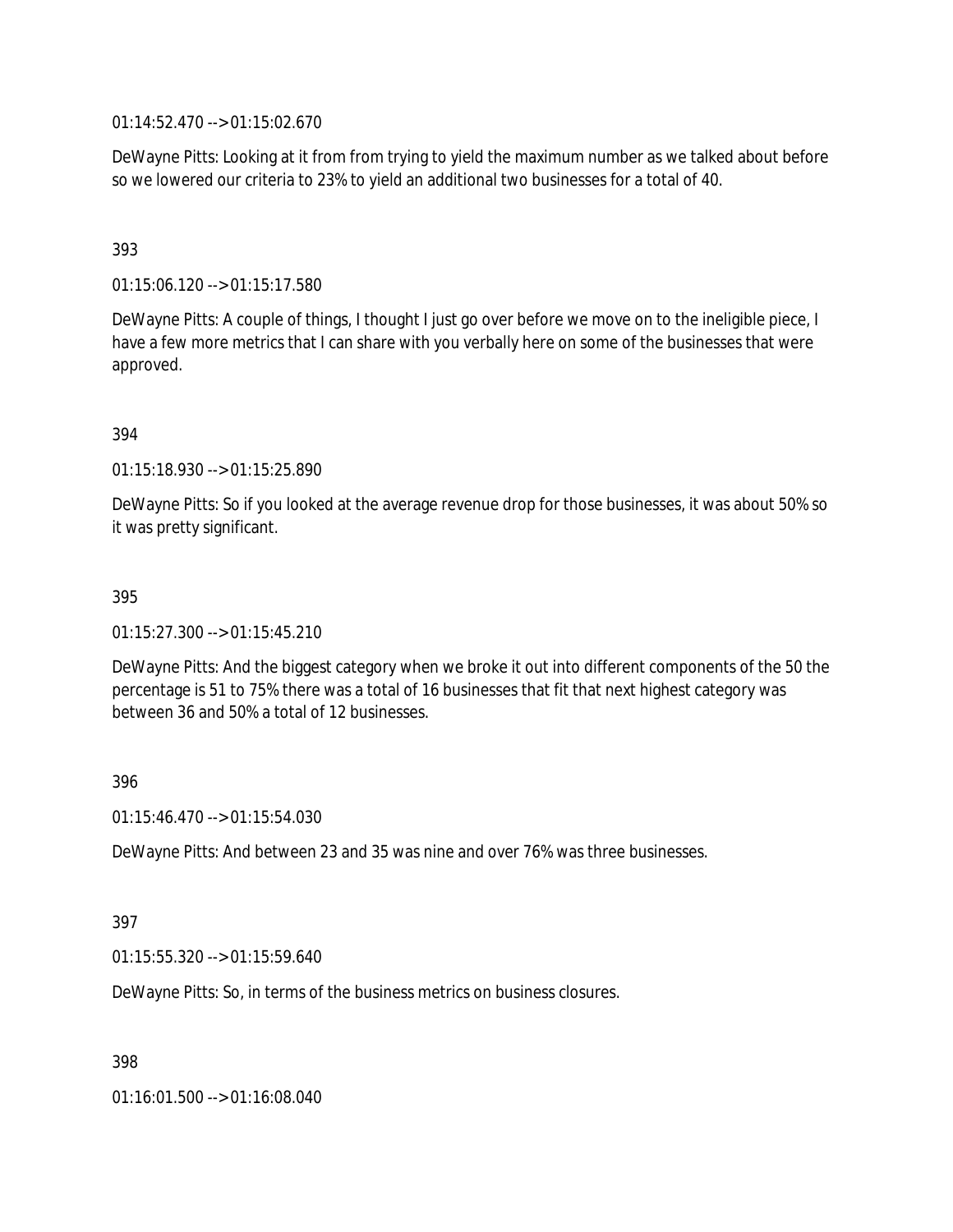01:14:52.470 --> 01:15:02.670

DeWayne Pitts: Looking at it from from trying to yield the maximum number as we talked about before so we lowered our criteria to 23% to yield an additional two businesses for a total of 40.

393

01:15:06.120 --> 01:15:17.580

DeWayne Pitts: A couple of things, I thought I just go over before we move on to the ineligible piece, I have a few more metrics that I can share with you verbally here on some of the businesses that were approved.

394

01:15:18.930 --> 01:15:25.890

DeWayne Pitts: So if you looked at the average revenue drop for those businesses, it was about 50% so it was pretty significant.

395

01:15:27.300 --> 01:15:45.210

DeWayne Pitts: And the biggest category when we broke it out into different components of the 50 the percentage is 51 to 75% there was a total of 16 businesses that fit that next highest category was between 36 and 50% a total of 12 businesses.

396

01:15:46.470 --> 01:15:54.030

DeWayne Pitts: And between 23 and 35 was nine and over 76% was three businesses.

397

01:15:55.320 --> 01:15:59.640

DeWayne Pitts: So, in terms of the business metrics on business closures.

398

01:16:01.500 --> 01:16:08.040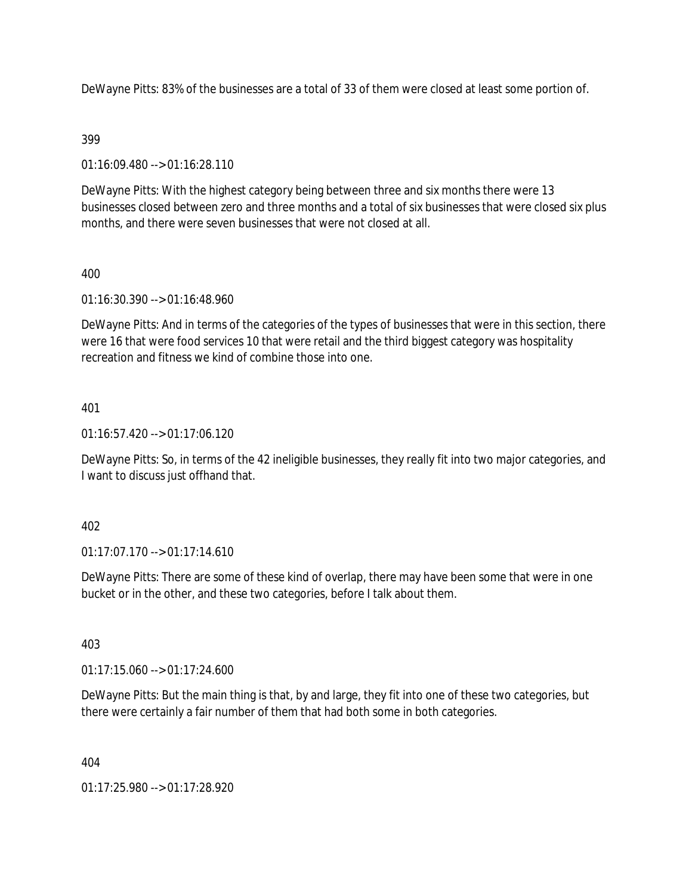DeWayne Pitts: 83% of the businesses are a total of 33 of them were closed at least some portion of.

399

01:16:09.480 --> 01:16:28.110

DeWayne Pitts: With the highest category being between three and six months there were 13 businesses closed between zero and three months and a total of six businesses that were closed six plus months, and there were seven businesses that were not closed at all.

400

01:16:30.390 --> 01:16:48.960

DeWayne Pitts: And in terms of the categories of the types of businesses that were in this section, there were 16 that were food services 10 that were retail and the third biggest category was hospitality recreation and fitness we kind of combine those into one.

401

01:16:57.420 --> 01:17:06.120

DeWayne Pitts: So, in terms of the 42 ineligible businesses, they really fit into two major categories, and I want to discuss just offhand that.

402

01:17:07.170 --> 01:17:14.610

DeWayne Pitts: There are some of these kind of overlap, there may have been some that were in one bucket or in the other, and these two categories, before I talk about them.

403

01:17:15.060 --> 01:17:24.600

DeWayne Pitts: But the main thing is that, by and large, they fit into one of these two categories, but there were certainly a fair number of them that had both some in both categories.

404

01:17:25.980 --> 01:17:28.920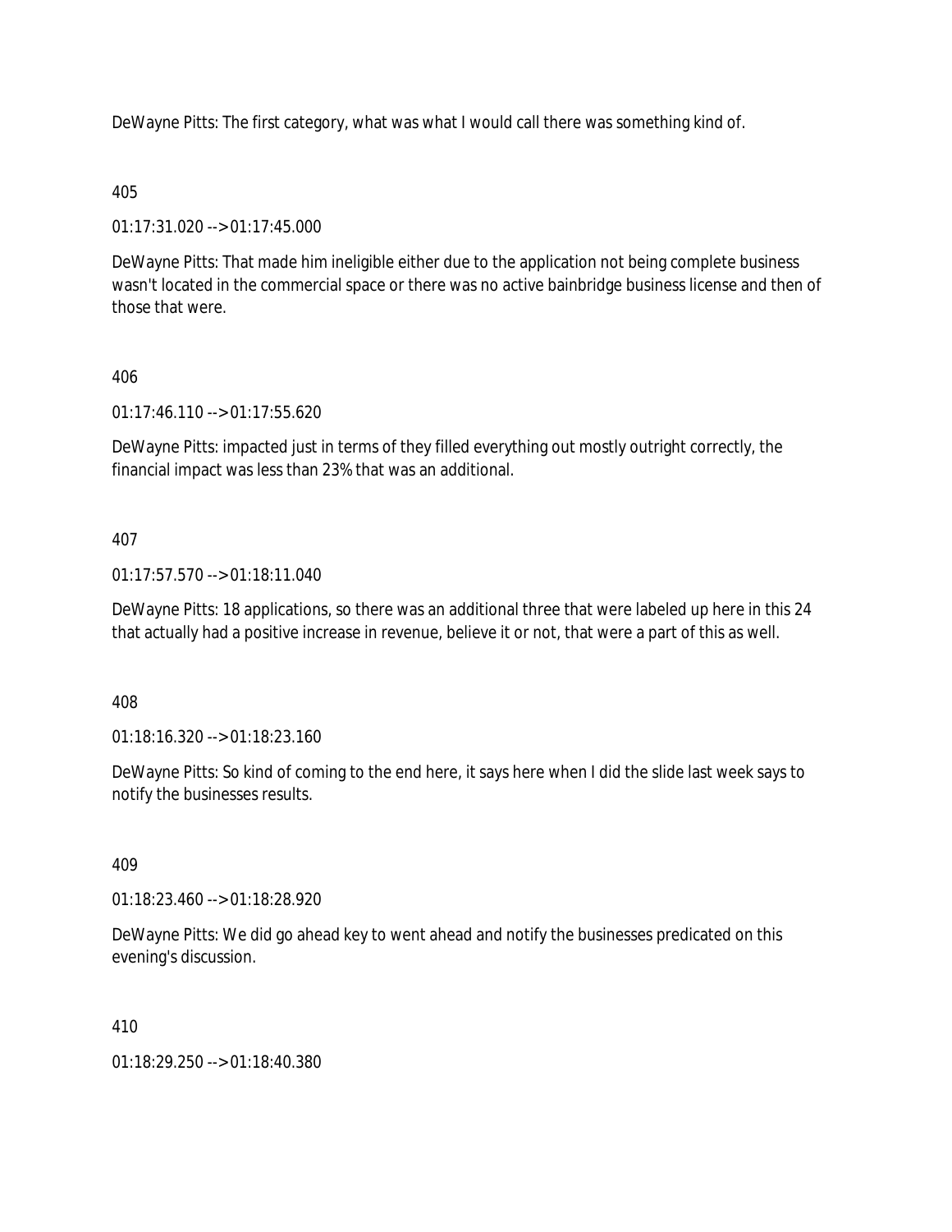DeWayne Pitts: The first category, what was what I would call there was something kind of.

405

01:17:31.020 --> 01:17:45.000

DeWayne Pitts: That made him ineligible either due to the application not being complete business wasn't located in the commercial space or there was no active bainbridge business license and then of those that were.

406

01:17:46.110 --> 01:17:55.620

DeWayne Pitts: impacted just in terms of they filled everything out mostly outright correctly, the financial impact was less than 23% that was an additional.

407

01:17:57.570 --> 01:18:11.040

DeWayne Pitts: 18 applications, so there was an additional three that were labeled up here in this 24 that actually had a positive increase in revenue, believe it or not, that were a part of this as well.

408

01:18:16.320 --> 01:18:23.160

DeWayne Pitts: So kind of coming to the end here, it says here when I did the slide last week says to notify the businesses results.

409

01:18:23.460 --> 01:18:28.920

DeWayne Pitts: We did go ahead key to went ahead and notify the businesses predicated on this evening's discussion.

410

01:18:29.250 --> 01:18:40.380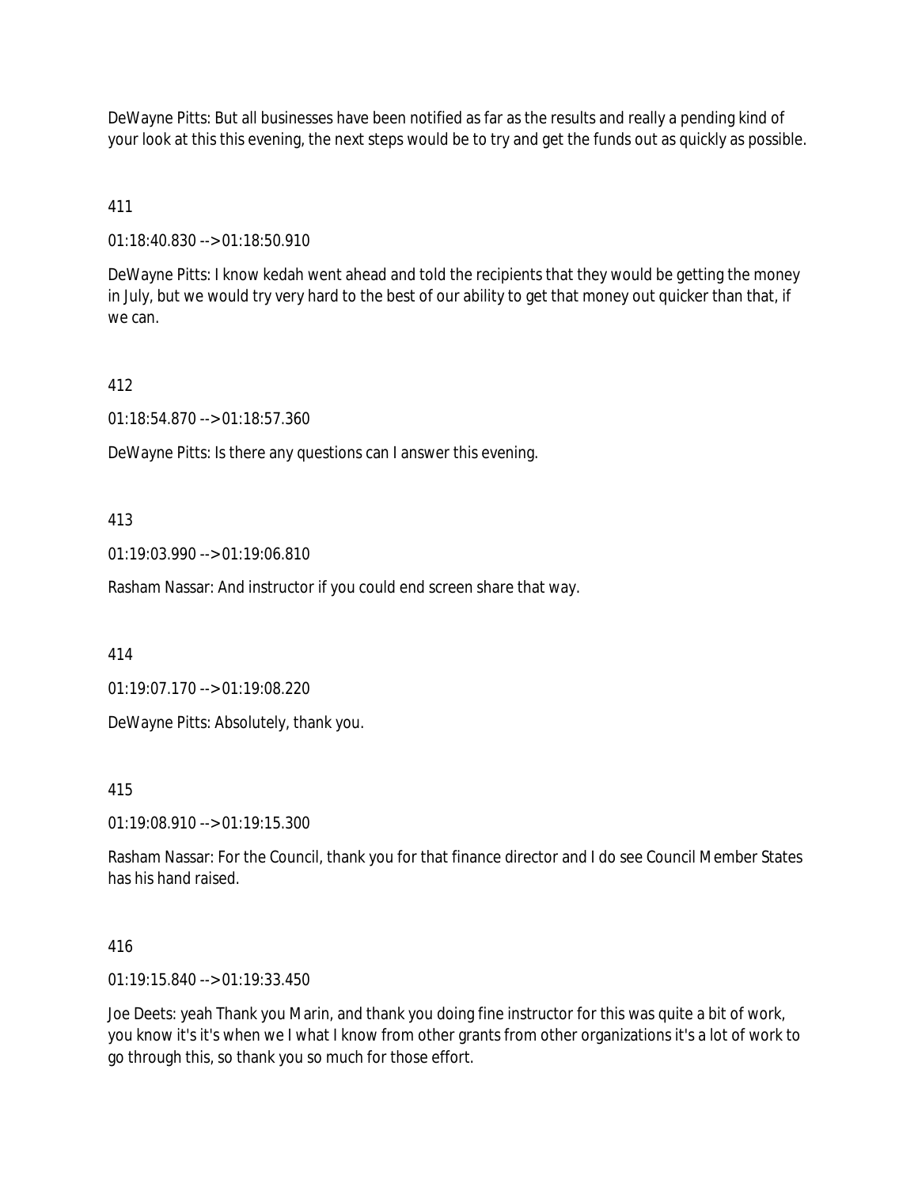DeWayne Pitts: But all businesses have been notified as far as the results and really a pending kind of your look at this this evening, the next steps would be to try and get the funds out as quickly as possible.

411

01:18:40.830 --> 01:18:50.910

DeWayne Pitts: I know kedah went ahead and told the recipients that they would be getting the money in July, but we would try very hard to the best of our ability to get that money out quicker than that, if we can.

412

01:18:54.870 --> 01:18:57.360

DeWayne Pitts: Is there any questions can I answer this evening.

413

01:19:03.990 --> 01:19:06.810

Rasham Nassar: And instructor if you could end screen share that way.

414

01:19:07.170 --> 01:19:08.220

DeWayne Pitts: Absolutely, thank you.

415

01:19:08.910 --> 01:19:15.300

Rasham Nassar: For the Council, thank you for that finance director and I do see Council Member States has his hand raised.

416

01:19:15.840 --> 01:19:33.450

Joe Deets: yeah Thank you Marin, and thank you doing fine instructor for this was quite a bit of work, you know it's it's when we I what I know from other grants from other organizations it's a lot of work to go through this, so thank you so much for those effort.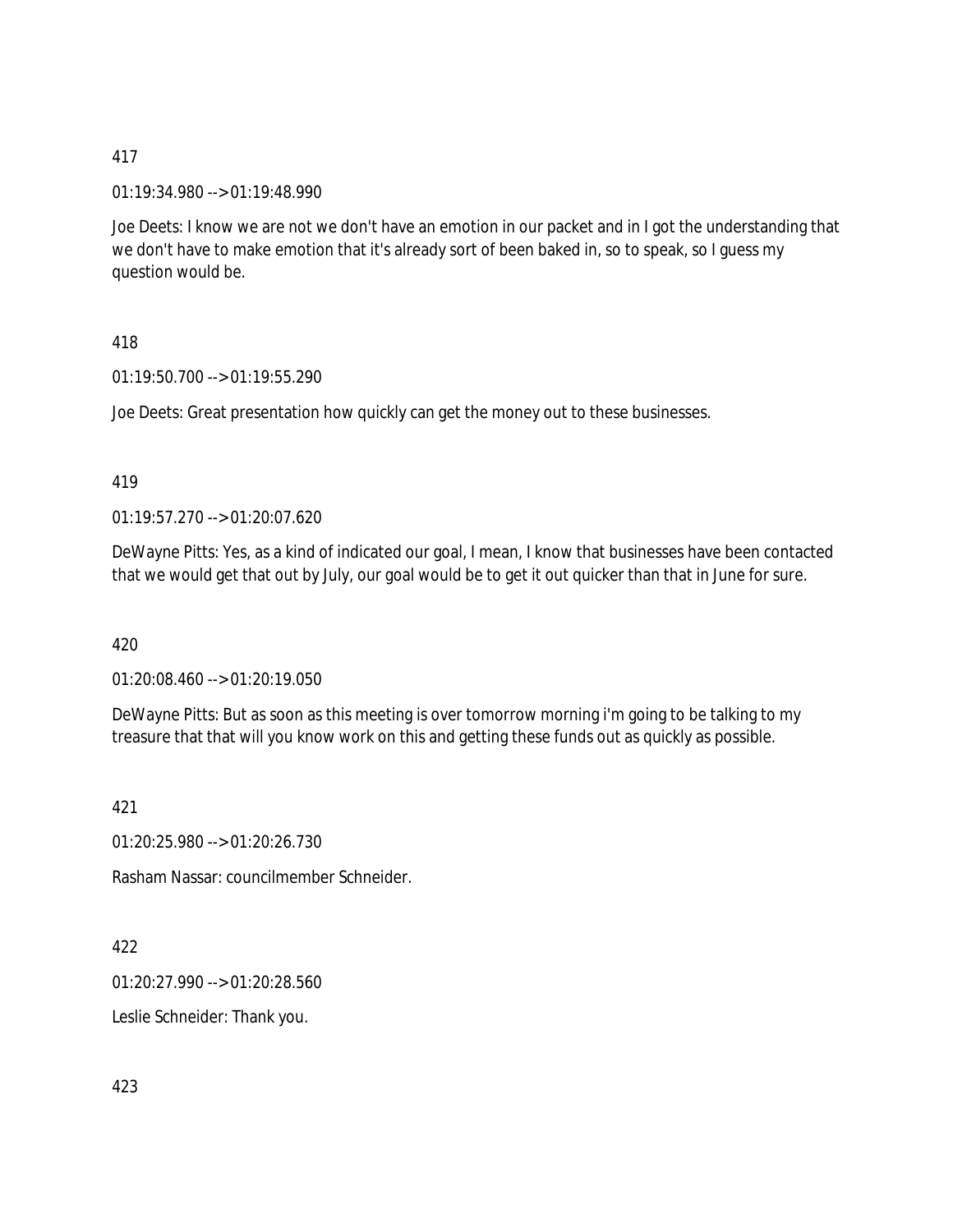417

01:19:34.980 --> 01:19:48.990

Joe Deets: I know we are not we don't have an emotion in our packet and in I got the understanding that we don't have to make emotion that it's already sort of been baked in, so to speak, so I guess my question would be.

418

01:19:50.700 --> 01:19:55.290

Joe Deets: Great presentation how quickly can get the money out to these businesses.

419

01:19:57.270 --> 01:20:07.620

DeWayne Pitts: Yes, as a kind of indicated our goal, I mean, I know that businesses have been contacted that we would get that out by July, our goal would be to get it out quicker than that in June for sure.

420

01:20:08.460 --> 01:20:19.050

DeWayne Pitts: But as soon as this meeting is over tomorrow morning i'm going to be talking to my treasure that that will you know work on this and getting these funds out as quickly as possible.

421

01:20:25.980 --> 01:20:26.730

Rasham Nassar: councilmember Schneider.

422

01:20:27.990 --> 01:20:28.560

Leslie Schneider: Thank you.

423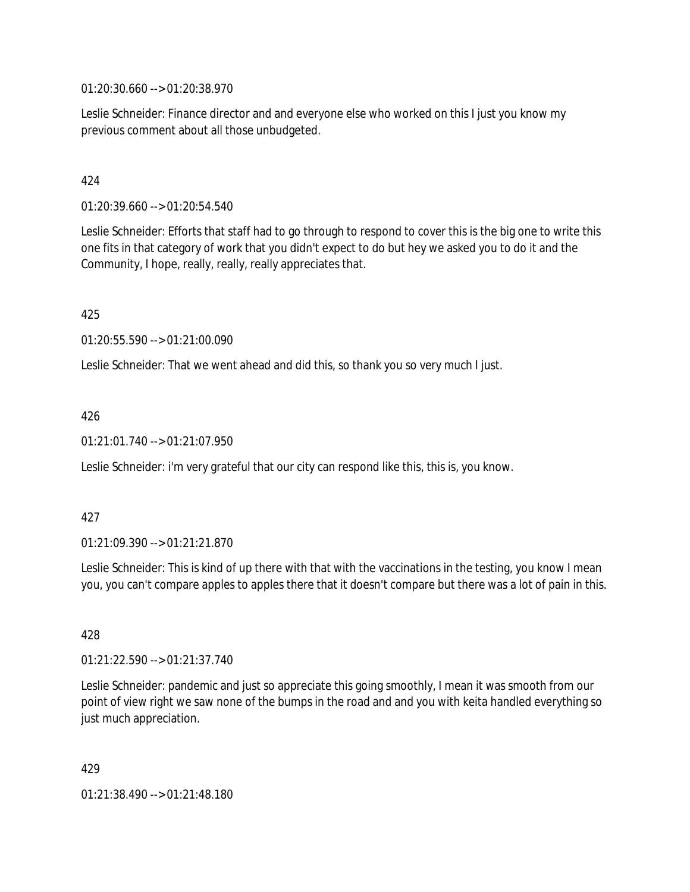01:20:30.660 --> 01:20:38.970

Leslie Schneider: Finance director and and everyone else who worked on this I just you know my previous comment about all those unbudgeted.

424

01:20:39.660 --> 01:20:54.540

Leslie Schneider: Efforts that staff had to go through to respond to cover this is the big one to write this one fits in that category of work that you didn't expect to do but hey we asked you to do it and the Community, I hope, really, really, really appreciates that.

425

01:20:55.590 --> 01:21:00.090

Leslie Schneider: That we went ahead and did this, so thank you so very much I just.

426

01:21:01.740 --> 01:21:07.950

Leslie Schneider: i'm very grateful that our city can respond like this, this is, you know.

427

01:21:09.390 --> 01:21:21.870

Leslie Schneider: This is kind of up there with that with the vaccinations in the testing, you know I mean you, you can't compare apples to apples there that it doesn't compare but there was a lot of pain in this.

428

01:21:22.590 --> 01:21:37.740

Leslie Schneider: pandemic and just so appreciate this going smoothly, I mean it was smooth from our point of view right we saw none of the bumps in the road and and you with keita handled everything so just much appreciation.

429

01:21:38.490 --> 01:21:48.180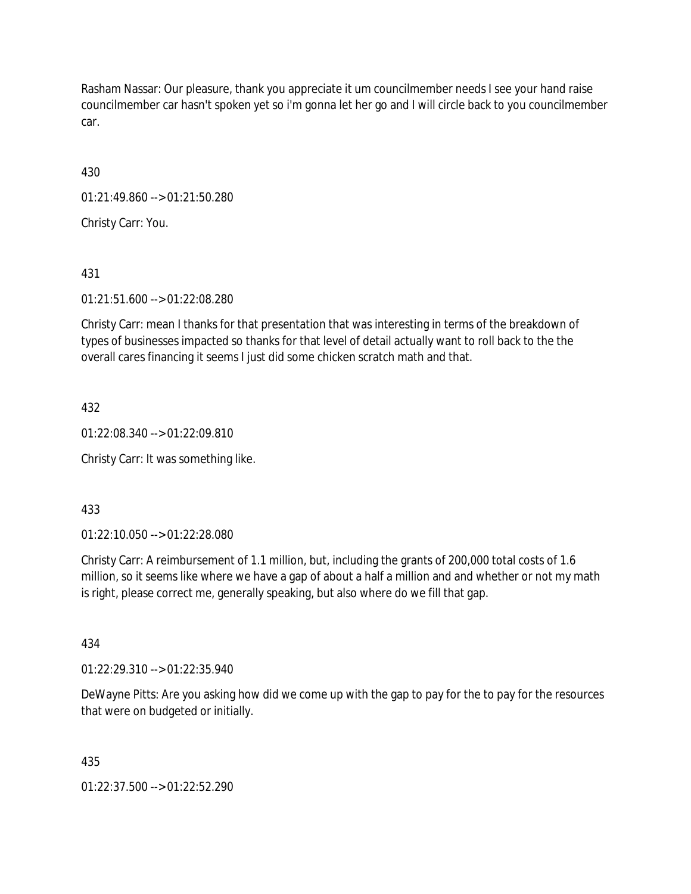Rasham Nassar: Our pleasure, thank you appreciate it um councilmember needs I see your hand raise councilmember car hasn't spoken yet so i'm gonna let her go and I will circle back to you councilmember car.

430

01:21:49.860 --> 01:21:50.280

Christy Carr: You.

431

01:21:51.600 --> 01:22:08.280

Christy Carr: mean I thanks for that presentation that was interesting in terms of the breakdown of types of businesses impacted so thanks for that level of detail actually want to roll back to the the overall cares financing it seems I just did some chicken scratch math and that.

432

01:22:08.340 --> 01:22:09.810

Christy Carr: It was something like.

433

01:22:10.050 --> 01:22:28.080

Christy Carr: A reimbursement of 1.1 million, but, including the grants of 200,000 total costs of 1.6 million, so it seems like where we have a gap of about a half a million and and whether or not my math is right, please correct me, generally speaking, but also where do we fill that gap.

434

01:22:29.310 --> 01:22:35.940

DeWayne Pitts: Are you asking how did we come up with the gap to pay for the to pay for the resources that were on budgeted or initially.

435

01:22:37.500 --> 01:22:52.290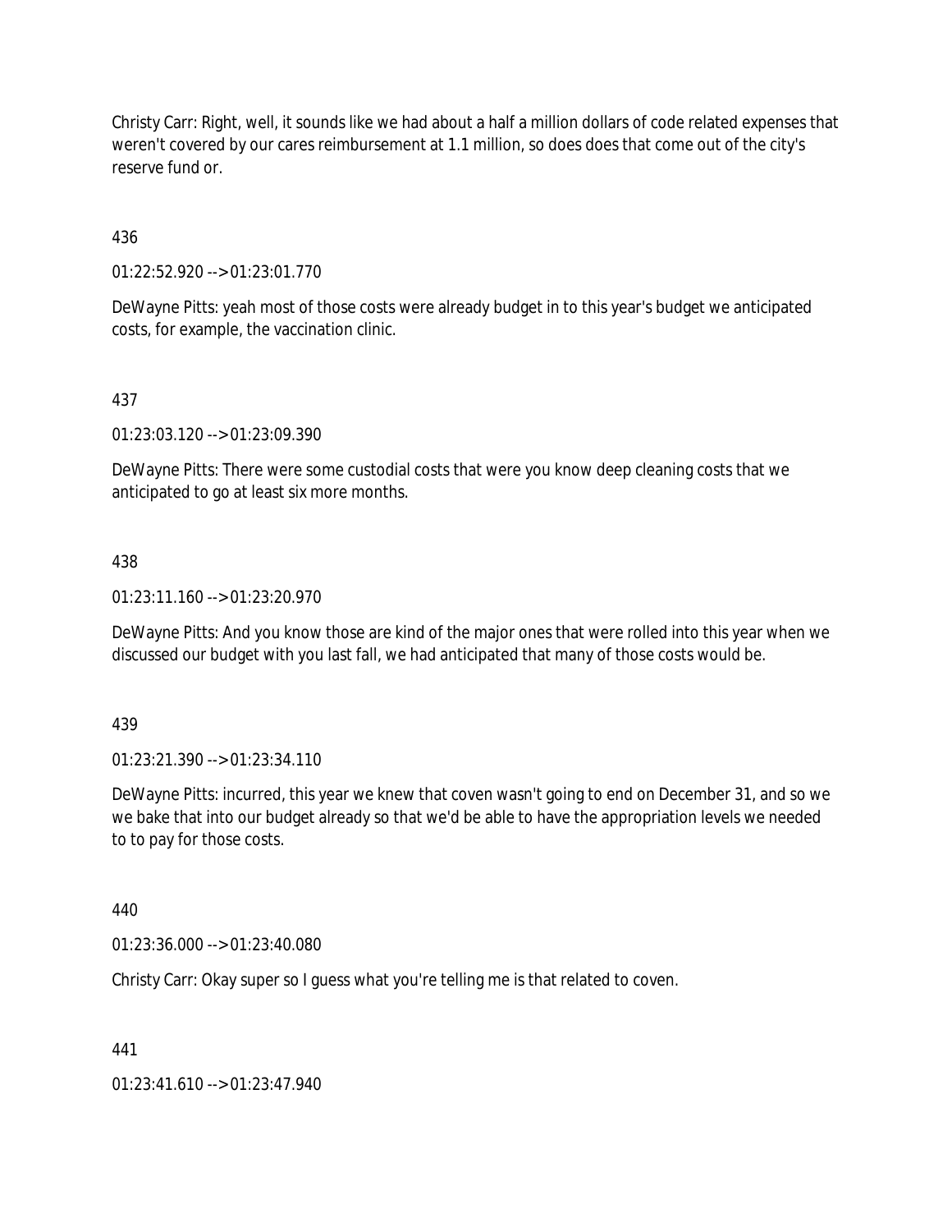Christy Carr: Right, well, it sounds like we had about a half a million dollars of code related expenses that weren't covered by our cares reimbursement at 1.1 million, so does does that come out of the city's reserve fund or.

436

01:22:52.920 --> 01:23:01.770

DeWayne Pitts: yeah most of those costs were already budget in to this year's budget we anticipated costs, for example, the vaccination clinic.

437

01:23:03.120 --> 01:23:09.390

DeWayne Pitts: There were some custodial costs that were you know deep cleaning costs that we anticipated to go at least six more months.

438

01:23:11.160 --> 01:23:20.970

DeWayne Pitts: And you know those are kind of the major ones that were rolled into this year when we discussed our budget with you last fall, we had anticipated that many of those costs would be.

439

01:23:21.390 --> 01:23:34.110

DeWayne Pitts: incurred, this year we knew that coven wasn't going to end on December 31, and so we we bake that into our budget already so that we'd be able to have the appropriation levels we needed to to pay for those costs.

440

01:23:36.000 --> 01:23:40.080

Christy Carr: Okay super so I guess what you're telling me is that related to coven.

441

01:23:41.610 --> 01:23:47.940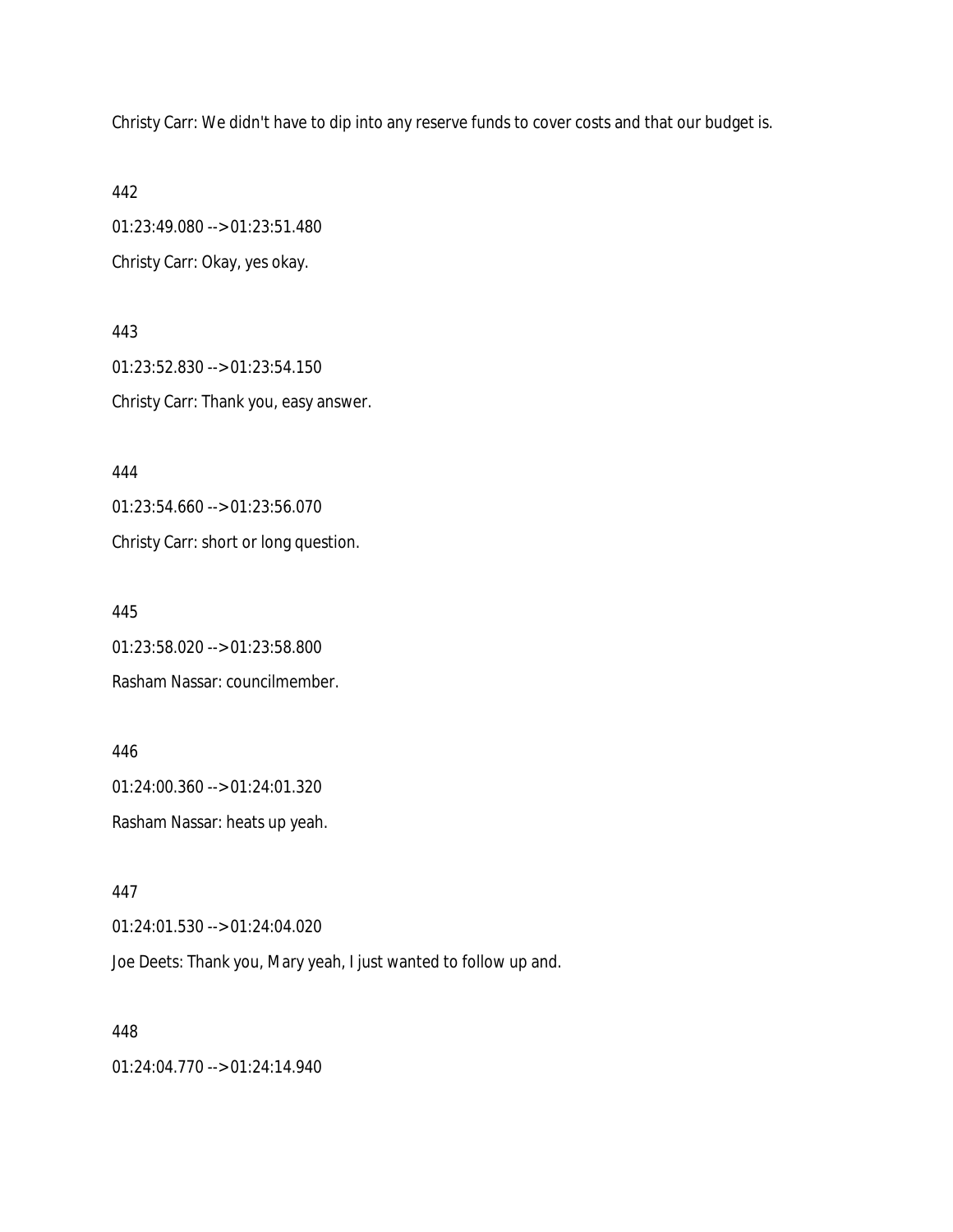Christy Carr: We didn't have to dip into any reserve funds to cover costs and that our budget is.

442

01:23:49.080 --> 01:23:51.480

Christy Carr: Okay, yes okay.

443

01:23:52.830 --> 01:23:54.150

Christy Carr: Thank you, easy answer.

444

01:23:54.660 --> 01:23:56.070

Christy Carr: short or long question.

445

01:23:58.020 --> 01:23:58.800

Rasham Nassar: councilmember.

446

01:24:00.360 --> 01:24:01.320

Rasham Nassar: heats up yeah.

447

01:24:01.530 --> 01:24:04.020

Joe Deets: Thank you, Mary yeah, I just wanted to follow up and.

448

01:24:04.770 --> 01:24:14.940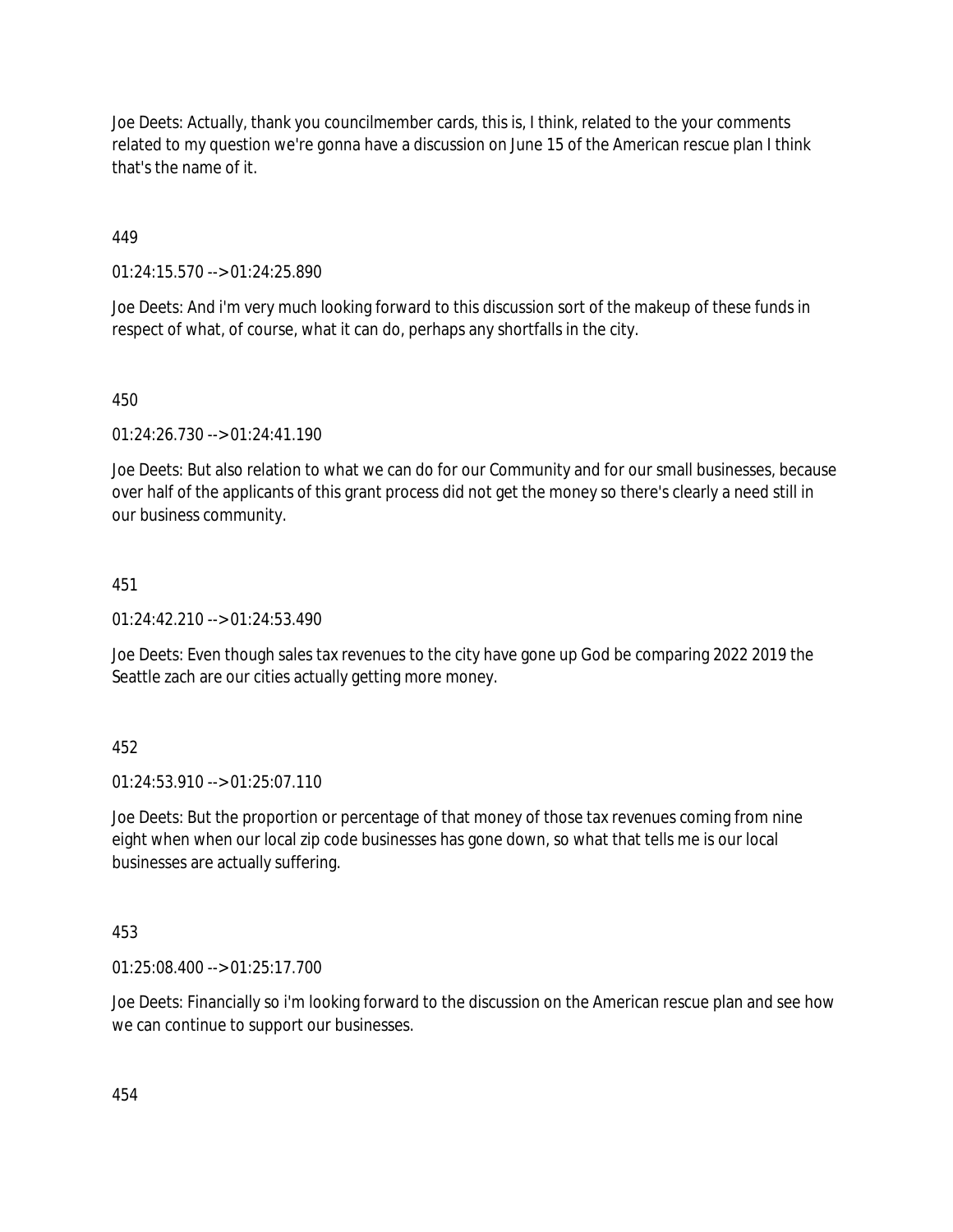Joe Deets: Actually, thank you councilmember cards, this is, I think, related to the your comments related to my question we're gonna have a discussion on June 15 of the American rescue plan I think that's the name of it.

449

01:24:15.570 --> 01:24:25.890

Joe Deets: And i'm very much looking forward to this discussion sort of the makeup of these funds in respect of what, of course, what it can do, perhaps any shortfalls in the city.

450

01:24:26.730 --> 01:24:41.190

Joe Deets: But also relation to what we can do for our Community and for our small businesses, because over half of the applicants of this grant process did not get the money so there's clearly a need still in our business community.

451

01:24:42.210 --> 01:24:53.490

Joe Deets: Even though sales tax revenues to the city have gone up God be comparing 2022 2019 the Seattle zach are our cities actually getting more money.

452

01:24:53.910 --> 01:25:07.110

Joe Deets: But the proportion or percentage of that money of those tax revenues coming from nine eight when when our local zip code businesses has gone down, so what that tells me is our local businesses are actually suffering.

453

01:25:08.400 --> 01:25:17.700

Joe Deets: Financially so i'm looking forward to the discussion on the American rescue plan and see how we can continue to support our businesses.

454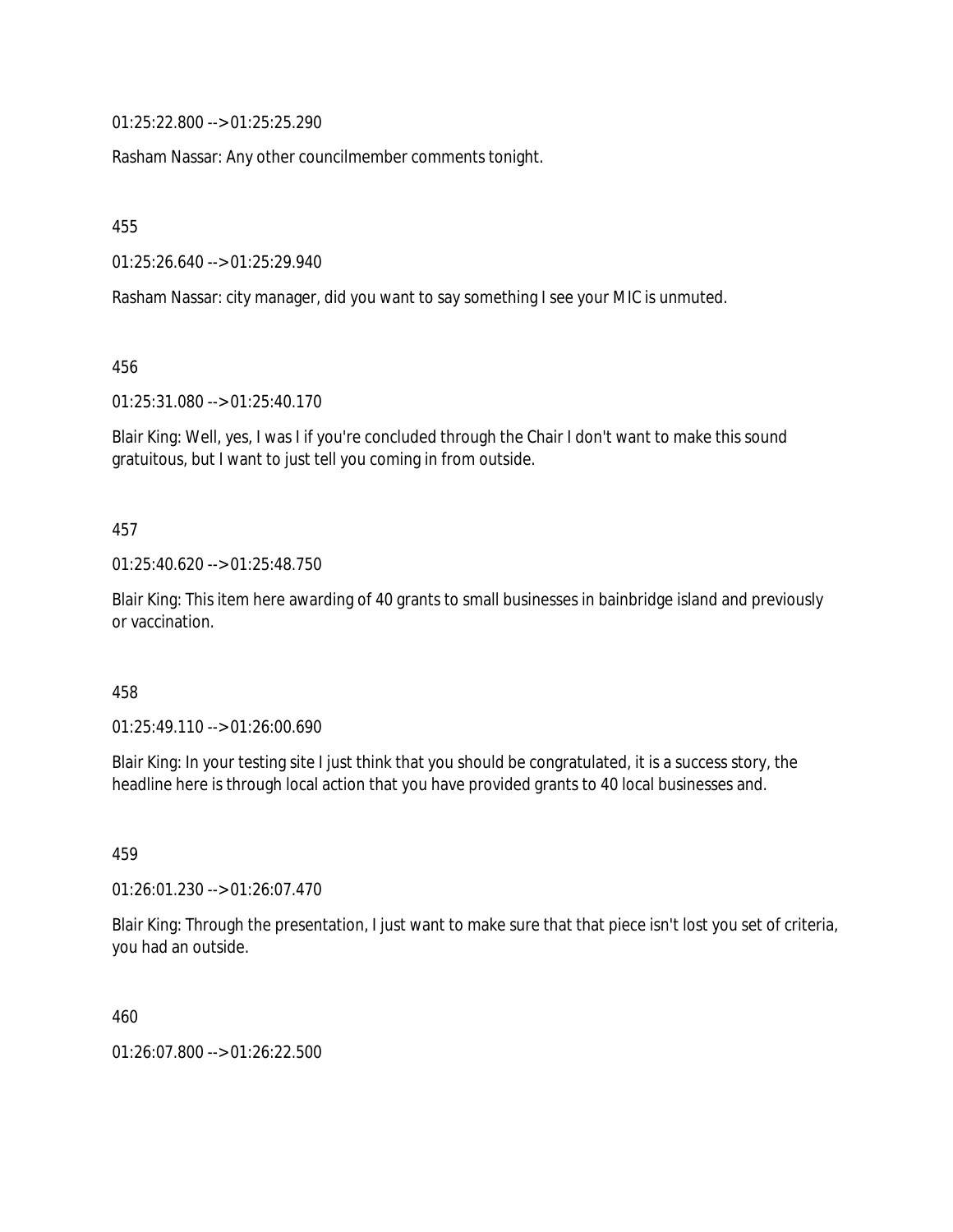01:25:22.800 --> 01:25:25.290

Rasham Nassar: Any other councilmember comments tonight.

455

01:25:26.640 --> 01:25:29.940

Rasham Nassar: city manager, did you want to say something I see your MIC is unmuted.

456

01:25:31.080 --> 01:25:40.170

Blair King: Well, yes, I was I if you're concluded through the Chair I don't want to make this sound gratuitous, but I want to just tell you coming in from outside.

457

01:25:40.620 --> 01:25:48.750

Blair King: This item here awarding of 40 grants to small businesses in bainbridge island and previously or vaccination.

458

01:25:49.110 --> 01:26:00.690

Blair King: In your testing site I just think that you should be congratulated, it is a success story, the headline here is through local action that you have provided grants to 40 local businesses and.

459

01:26:01.230 --> 01:26:07.470

Blair King: Through the presentation, I just want to make sure that that piece isn't lost you set of criteria, you had an outside.

460

01:26:07.800 --> 01:26:22.500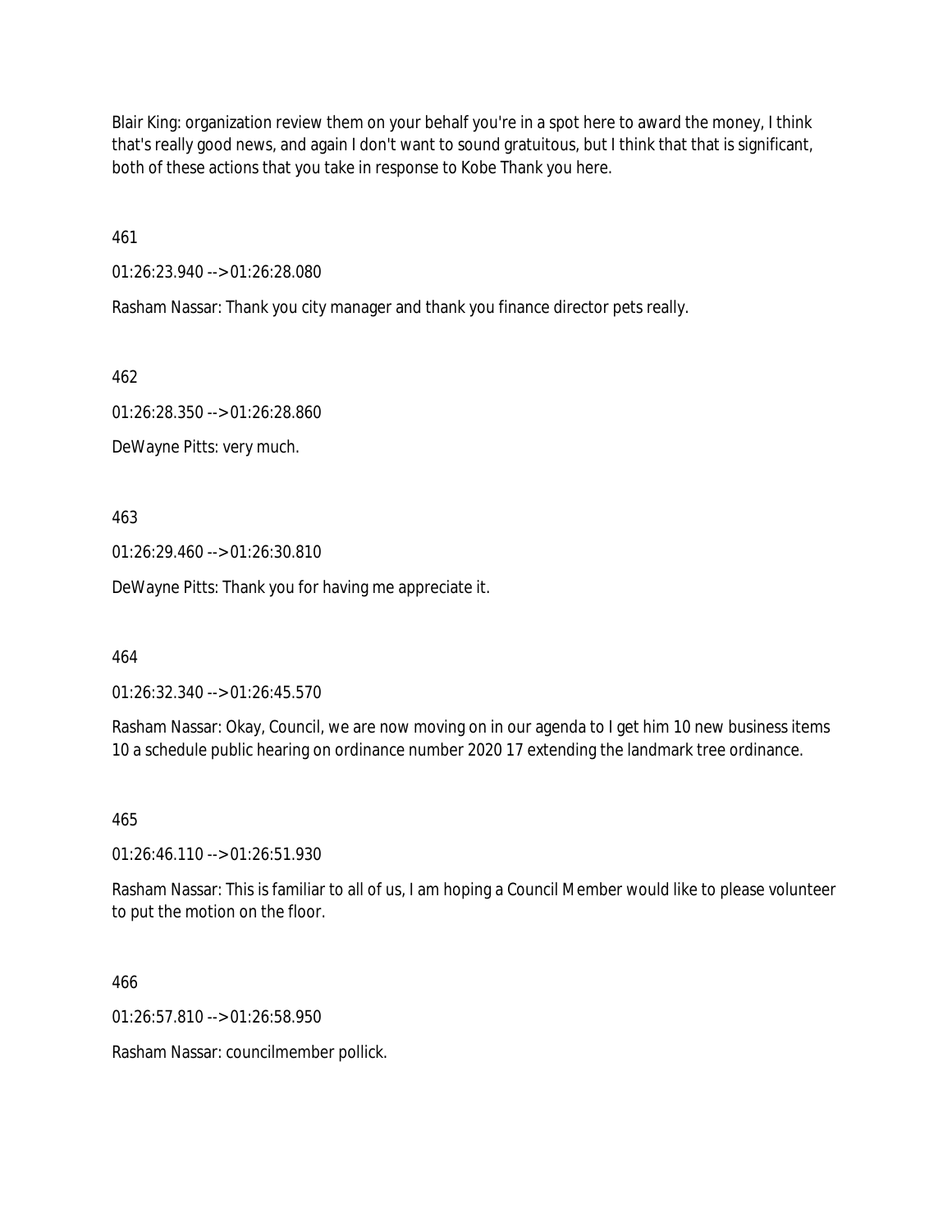Blair King: organization review them on your behalf you're in a spot here to award the money, I think that's really good news, and again I don't want to sound gratuitous, but I think that that is significant, both of these actions that you take in response to Kobe Thank you here.

461

01:26:23.940 --> 01:26:28.080

Rasham Nassar: Thank you city manager and thank you finance director pets really.

462

01:26:28.350 --> 01:26:28.860

DeWayne Pitts: very much.

463

01:26:29.460 --> 01:26:30.810

DeWayne Pitts: Thank you for having me appreciate it.

464

01:26:32.340 --> 01:26:45.570

Rasham Nassar: Okay, Council, we are now moving on in our agenda to I get him 10 new business items 10 a schedule public hearing on ordinance number 2020 17 extending the landmark tree ordinance.

465

01:26:46.110 --> 01:26:51.930

Rasham Nassar: This is familiar to all of us, I am hoping a Council Member would like to please volunteer to put the motion on the floor.

466

01:26:57.810 --> 01:26:58.950

Rasham Nassar: councilmember pollick.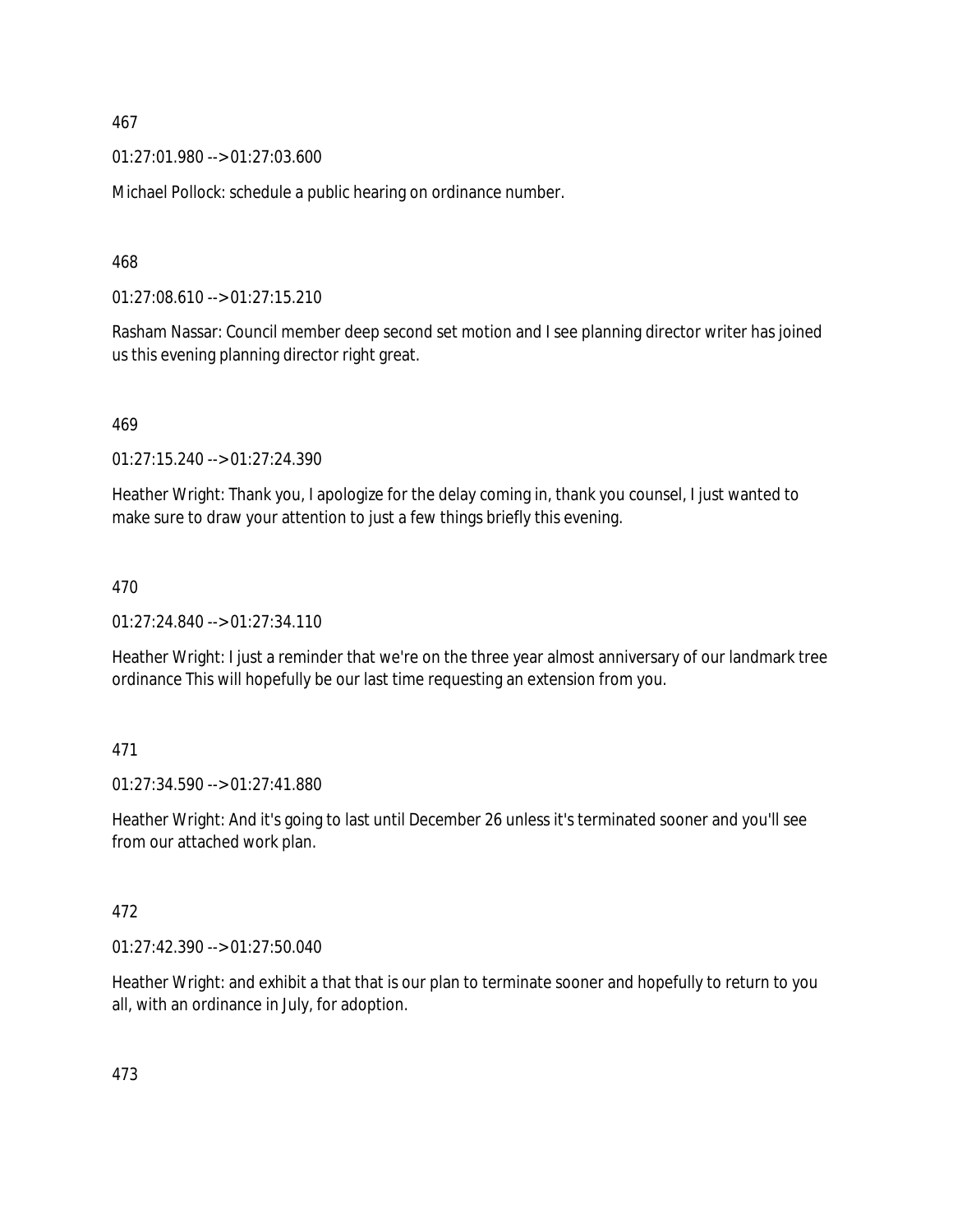467

01:27:01.980 --> 01:27:03.600

Michael Pollock: schedule a public hearing on ordinance number.

468

01:27:08.610 --> 01:27:15.210

Rasham Nassar: Council member deep second set motion and I see planning director writer has joined us this evening planning director right great.

469

01:27:15.240 --> 01:27:24.390

Heather Wright: Thank you, I apologize for the delay coming in, thank you counsel, I just wanted to make sure to draw your attention to just a few things briefly this evening.

470

01:27:24.840 --> 01:27:34.110

Heather Wright: I just a reminder that we're on the three year almost anniversary of our landmark tree ordinance This will hopefully be our last time requesting an extension from you.

471

01:27:34.590 --> 01:27:41.880

Heather Wright: And it's going to last until December 26 unless it's terminated sooner and you'll see from our attached work plan.

472

01:27:42.390 --> 01:27:50.040

Heather Wright: and exhibit a that that is our plan to terminate sooner and hopefully to return to you all, with an ordinance in July, for adoption.

473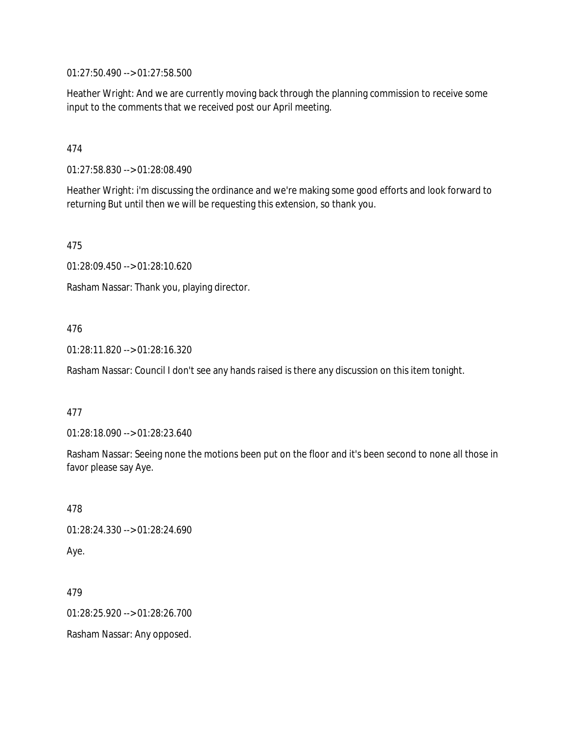01:27:50.490 --> 01:27:58.500

Heather Wright: And we are currently moving back through the planning commission to receive some input to the comments that we received post our April meeting.

474

01:27:58.830 --> 01:28:08.490

Heather Wright: i'm discussing the ordinance and we're making some good efforts and look forward to returning But until then we will be requesting this extension, so thank you.

475

01:28:09.450 --> 01:28:10.620

Rasham Nassar: Thank you, playing director.

476

01:28:11.820 --> 01:28:16.320

Rasham Nassar: Council I don't see any hands raised is there any discussion on this item tonight.

477

01:28:18.090 --> 01:28:23.640

Rasham Nassar: Seeing none the motions been put on the floor and it's been second to none all those in favor please say Aye.

478

01:28:24.330 --> 01:28:24.690

Aye.

479

01:28:25.920 --> 01:28:26.700

Rasham Nassar: Any opposed.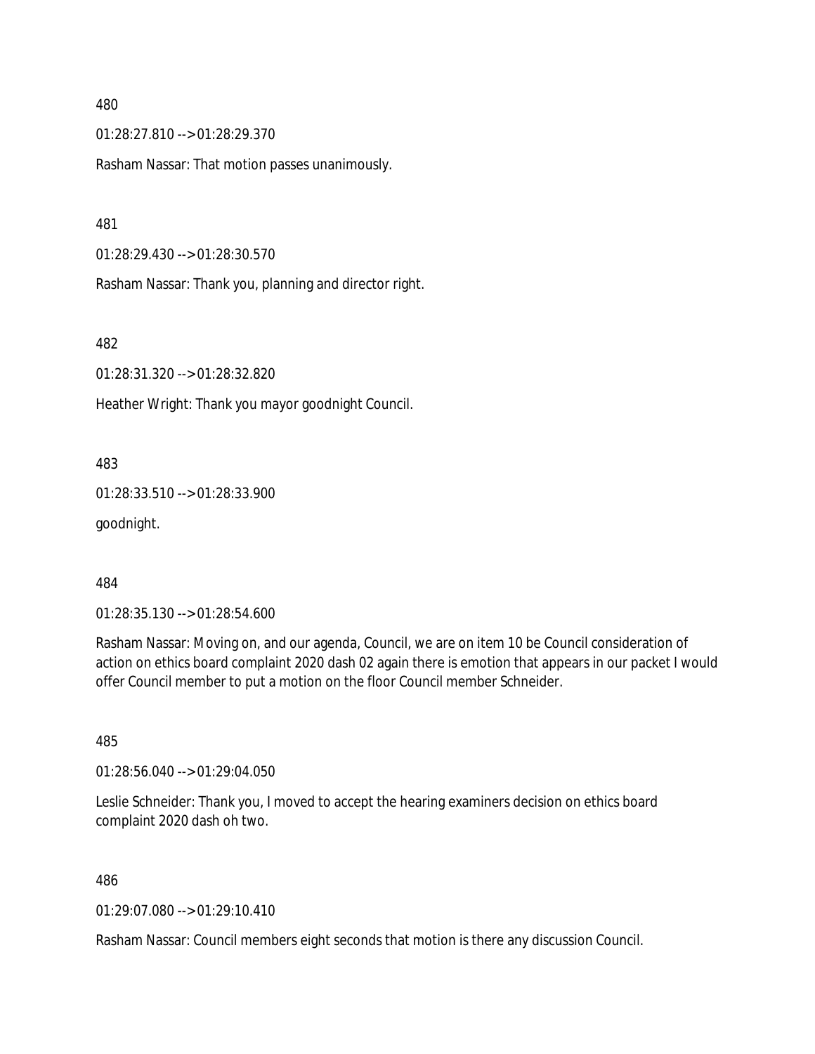480

01:28:27.810 --> 01:28:29.370

Rasham Nassar: That motion passes unanimously.

481

01:28:29.430 --> 01:28:30.570

Rasham Nassar: Thank you, planning and director right.

482

01:28:31.320 --> 01:28:32.820

Heather Wright: Thank you mayor goodnight Council.

483

01:28:33.510 --> 01:28:33.900

goodnight.

484

01:28:35.130 --> 01:28:54.600

Rasham Nassar: Moving on, and our agenda, Council, we are on item 10 be Council consideration of action on ethics board complaint 2020 dash 02 again there is emotion that appears in our packet I would offer Council member to put a motion on the floor Council member Schneider.

485

01:28:56.040 --> 01:29:04.050

Leslie Schneider: Thank you, I moved to accept the hearing examiners decision on ethics board complaint 2020 dash oh two.

486

01:29:07.080 --> 01:29:10.410

Rasham Nassar: Council members eight seconds that motion is there any discussion Council.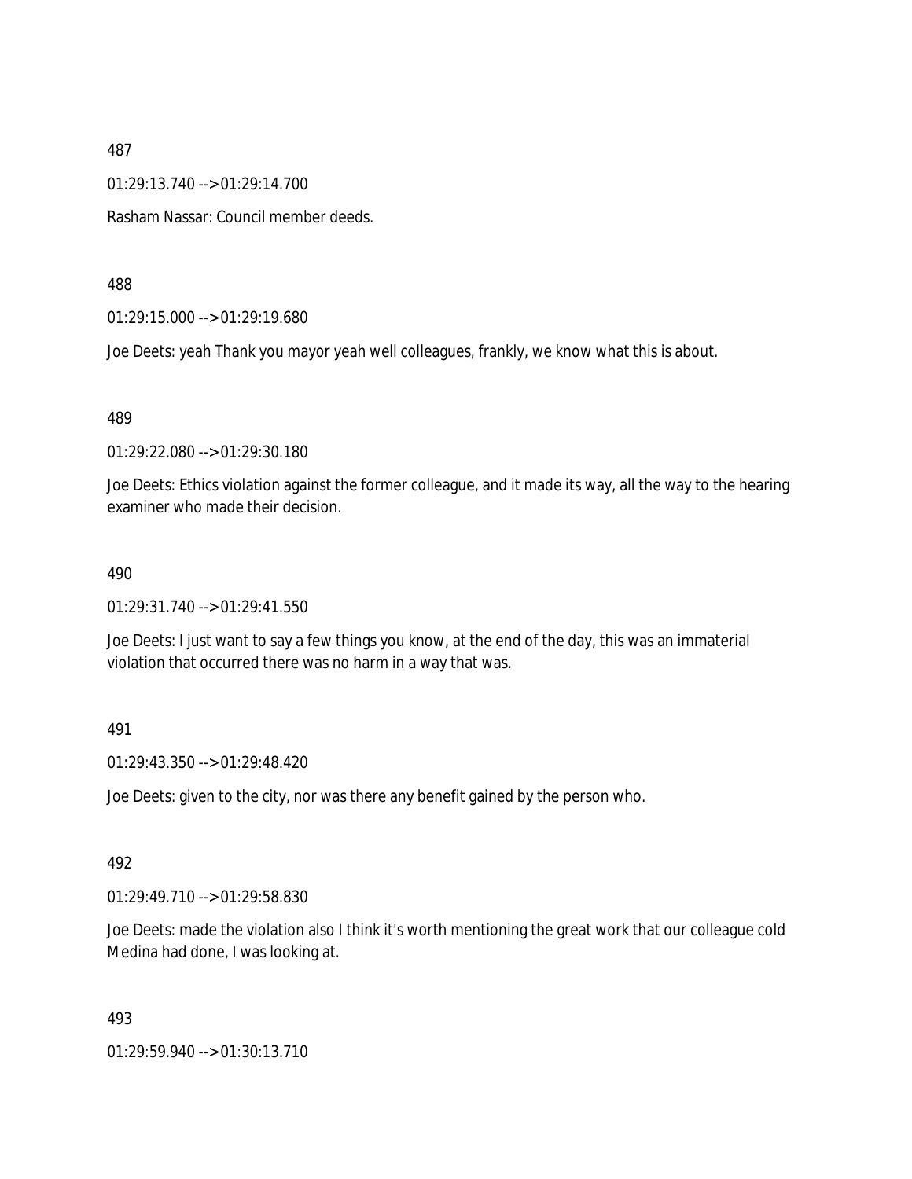487

01:29:13.740 --> 01:29:14.700

Rasham Nassar: Council member deeds.

488

01:29:15.000 --> 01:29:19.680

Joe Deets: yeah Thank you mayor yeah well colleagues, frankly, we know what this is about.

489

01:29:22.080 --> 01:29:30.180

Joe Deets: Ethics violation against the former colleague, and it made its way, all the way to the hearing examiner who made their decision.

490

01:29:31.740 --> 01:29:41.550

Joe Deets: I just want to say a few things you know, at the end of the day, this was an immaterial violation that occurred there was no harm in a way that was.

491

01:29:43.350 --> 01:29:48.420

Joe Deets: given to the city, nor was there any benefit gained by the person who.

492

01:29:49.710 --> 01:29:58.830

Joe Deets: made the violation also I think it's worth mentioning the great work that our colleague cold Medina had done, I was looking at.

493

01:29:59.940 --> 01:30:13.710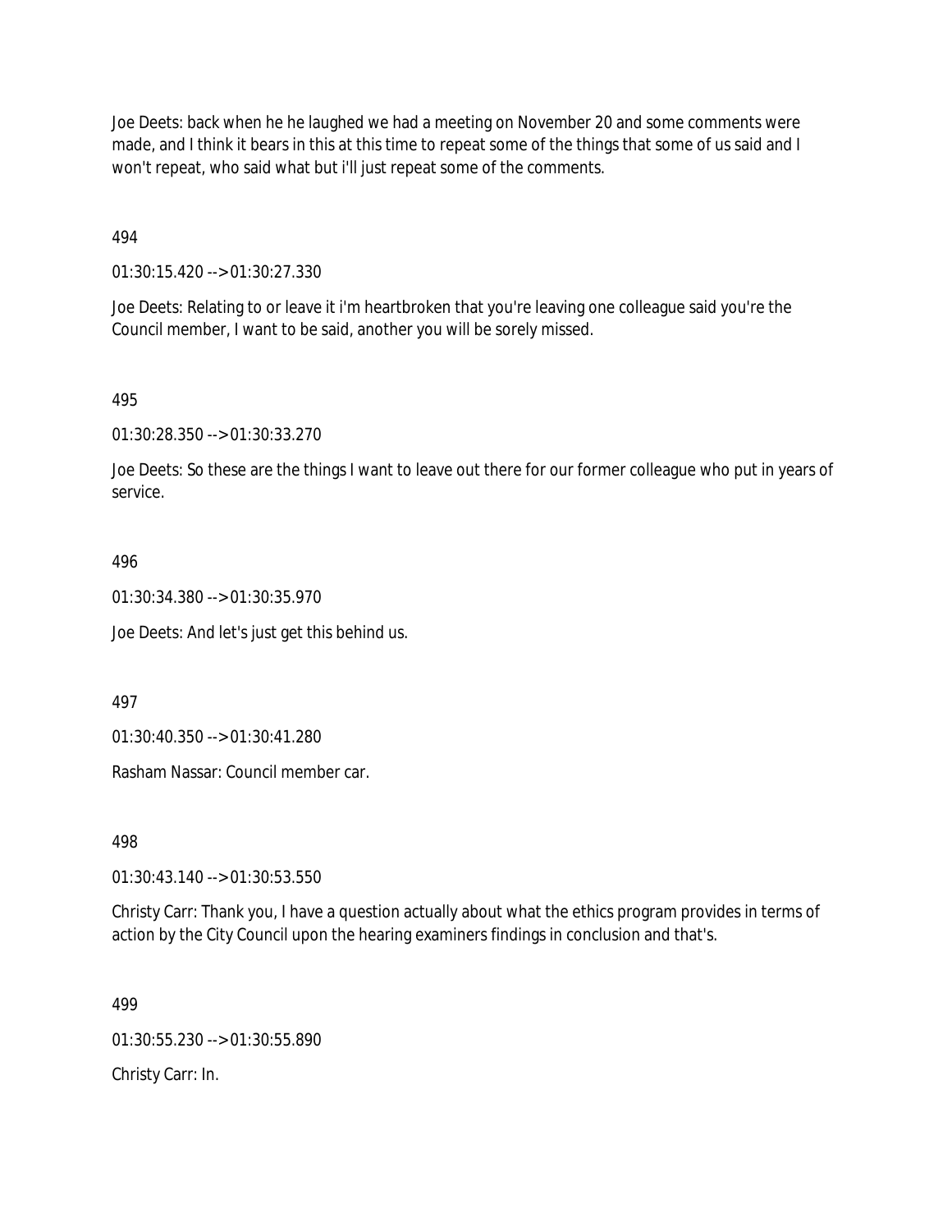Joe Deets: back when he he laughed we had a meeting on November 20 and some comments were made, and I think it bears in this at this time to repeat some of the things that some of us said and I won't repeat, who said what but i'll just repeat some of the comments.

494

01:30:15.420 --> 01:30:27.330

Joe Deets: Relating to or leave it i'm heartbroken that you're leaving one colleague said you're the Council member, I want to be said, another you will be sorely missed.

495

01:30:28.350 --> 01:30:33.270

Joe Deets: So these are the things I want to leave out there for our former colleague who put in years of service.

496

01:30:34.380 --> 01:30:35.970

Joe Deets: And let's just get this behind us.

497

01:30:40.350 --> 01:30:41.280

Rasham Nassar: Council member car.

498

01:30:43.140 --> 01:30:53.550

Christy Carr: Thank you, I have a question actually about what the ethics program provides in terms of action by the City Council upon the hearing examiners findings in conclusion and that's.

499

01:30:55.230 --> 01:30:55.890

Christy Carr: In.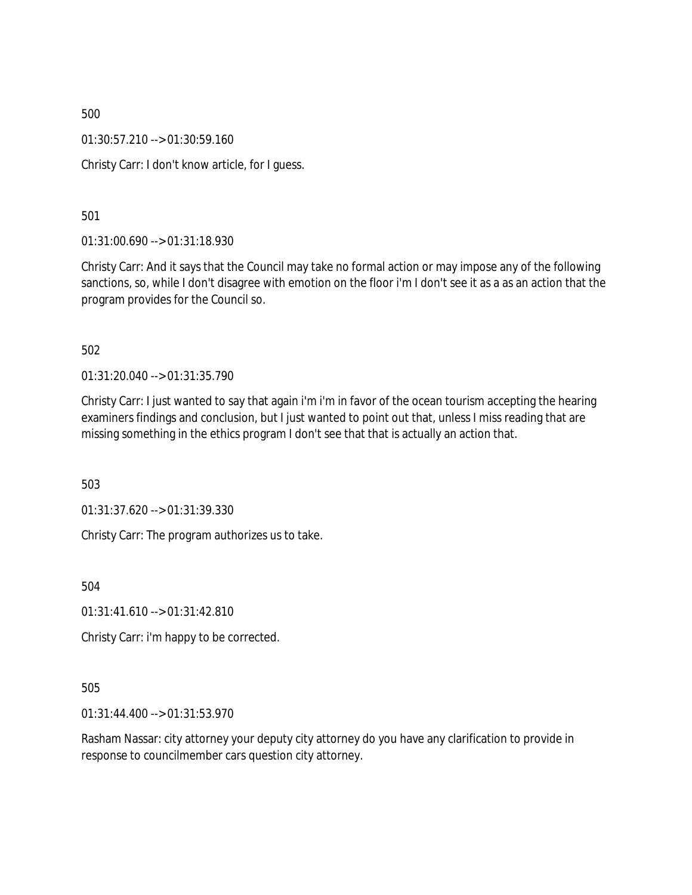500

01:30:57.210 --> 01:30:59.160

Christy Carr: I don't know article, for I guess.

501

01:31:00.690 --> 01:31:18.930

Christy Carr: And it says that the Council may take no formal action or may impose any of the following sanctions, so, while I don't disagree with emotion on the floor i'm I don't see it as a as an action that the program provides for the Council so.

502

01:31:20.040 --> 01:31:35.790

Christy Carr: I just wanted to say that again i'm i'm in favor of the ocean tourism accepting the hearing examiners findings and conclusion, but I just wanted to point out that, unless I miss reading that are missing something in the ethics program I don't see that that is actually an action that.

503

01:31:37.620 --> 01:31:39.330

Christy Carr: The program authorizes us to take.

504

01:31:41.610 --> 01:31:42.810

Christy Carr: i'm happy to be corrected.

505

01:31:44.400 --> 01:31:53.970

Rasham Nassar: city attorney your deputy city attorney do you have any clarification to provide in response to councilmember cars question city attorney.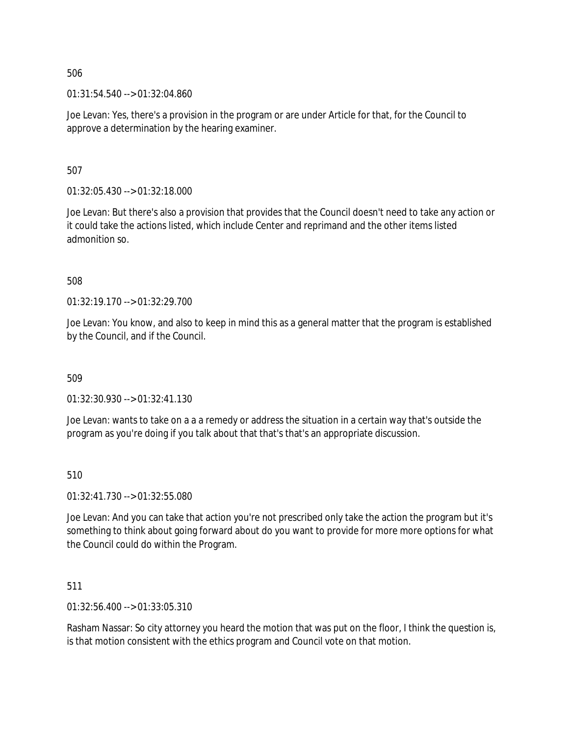506

01:31:54.540 --> 01:32:04.860

Joe Levan: Yes, there's a provision in the program or are under Article for that, for the Council to approve a determination by the hearing examiner.

507

01:32:05.430 --> 01:32:18.000

Joe Levan: But there's also a provision that provides that the Council doesn't need to take any action or it could take the actions listed, which include Center and reprimand and the other items listed admonition so.

508

01:32:19.170 --> 01:32:29.700

Joe Levan: You know, and also to keep in mind this as a general matter that the program is established by the Council, and if the Council.

509

01:32:30.930 --> 01:32:41.130

Joe Levan: wants to take on a a a remedy or address the situation in a certain way that's outside the program as you're doing if you talk about that that's that's an appropriate discussion.

510

01:32:41.730 --> 01:32:55.080

Joe Levan: And you can take that action you're not prescribed only take the action the program but it's something to think about going forward about do you want to provide for more more options for what the Council could do within the Program.

511

01:32:56.400 --> 01:33:05.310

Rasham Nassar: So city attorney you heard the motion that was put on the floor, I think the question is, is that motion consistent with the ethics program and Council vote on that motion.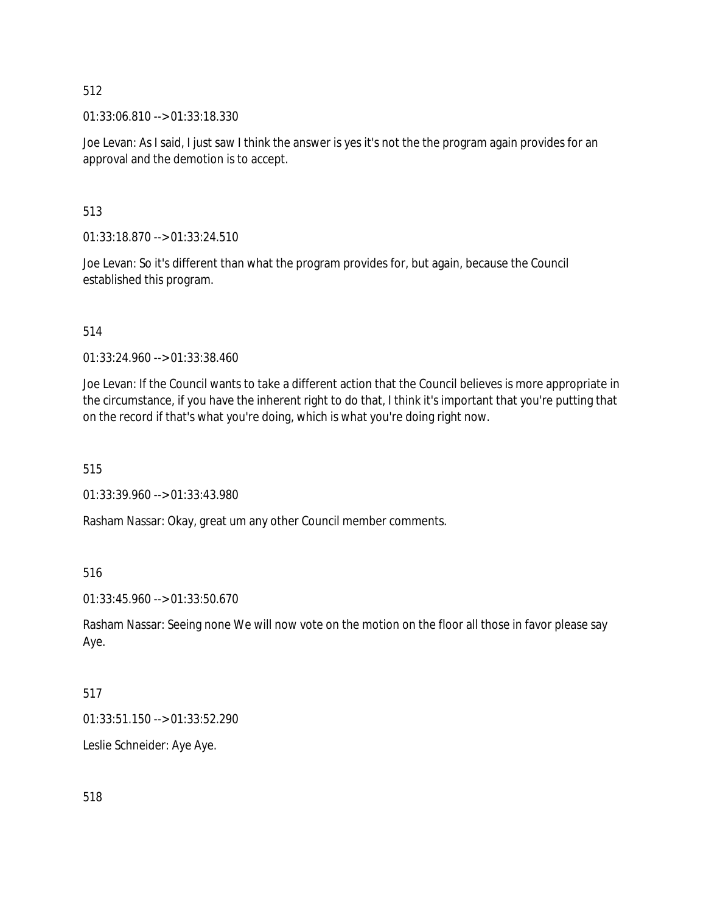512

01:33:06.810 --> 01:33:18.330

Joe Levan: As I said, I just saw I think the answer is yes it's not the the program again provides for an approval and the demotion is to accept.

513

01:33:18.870 --> 01:33:24.510

Joe Levan: So it's different than what the program provides for, but again, because the Council established this program.

514

01:33:24.960 --> 01:33:38.460

Joe Levan: If the Council wants to take a different action that the Council believes is more appropriate in the circumstance, if you have the inherent right to do that, I think it's important that you're putting that on the record if that's what you're doing, which is what you're doing right now.

515

01:33:39.960 --> 01:33:43.980

Rasham Nassar: Okay, great um any other Council member comments.

516

01:33:45.960 --> 01:33:50.670

Rasham Nassar: Seeing none We will now vote on the motion on the floor all those in favor please say Aye.

517

01:33:51.150 --> 01:33:52.290

Leslie Schneider: Aye Aye.

518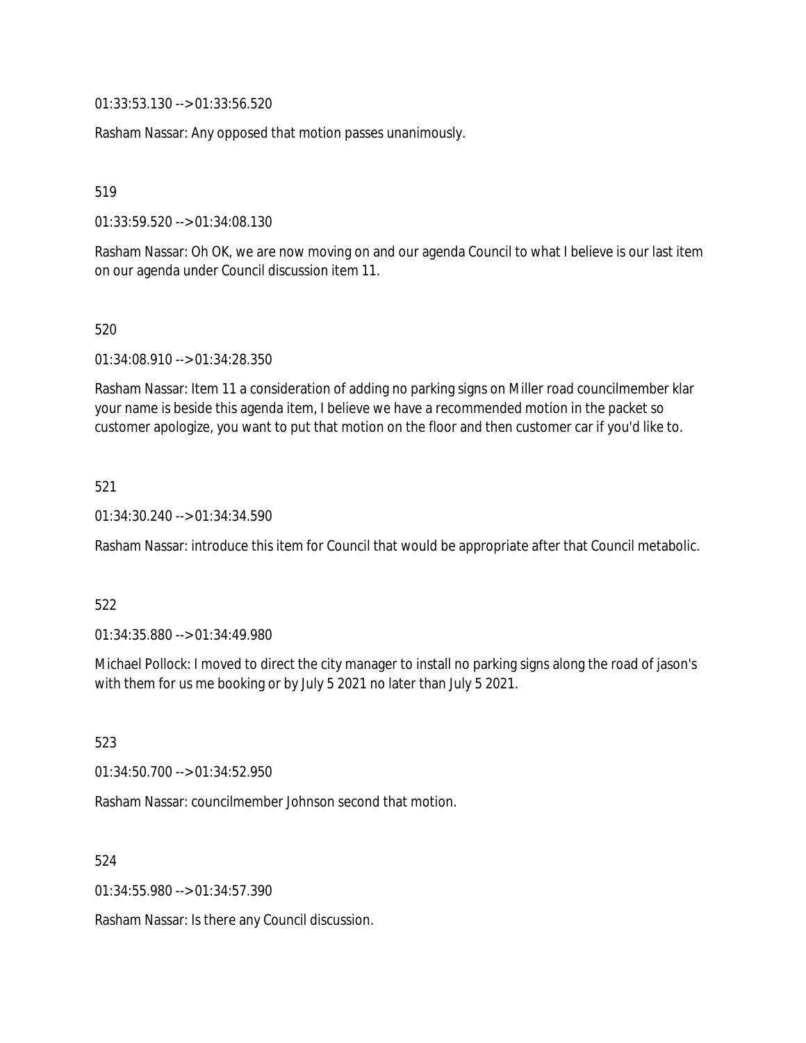01:33:53.130 --> 01:33:56.520

Rasham Nassar: Any opposed that motion passes unanimously.

519

01:33:59.520 --> 01:34:08.130

Rasham Nassar: Oh OK, we are now moving on and our agenda Council to what I believe is our last item on our agenda under Council discussion item 11.

520

01:34:08.910 --> 01:34:28.350

Rasham Nassar: Item 11 a consideration of adding no parking signs on Miller road councilmember klar your name is beside this agenda item, I believe we have a recommended motion in the packet so customer apologize, you want to put that motion on the floor and then customer car if you'd like to.

521

01:34:30.240 --> 01:34:34.590

Rasham Nassar: introduce this item for Council that would be appropriate after that Council metabolic.

522

01:34:35.880 --> 01:34:49.980

Michael Pollock: I moved to direct the city manager to install no parking signs along the road of jason's with them for us me booking or by July 5 2021 no later than July 5 2021.

523

01:34:50.700 --> 01:34:52.950

Rasham Nassar: councilmember Johnson second that motion.

524

01:34:55.980 --> 01:34:57.390

Rasham Nassar: Is there any Council discussion.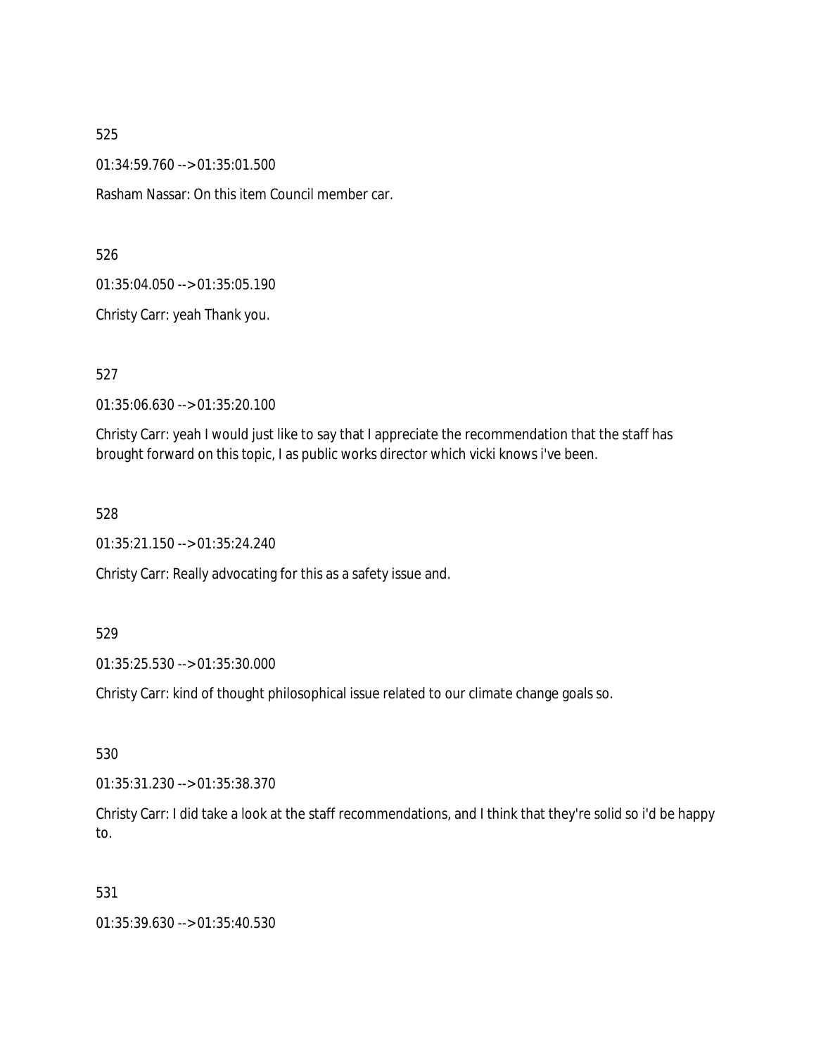525

01:34:59.760 --> 01:35:01.500

Rasham Nassar: On this item Council member car.

526

01:35:04.050 --> 01:35:05.190

Christy Carr: yeah Thank you.

527

01:35:06.630 --> 01:35:20.100

Christy Carr: yeah I would just like to say that I appreciate the recommendation that the staff has brought forward on this topic, I as public works director which vicki knows i've been.

528

01:35:21.150 --> 01:35:24.240

Christy Carr: Really advocating for this as a safety issue and.

529

01:35:25.530 --> 01:35:30.000

Christy Carr: kind of thought philosophical issue related to our climate change goals so.

530

01:35:31.230 --> 01:35:38.370

Christy Carr: I did take a look at the staff recommendations, and I think that they're solid so i'd be happy to.

531

01:35:39.630 --> 01:35:40.530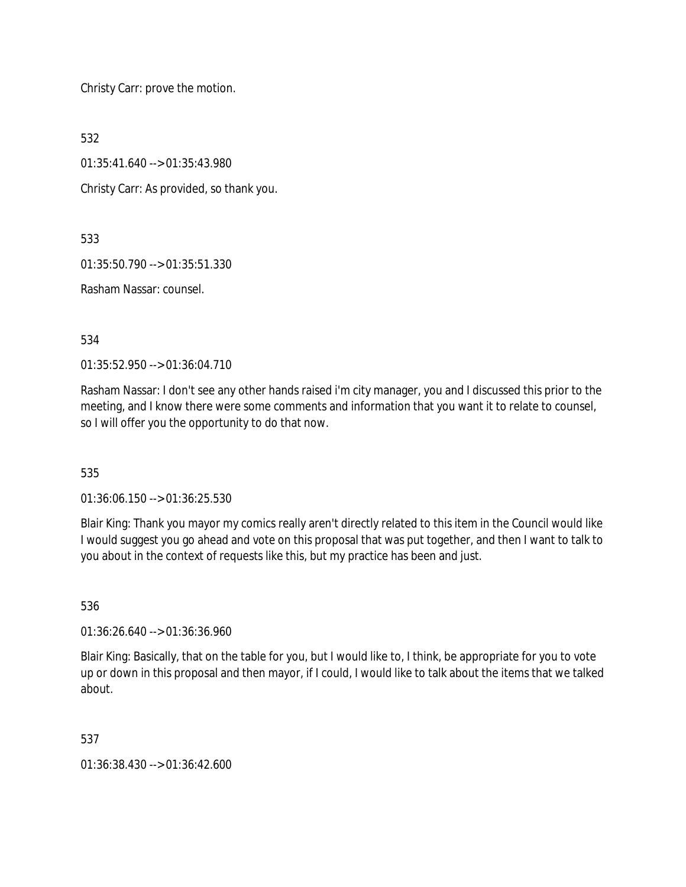Christy Carr: prove the motion.

532

01:35:41.640 --> 01:35:43.980

Christy Carr: As provided, so thank you.

533

01:35:50.790 --> 01:35:51.330

Rasham Nassar: counsel.

534

01:35:52.950 --> 01:36:04.710

Rasham Nassar: I don't see any other hands raised i'm city manager, you and I discussed this prior to the meeting, and I know there were some comments and information that you want it to relate to counsel, so I will offer you the opportunity to do that now.

535

01:36:06.150 --> 01:36:25.530

Blair King: Thank you mayor my comics really aren't directly related to this item in the Council would like I would suggest you go ahead and vote on this proposal that was put together, and then I want to talk to you about in the context of requests like this, but my practice has been and just.

536

01:36:26.640 --> 01:36:36.960

Blair King: Basically, that on the table for you, but I would like to, I think, be appropriate for you to vote up or down in this proposal and then mayor, if I could, I would like to talk about the items that we talked about.

537

01:36:38.430 --> 01:36:42.600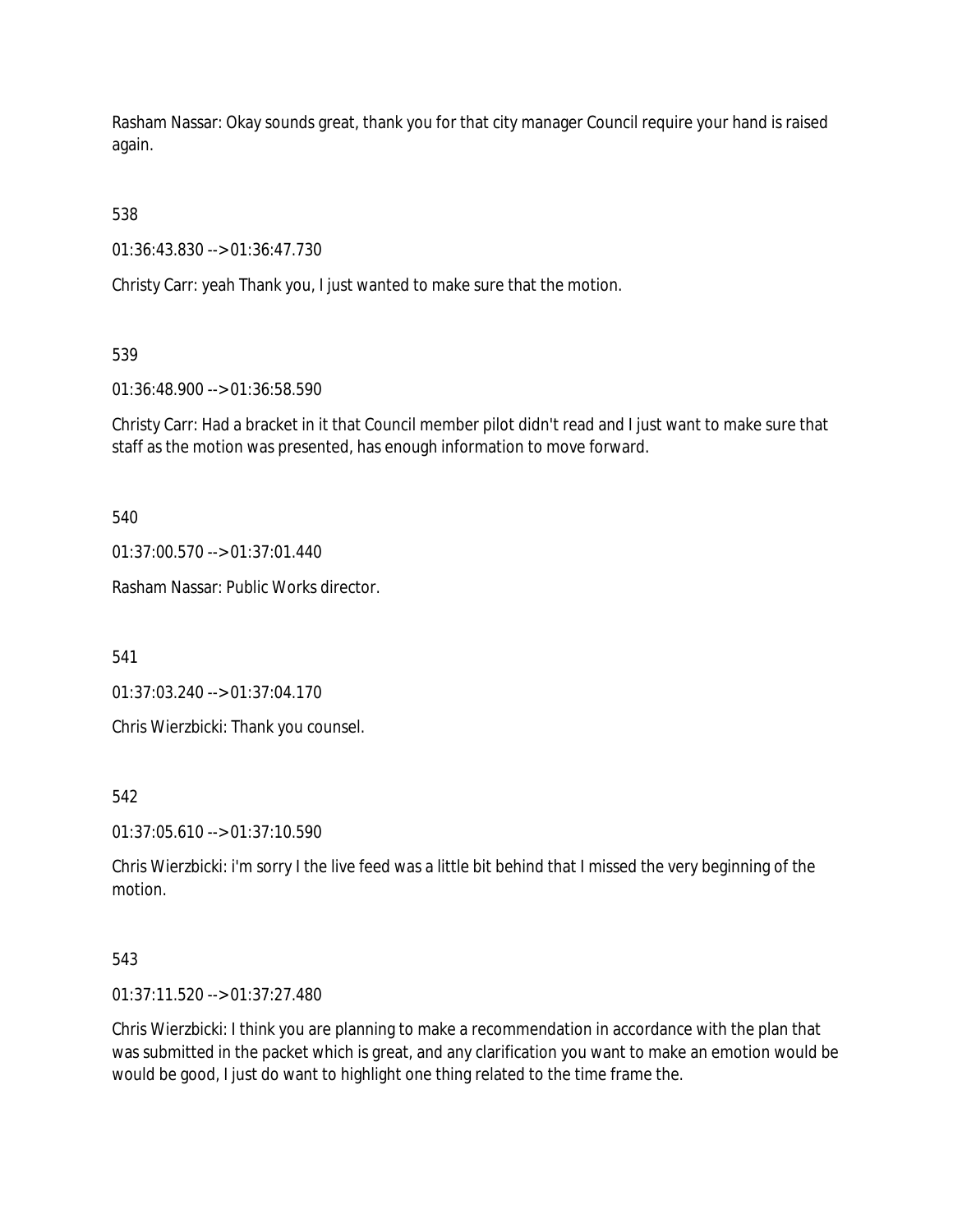Rasham Nassar: Okay sounds great, thank you for that city manager Council require your hand is raised again.

538

01:36:43.830 --> 01:36:47.730

Christy Carr: yeah Thank you, I just wanted to make sure that the motion.

539

01:36:48.900 --> 01:36:58.590

Christy Carr: Had a bracket in it that Council member pilot didn't read and I just want to make sure that staff as the motion was presented, has enough information to move forward.

540

01:37:00.570 --> 01:37:01.440

Rasham Nassar: Public Works director.

541

01:37:03.240 --> 01:37:04.170

Chris Wierzbicki: Thank you counsel.

542

01:37:05.610 --> 01:37:10.590

Chris Wierzbicki: i'm sorry I the live feed was a little bit behind that I missed the very beginning of the motion.

543

01:37:11.520 --> 01:37:27.480

Chris Wierzbicki: I think you are planning to make a recommendation in accordance with the plan that was submitted in the packet which is great, and any clarification you want to make an emotion would be would be good, I just do want to highlight one thing related to the time frame the.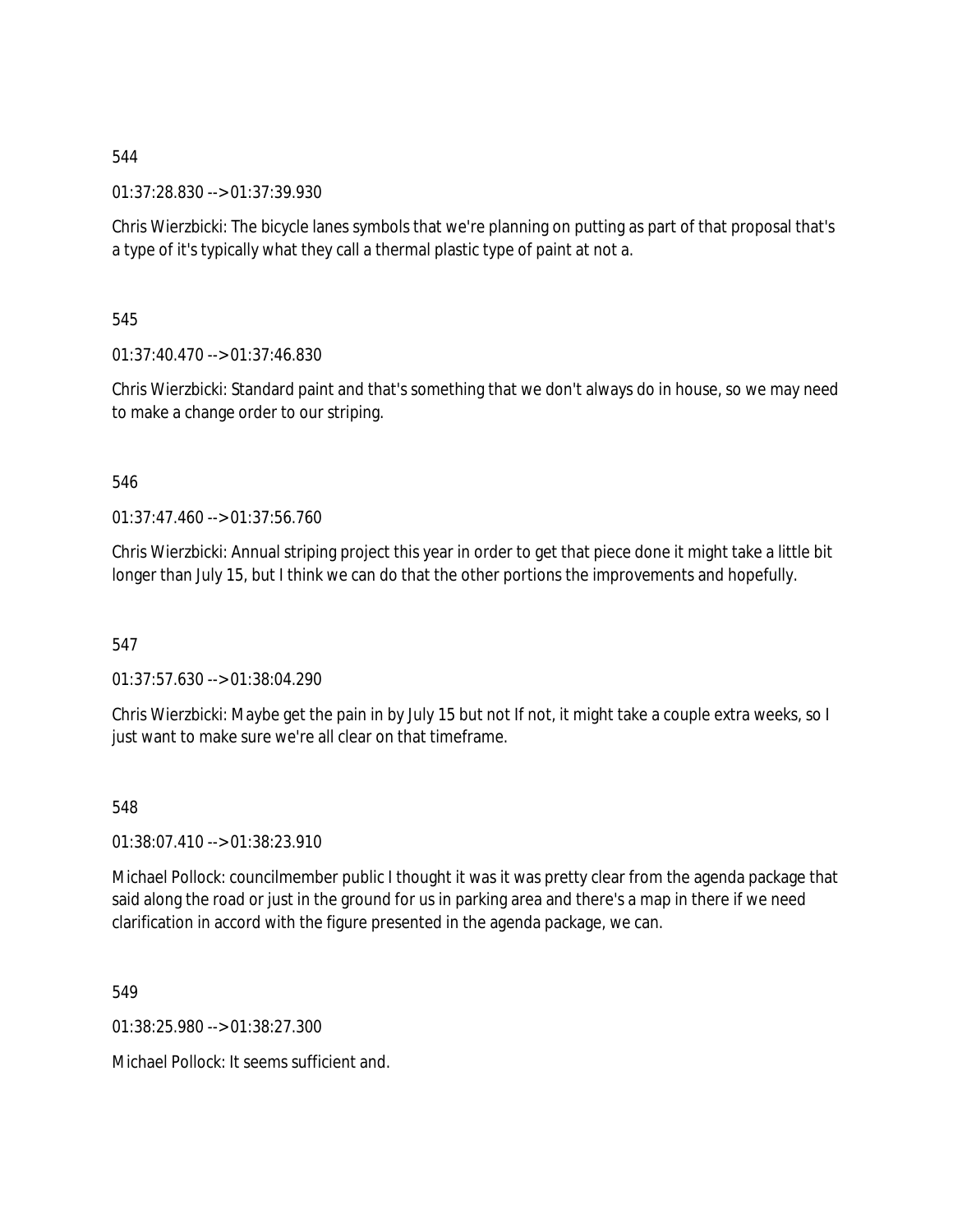544

01:37:28.830 --> 01:37:39.930

Chris Wierzbicki: The bicycle lanes symbols that we're planning on putting as part of that proposal that's a type of it's typically what they call a thermal plastic type of paint at not a.

545

01:37:40.470 --> 01:37:46.830

Chris Wierzbicki: Standard paint and that's something that we don't always do in house, so we may need to make a change order to our striping.

546

01:37:47.460 --> 01:37:56.760

Chris Wierzbicki: Annual striping project this year in order to get that piece done it might take a little bit longer than July 15, but I think we can do that the other portions the improvements and hopefully.

547

01:37:57.630 --> 01:38:04.290

Chris Wierzbicki: Maybe get the pain in by July 15 but not If not, it might take a couple extra weeks, so I just want to make sure we're all clear on that timeframe.

548

01:38:07.410 --> 01:38:23.910

Michael Pollock: councilmember public I thought it was it was pretty clear from the agenda package that said along the road or just in the ground for us in parking area and there's a map in there if we need clarification in accord with the figure presented in the agenda package, we can.

549

01:38:25.980 --> 01:38:27.300

Michael Pollock: It seems sufficient and.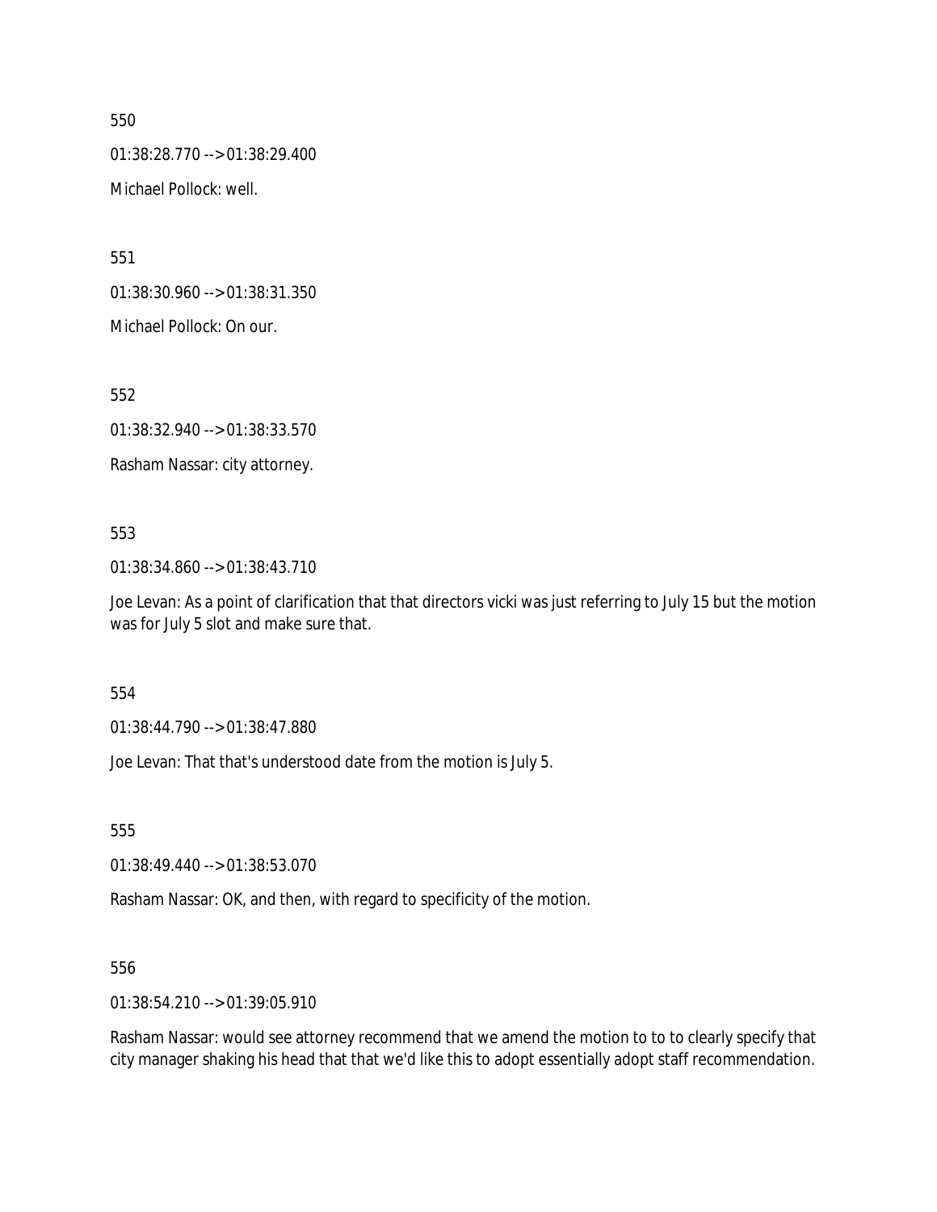550

01:38:28.770 --> 01:38:29.400

Michael Pollock: well.

551

01:38:30.960 --> 01:38:31.350

Michael Pollock: On our.

552

01:38:32.940 --> 01:38:33.570

Rasham Nassar: city attorney.

553

01:38:34.860 --> 01:38:43.710

Joe Levan: As a point of clarification that that directors vicki was just referring to July 15 but the motion was for July 5 slot and make sure that.

554

01:38:44.790 --> 01:38:47.880

Joe Levan: That that's understood date from the motion is July 5.

555

01:38:49.440 --> 01:38:53.070

Rasham Nassar: OK, and then, with regard to specificity of the motion.

556

01:38:54.210 --> 01:39:05.910

Rasham Nassar: would see attorney recommend that we amend the motion to to to clearly specify that city manager shaking his head that that we'd like this to adopt essentially adopt staff recommendation.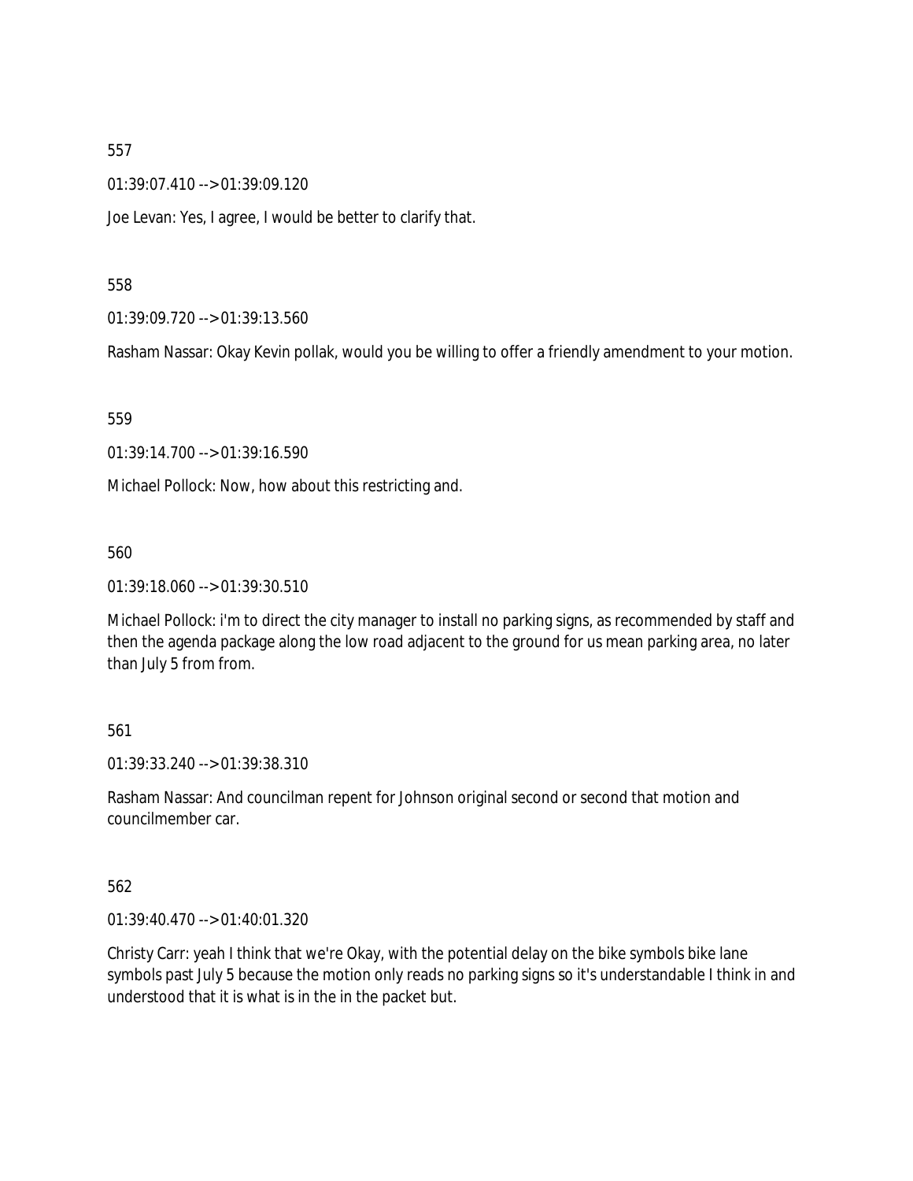557

01:39:07.410 --> 01:39:09.120

Joe Levan: Yes, I agree, I would be better to clarify that.

558

01:39:09.720 --> 01:39:13.560

Rasham Nassar: Okay Kevin pollak, would you be willing to offer a friendly amendment to your motion.

559

01:39:14.700 --> 01:39:16.590

Michael Pollock: Now, how about this restricting and.

560

01:39:18.060 --> 01:39:30.510

Michael Pollock: i'm to direct the city manager to install no parking signs, as recommended by staff and then the agenda package along the low road adjacent to the ground for us mean parking area, no later than July 5 from from.

561

01:39:33.240 --> 01:39:38.310

Rasham Nassar: And councilman repent for Johnson original second or second that motion and councilmember car.

562

01:39:40.470 --> 01:40:01.320

Christy Carr: yeah I think that we're Okay, with the potential delay on the bike symbols bike lane symbols past July 5 because the motion only reads no parking signs so it's understandable I think in and understood that it is what is in the in the packet but.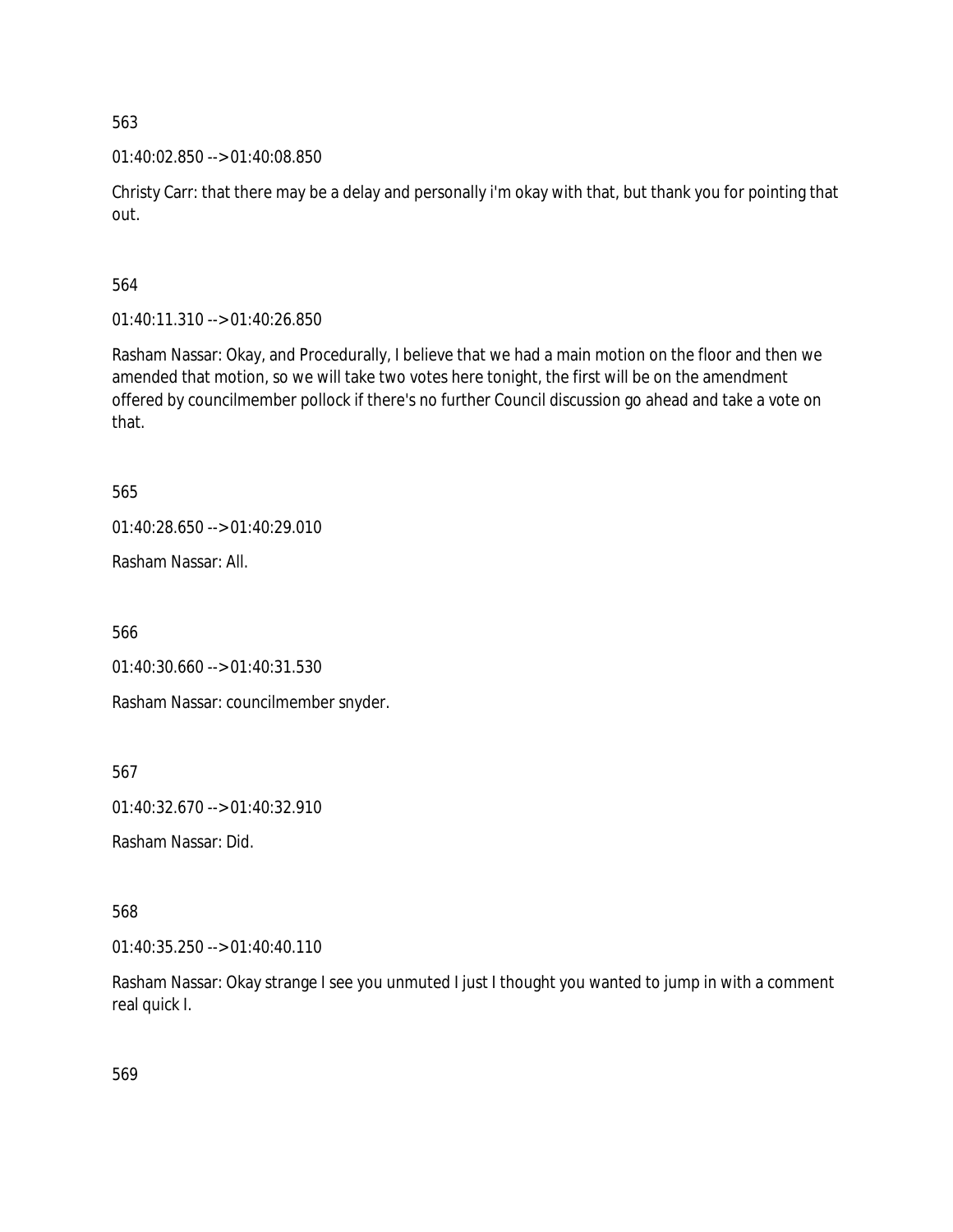563

01:40:02.850 --> 01:40:08.850

Christy Carr: that there may be a delay and personally i'm okay with that, but thank you for pointing that out.

564

01:40:11.310 --> 01:40:26.850

Rasham Nassar: Okay, and Procedurally, I believe that we had a main motion on the floor and then we amended that motion, so we will take two votes here tonight, the first will be on the amendment offered by councilmember pollock if there's no further Council discussion go ahead and take a vote on that.

565

01:40:28.650 --> 01:40:29.010

Rasham Nassar: All.

566

01:40:30.660 --> 01:40:31.530

Rasham Nassar: councilmember snyder.

567

01:40:32.670 --> 01:40:32.910

Rasham Nassar: Did.

568

01:40:35.250 --> 01:40:40.110

Rasham Nassar: Okay strange I see you unmuted I just I thought you wanted to jump in with a comment real quick I.

569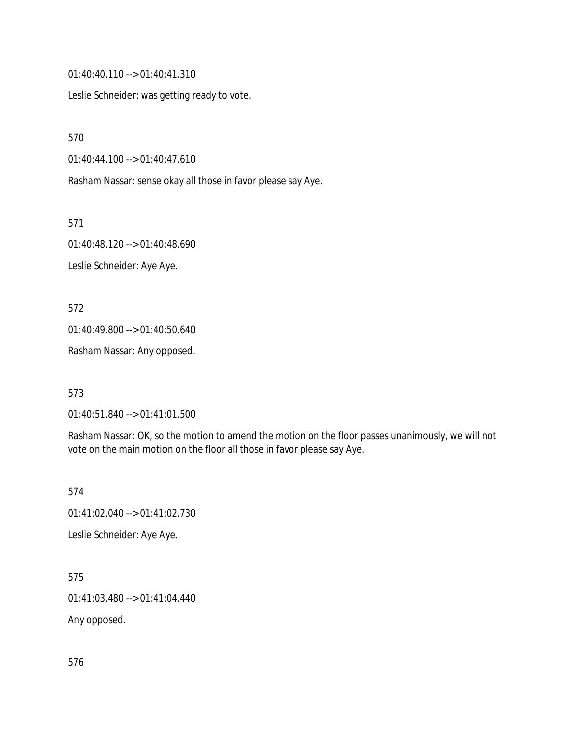01:40:40.110 --> 01:40:41.310

Leslie Schneider: was getting ready to vote.

570

01:40:44.100 --> 01:40:47.610

Rasham Nassar: sense okay all those in favor please say Aye.

571

01:40:48.120 --> 01:40:48.690

Leslie Schneider: Aye Aye.

572

01:40:49.800 --> 01:40:50.640

Rasham Nassar: Any opposed.

573

01:40:51.840 --> 01:41:01.500

Rasham Nassar: OK, so the motion to amend the motion on the floor passes unanimously, we will not vote on the main motion on the floor all those in favor please say Aye.

574

01:41:02.040 --> 01:41:02.730

Leslie Schneider: Aye Aye.

575

01:41:03.480 --> 01:41:04.440

Any opposed.

576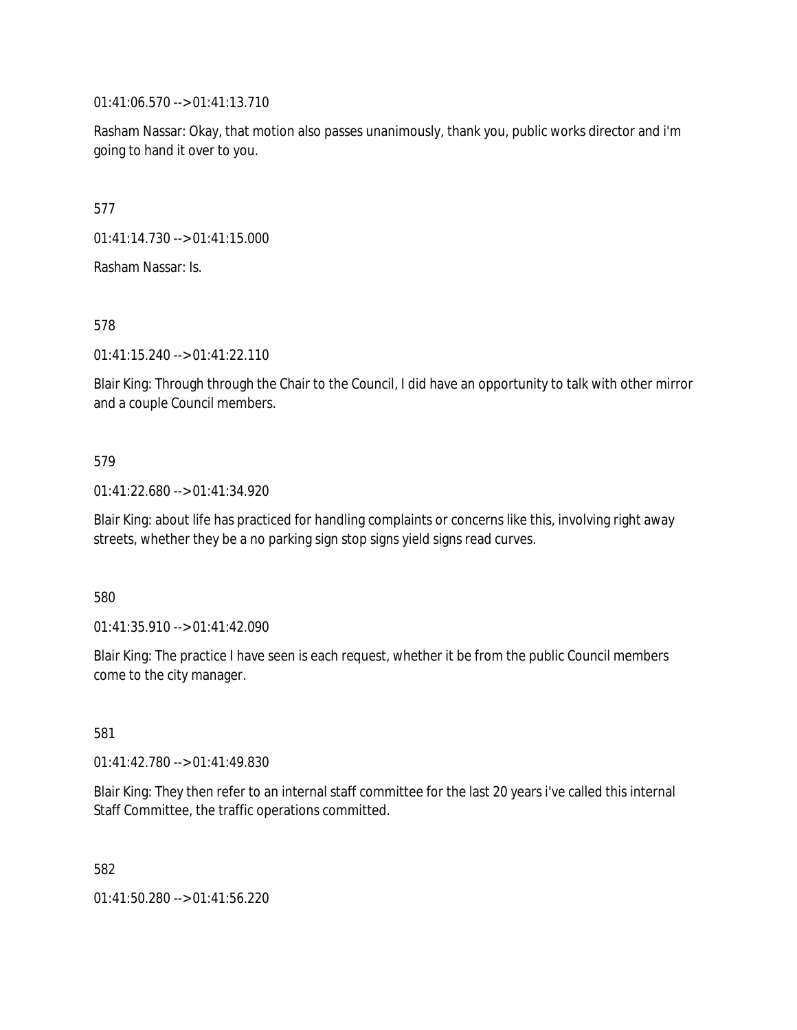01:41:06.570 --> 01:41:13.710

Rasham Nassar: Okay, that motion also passes unanimously, thank you, public works director and i'm going to hand it over to you.

577

01:41:14.730 --> 01:41:15.000

Rasham Nassar: Is.

578

01:41:15.240 --> 01:41:22.110

Blair King: Through through the Chair to the Council, I did have an opportunity to talk with other mirror and a couple Council members.

579

01:41:22.680 --> 01:41:34.920

Blair King: about life has practiced for handling complaints or concerns like this, involving right away streets, whether they be a no parking sign stop signs yield signs read curves.

580

01:41:35.910 --> 01:41:42.090

Blair King: The practice I have seen is each request, whether it be from the public Council members come to the city manager.

581

01:41:42.780 --> 01:41:49.830

Blair King: They then refer to an internal staff committee for the last 20 years i've called this internal Staff Committee, the traffic operations committed.

582

01:41:50.280 --> 01:41:56.220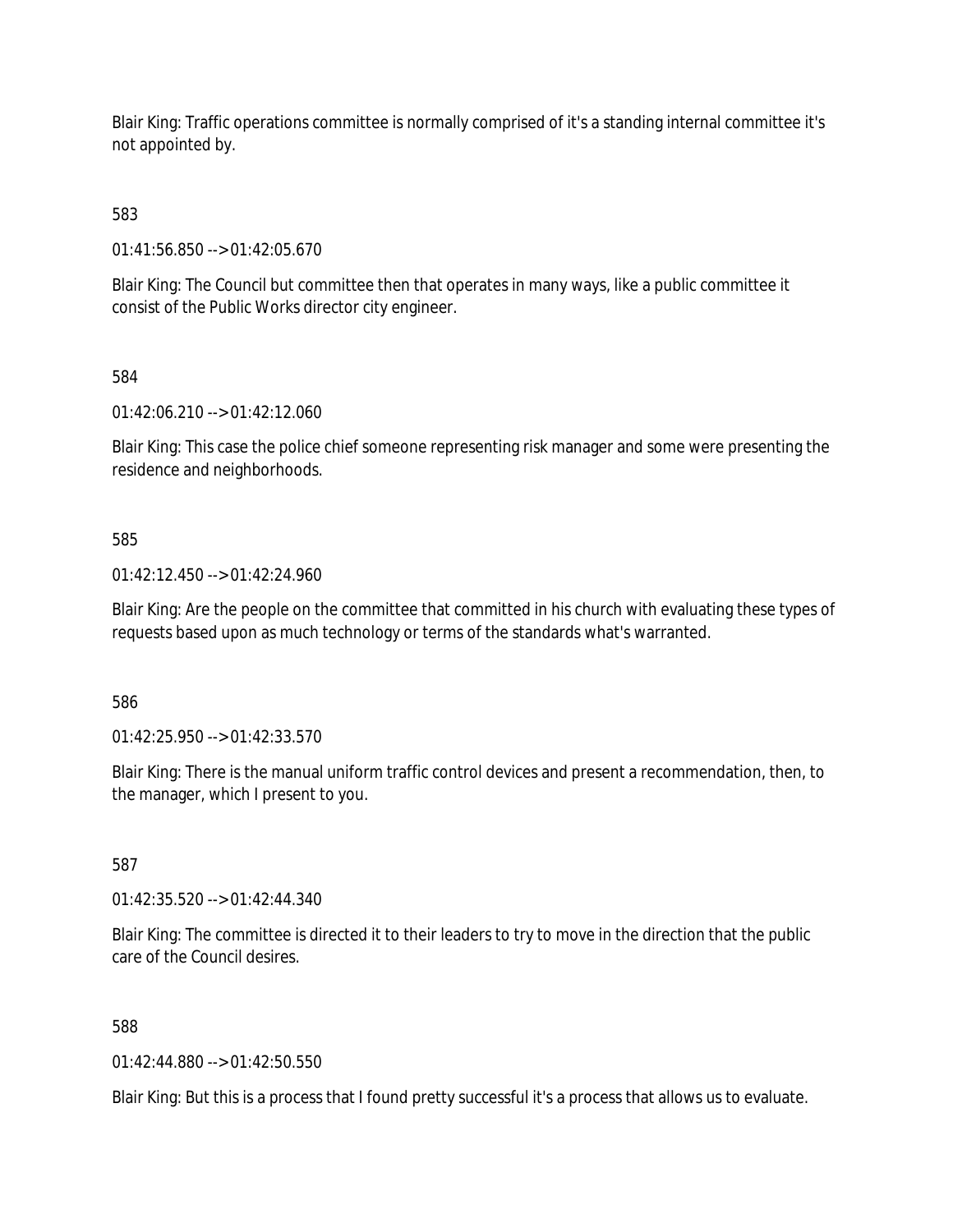Blair King: Traffic operations committee is normally comprised of it's a standing internal committee it's not appointed by.

583

01:41:56.850 --> 01:42:05.670

Blair King: The Council but committee then that operates in many ways, like a public committee it consist of the Public Works director city engineer.

584

01:42:06.210 --> 01:42:12.060

Blair King: This case the police chief someone representing risk manager and some were presenting the residence and neighborhoods.

585

01:42:12.450 --> 01:42:24.960

Blair King: Are the people on the committee that committed in his church with evaluating these types of requests based upon as much technology or terms of the standards what's warranted.

586

01:42:25.950 --> 01:42:33.570

Blair King: There is the manual uniform traffic control devices and present a recommendation, then, to the manager, which I present to you.

587

01:42:35.520 --> 01:42:44.340

Blair King: The committee is directed it to their leaders to try to move in the direction that the public care of the Council desires.

588

01:42:44.880 --> 01:42:50.550

Blair King: But this is a process that I found pretty successful it's a process that allows us to evaluate.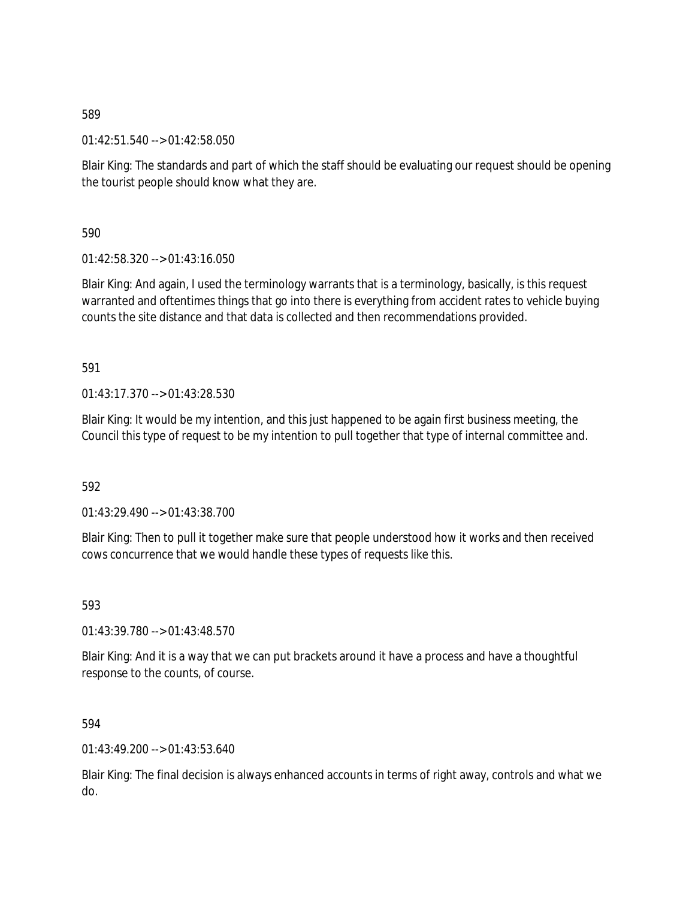589

01:42:51.540 --> 01:42:58.050

Blair King: The standards and part of which the staff should be evaluating our request should be opening the tourist people should know what they are.

590

01:42:58.320 --> 01:43:16.050

Blair King: And again, I used the terminology warrants that is a terminology, basically, is this request warranted and oftentimes things that go into there is everything from accident rates to vehicle buying counts the site distance and that data is collected and then recommendations provided.

591

01:43:17.370 --> 01:43:28.530

Blair King: It would be my intention, and this just happened to be again first business meeting, the Council this type of request to be my intention to pull together that type of internal committee and.

592

01:43:29.490 --> 01:43:38.700

Blair King: Then to pull it together make sure that people understood how it works and then received cows concurrence that we would handle these types of requests like this.

593

01:43:39.780 --> 01:43:48.570

Blair King: And it is a way that we can put brackets around it have a process and have a thoughtful response to the counts, of course.

594

01:43:49.200 --> 01:43:53.640

Blair King: The final decision is always enhanced accounts in terms of right away, controls and what we do.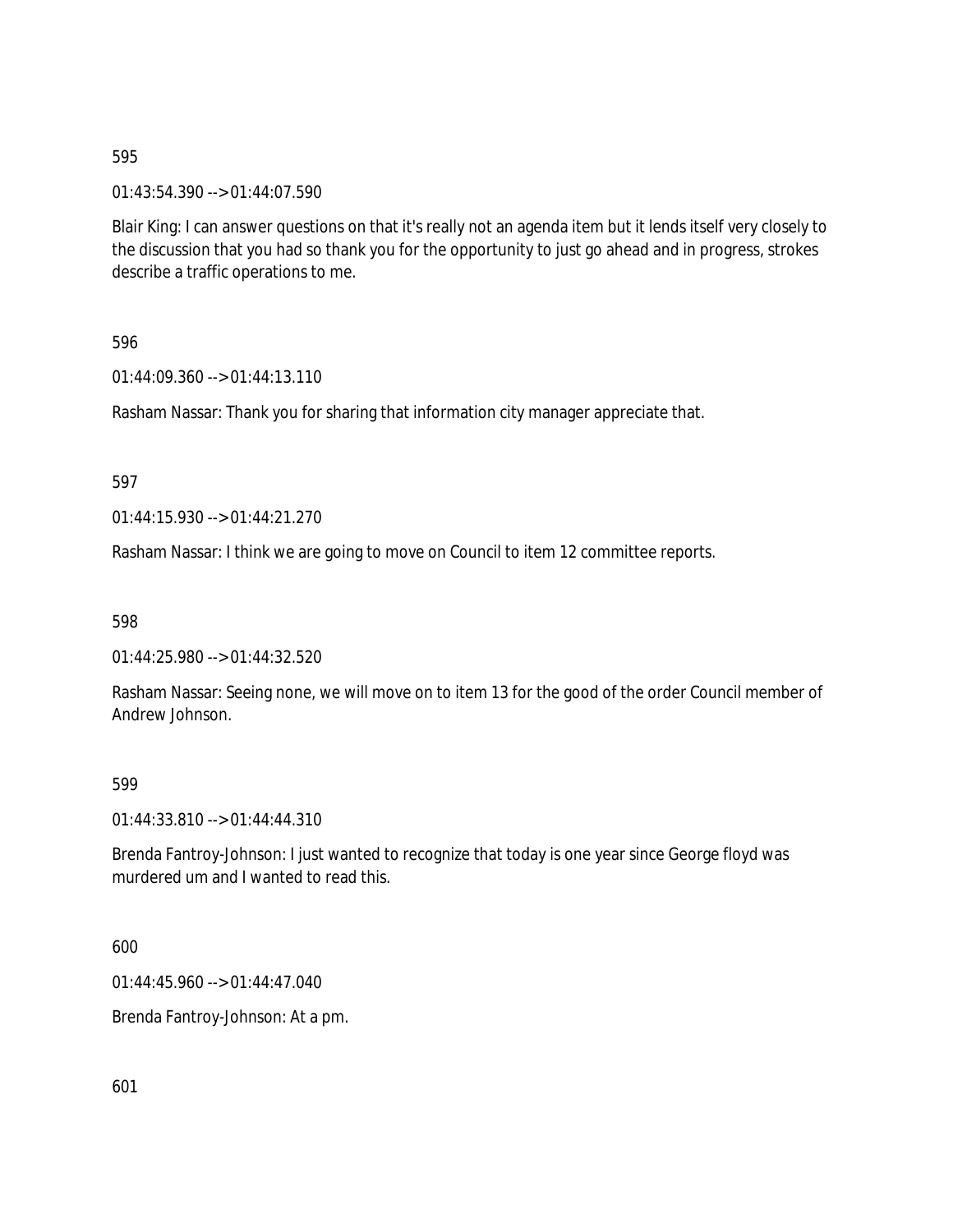595

01:43:54.390 --> 01:44:07.590

Blair King: I can answer questions on that it's really not an agenda item but it lends itself very closely to the discussion that you had so thank you for the opportunity to just go ahead and in progress, strokes describe a traffic operations to me.

596

01:44:09.360 --> 01:44:13.110

Rasham Nassar: Thank you for sharing that information city manager appreciate that.

597

01:44:15.930 --> 01:44:21.270

Rasham Nassar: I think we are going to move on Council to item 12 committee reports.

598

01:44:25.980 --> 01:44:32.520

Rasham Nassar: Seeing none, we will move on to item 13 for the good of the order Council member of Andrew Johnson.

599

01:44:33.810 --> 01:44:44.310

Brenda Fantroy-Johnson: I just wanted to recognize that today is one year since George floyd was murdered um and I wanted to read this.

600

01:44:45.960 --> 01:44:47.040

Brenda Fantroy-Johnson: At a pm.

601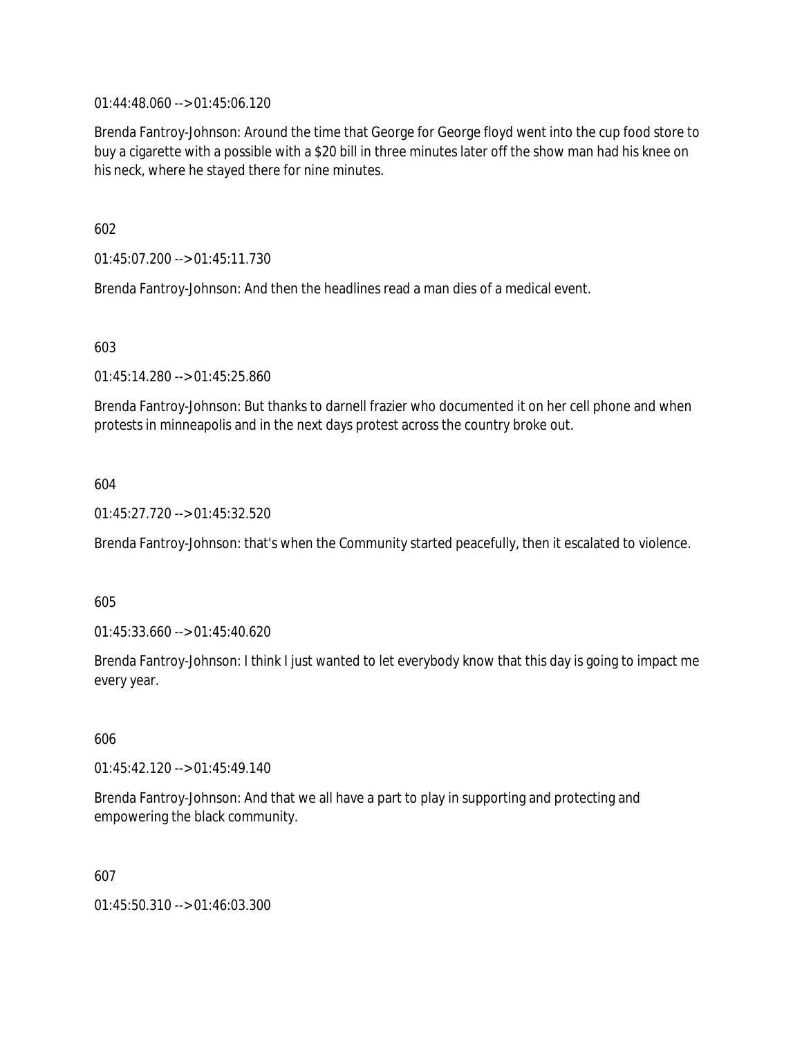01:44:48.060 --> 01:45:06.120

Brenda Fantroy-Johnson: Around the time that George for George floyd went into the cup food store to buy a cigarette with a possible with a $20 bill in three minutes later off the show man had his knee on his neck, where he stayed there for nine minutes.

602

01:45:07.200 --> 01:45:11.730

Brenda Fantroy-Johnson: And then the headlines read a man dies of a medical event.

603

01:45:14.280 --> 01:45:25.860

Brenda Fantroy-Johnson: But thanks to darnell frazier who documented it on her cell phone and when protests in minneapolis and in the next days protest across the country broke out.

604

01:45:27.720 --> 01:45:32.520

Brenda Fantroy-Johnson: that's when the Community started peacefully, then it escalated to violence.

605

01:45:33.660 --> 01:45:40.620

Brenda Fantroy-Johnson: I think I just wanted to let everybody know that this day is going to impact me every year.

606

01:45:42.120 --> 01:45:49.140

Brenda Fantroy-Johnson: And that we all have a part to play in supporting and protecting and empowering the black community.

607

01:45:50.310 --> 01:46:03.300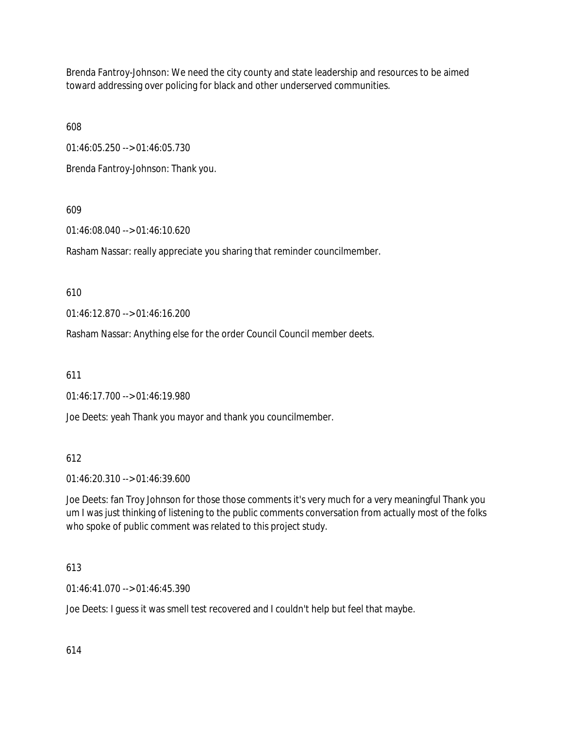Brenda Fantroy-Johnson: We need the city county and state leadership and resources to be aimed toward addressing over policing for black and other underserved communities.

608

01:46:05.250 --> 01:46:05.730

Brenda Fantroy-Johnson: Thank you.

609

01:46:08.040 --> 01:46:10.620

Rasham Nassar: really appreciate you sharing that reminder councilmember.

610

01:46:12.870 --> 01:46:16.200

Rasham Nassar: Anything else for the order Council Council member deets.

611

01:46:17.700 --> 01:46:19.980

Joe Deets: yeah Thank you mayor and thank you councilmember.

612

01:46:20.310 --> 01:46:39.600

Joe Deets: fan Troy Johnson for those those comments it's very much for a very meaningful Thank you um I was just thinking of listening to the public comments conversation from actually most of the folks who spoke of public comment was related to this project study.

613

01:46:41.070 --> 01:46:45.390

Joe Deets: I guess it was smell test recovered and I couldn't help but feel that maybe.

614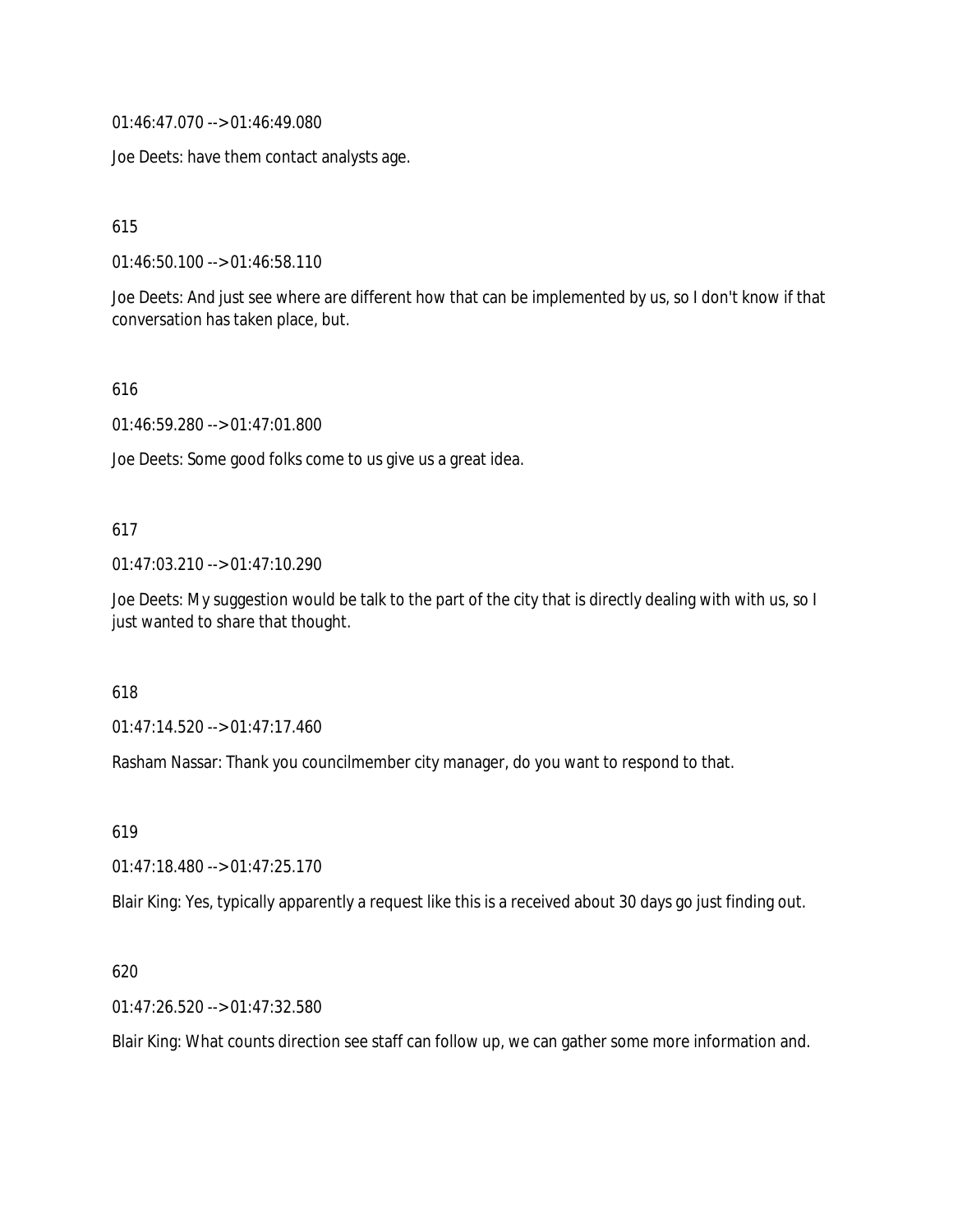01:46:47.070 --> 01:46:49.080

Joe Deets: have them contact analysts age.

615

01:46:50.100 --> 01:46:58.110

Joe Deets: And just see where are different how that can be implemented by us, so I don't know if that conversation has taken place, but.

616

01:46:59.280 --> 01:47:01.800

Joe Deets: Some good folks come to us give us a great idea.

617

01:47:03.210 --> 01:47:10.290

Joe Deets: My suggestion would be talk to the part of the city that is directly dealing with with us, so I just wanted to share that thought.

618

01:47:14.520 --> 01:47:17.460

Rasham Nassar: Thank you councilmember city manager, do you want to respond to that.

619

01:47:18.480 --> 01:47:25.170

Blair King: Yes, typically apparently a request like this is a received about 30 days go just finding out.

620

01:47:26.520 --> 01:47:32.580

Blair King: What counts direction see staff can follow up, we can gather some more information and.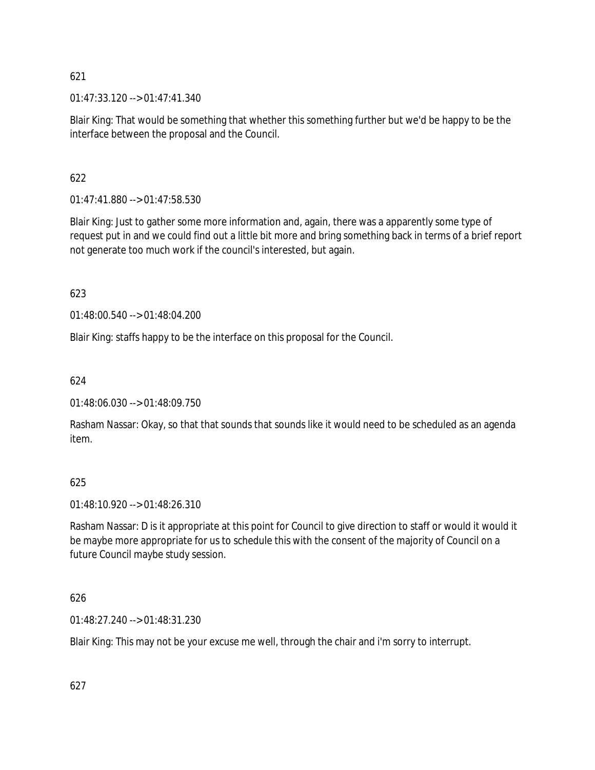621

01:47:33.120 --> 01:47:41.340

Blair King: That would be something that whether this something further but we'd be happy to be the interface between the proposal and the Council.

622

01:47:41.880 --> 01:47:58.530

Blair King: Just to gather some more information and, again, there was a apparently some type of request put in and we could find out a little bit more and bring something back in terms of a brief report not generate too much work if the council's interested, but again.

623

01:48:00.540 --> 01:48:04.200

Blair King: staffs happy to be the interface on this proposal for the Council.

624

01:48:06.030 --> 01:48:09.750

Rasham Nassar: Okay, so that that sounds that sounds like it would need to be scheduled as an agenda item.

625

01:48:10.920 --> 01:48:26.310

Rasham Nassar: D is it appropriate at this point for Council to give direction to staff or would it would it be maybe more appropriate for us to schedule this with the consent of the majority of Council on a future Council maybe study session.

626

01:48:27.240 --> 01:48:31.230

Blair King: This may not be your excuse me well, through the chair and i'm sorry to interrupt.

627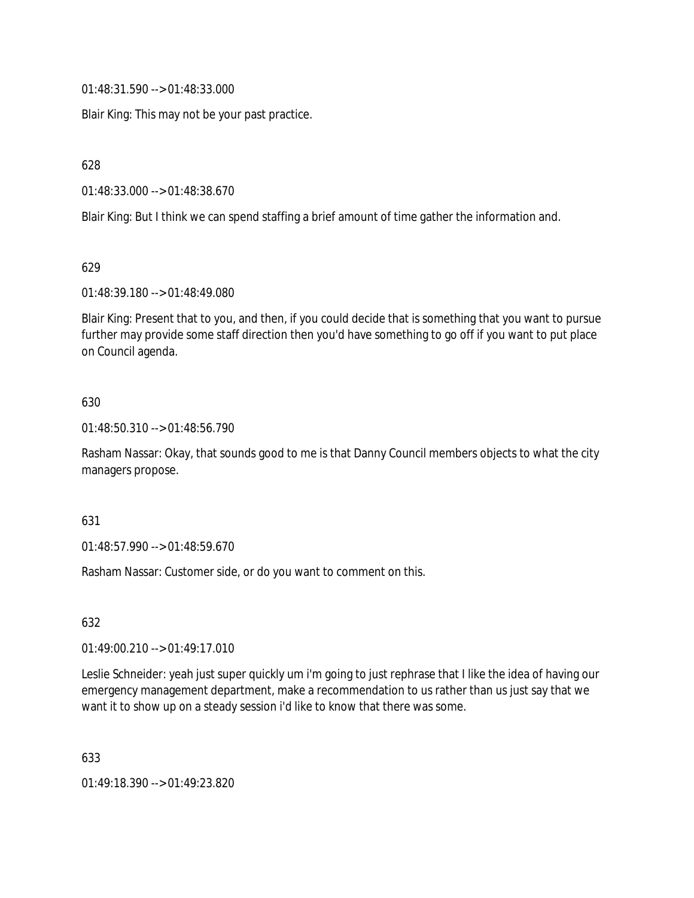01:48:31.590 --> 01:48:33.000

Blair King: This may not be your past practice.

628

01:48:33.000 --> 01:48:38.670

Blair King: But I think we can spend staffing a brief amount of time gather the information and.

629

01:48:39.180 --> 01:48:49.080

Blair King: Present that to you, and then, if you could decide that is something that you want to pursue further may provide some staff direction then you'd have something to go off if you want to put place on Council agenda.

630

01:48:50.310 --> 01:48:56.790

Rasham Nassar: Okay, that sounds good to me is that Danny Council members objects to what the city managers propose.

631

01:48:57.990 --> 01:48:59.670

Rasham Nassar: Customer side, or do you want to comment on this.

632

01:49:00.210 --> 01:49:17.010

Leslie Schneider: yeah just super quickly um i'm going to just rephrase that I like the idea of having our emergency management department, make a recommendation to us rather than us just say that we want it to show up on a steady session i'd like to know that there was some.

633

01:49:18.390 --> 01:49:23.820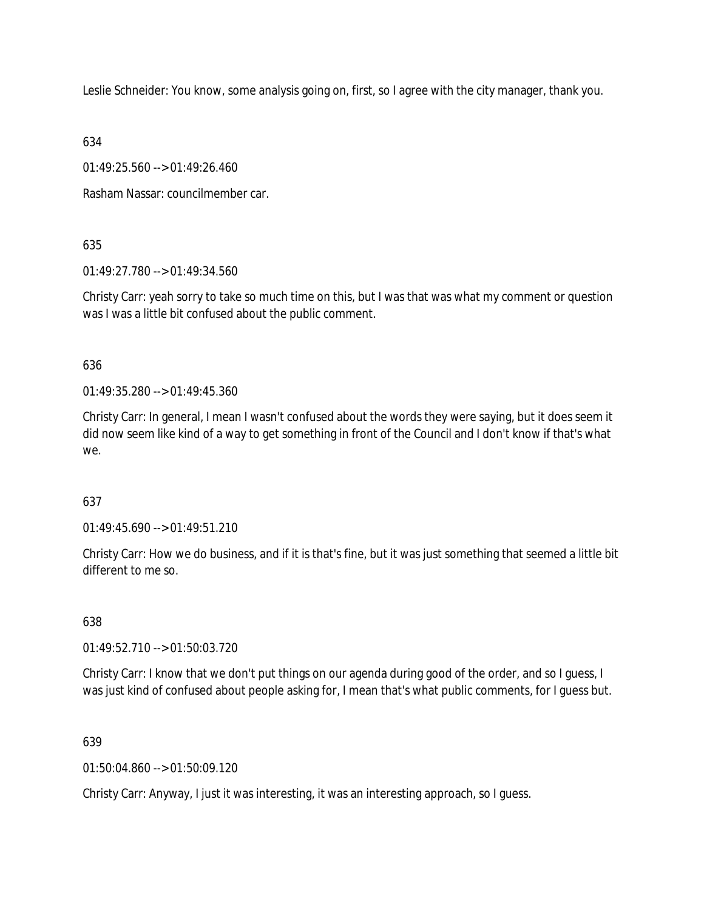Leslie Schneider: You know, some analysis going on, first, so I agree with the city manager, thank you.

634

01:49:25.560 --> 01:49:26.460

Rasham Nassar: councilmember car.

635

01:49:27.780 --> 01:49:34.560

Christy Carr: yeah sorry to take so much time on this, but I was that was what my comment or question was I was a little bit confused about the public comment.

636

01:49:35.280 --> 01:49:45.360

Christy Carr: In general, I mean I wasn't confused about the words they were saying, but it does seem it did now seem like kind of a way to get something in front of the Council and I don't know if that's what we.

637

01:49:45.690 --> 01:49:51.210

Christy Carr: How we do business, and if it is that's fine, but it was just something that seemed a little bit different to me so.

638

01:49:52.710 --> 01:50:03.720

Christy Carr: I know that we don't put things on our agenda during good of the order, and so I guess, I was just kind of confused about people asking for, I mean that's what public comments, for I guess but.

639

01:50:04.860 --> 01:50:09.120

Christy Carr: Anyway, I just it was interesting, it was an interesting approach, so I guess.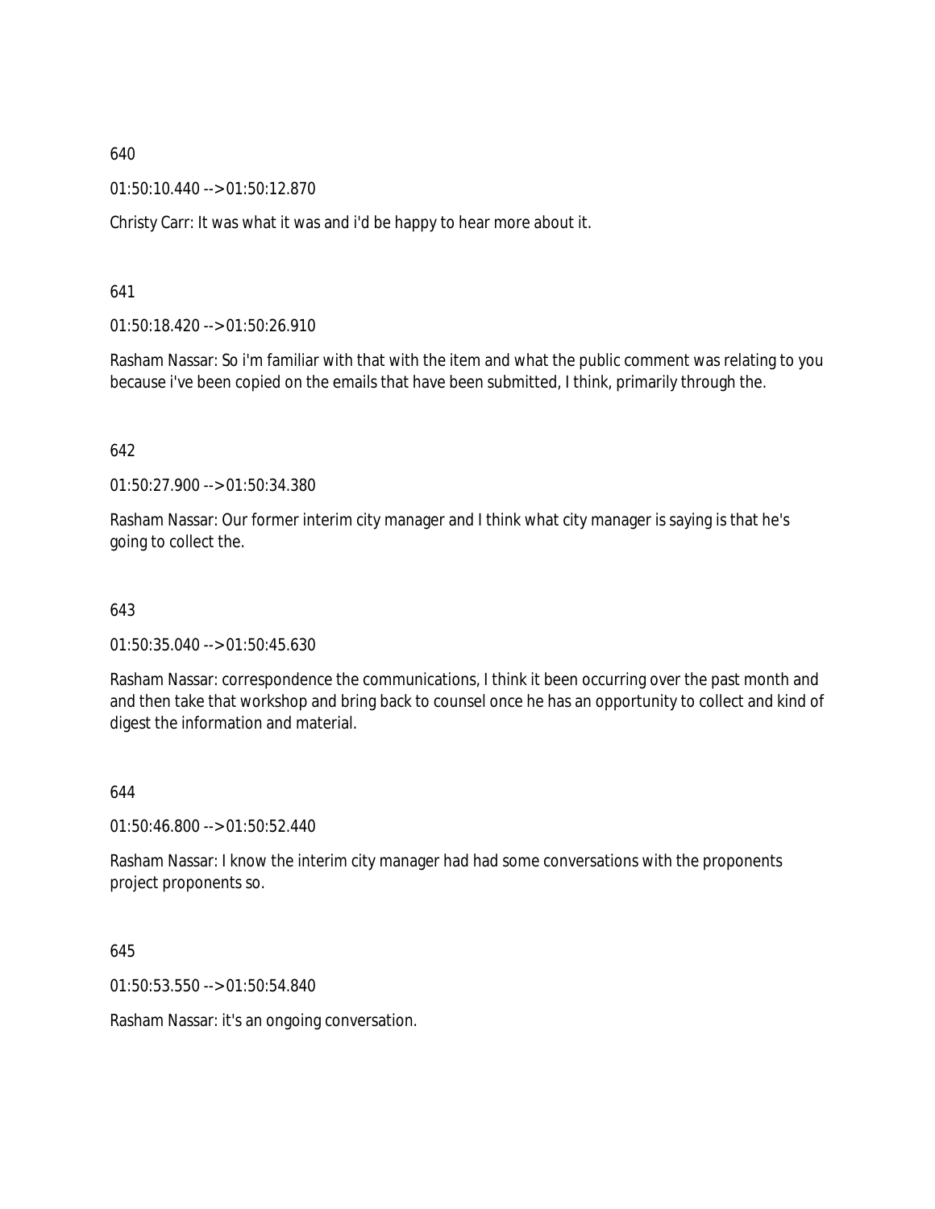640

01:50:10.440 --> 01:50:12.870

Christy Carr: It was what it was and i'd be happy to hear more about it.

641

01:50:18.420 --> 01:50:26.910

Rasham Nassar: So i'm familiar with that with the item and what the public comment was relating to you because i've been copied on the emails that have been submitted, I think, primarily through the.

642

01:50:27.900 --> 01:50:34.380

Rasham Nassar: Our former interim city manager and I think what city manager is saying is that he's going to collect the.

643

01:50:35.040 --> 01:50:45.630

Rasham Nassar: correspondence the communications, I think it been occurring over the past month and and then take that workshop and bring back to counsel once he has an opportunity to collect and kind of digest the information and material.

644

01:50:46.800 --> 01:50:52.440

Rasham Nassar: I know the interim city manager had had some conversations with the proponents project proponents so.

645

01:50:53.550 --> 01:50:54.840

Rasham Nassar: it's an ongoing conversation.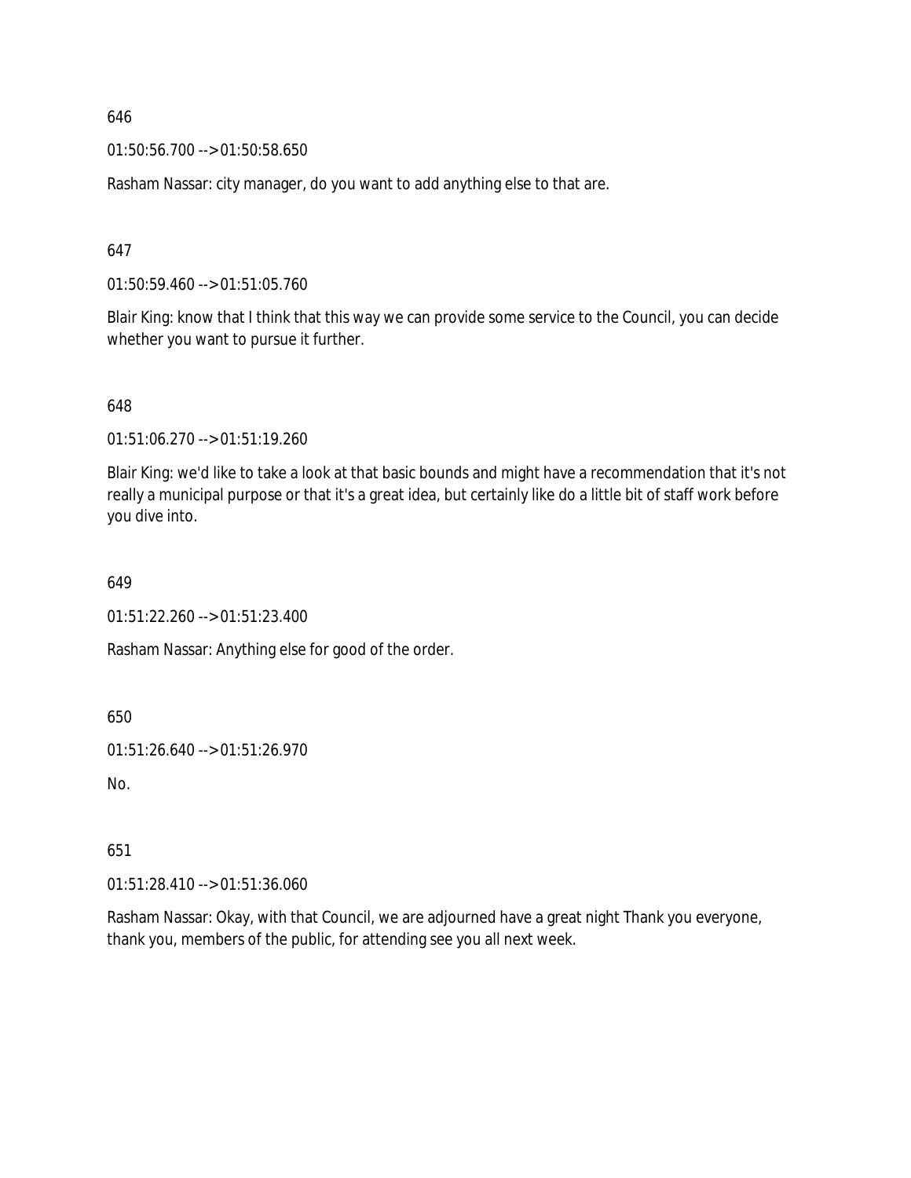646

01:50:56.700 --> 01:50:58.650

Rasham Nassar: city manager, do you want to add anything else to that are.

647

01:50:59.460 --> 01:51:05.760

Blair King: know that I think that this way we can provide some service to the Council, you can decide whether you want to pursue it further.

648

01:51:06.270 --> 01:51:19.260

Blair King: we'd like to take a look at that basic bounds and might have a recommendation that it's not really a municipal purpose or that it's a great idea, but certainly like do a little bit of staff work before you dive into.

649

01:51:22.260 --> 01:51:23.400

Rasham Nassar: Anything else for good of the order.

650

01:51:26.640 --> 01:51:26.970

No.

651

01:51:28.410 --> 01:51:36.060

Rasham Nassar: Okay, with that Council, we are adjourned have a great night Thank you everyone, thank you, members of the public, for attending see you all next week.